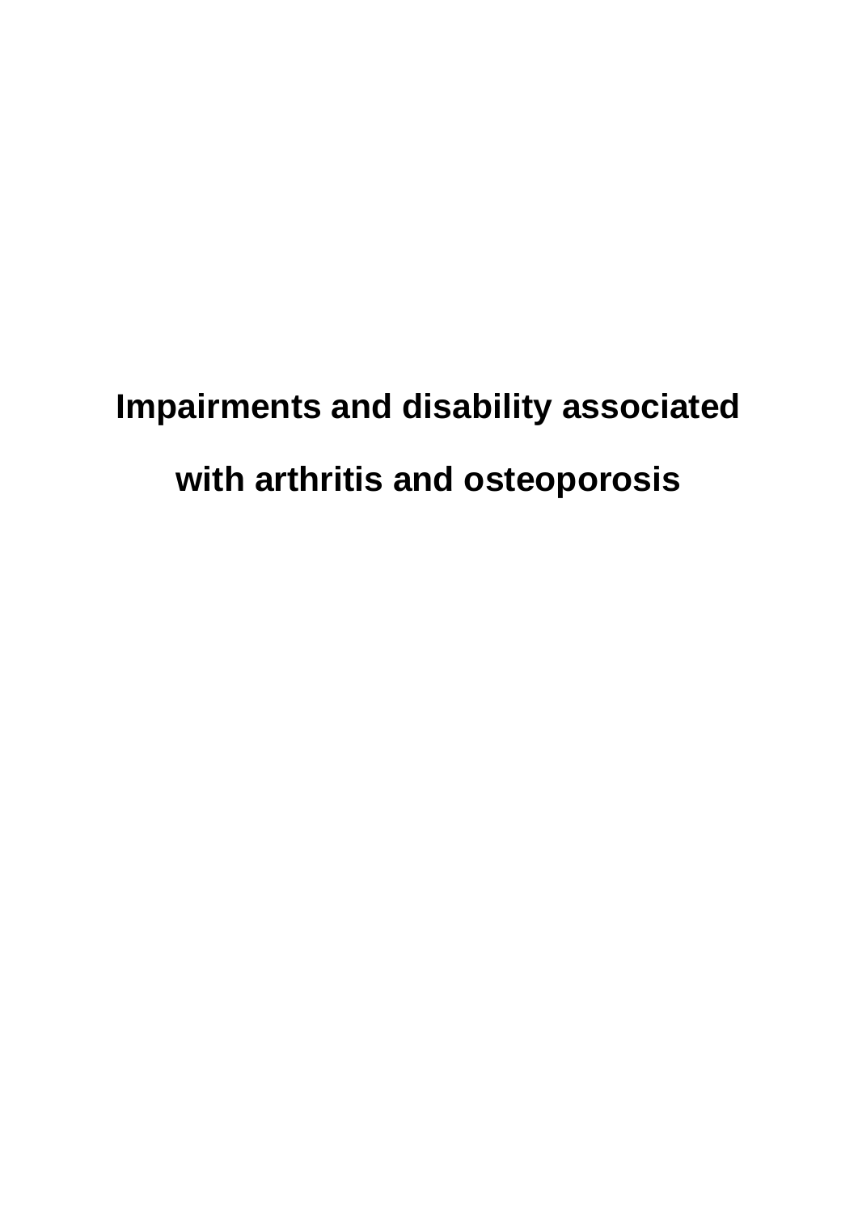# Impairments and disability associated with arthritis and osteoporosis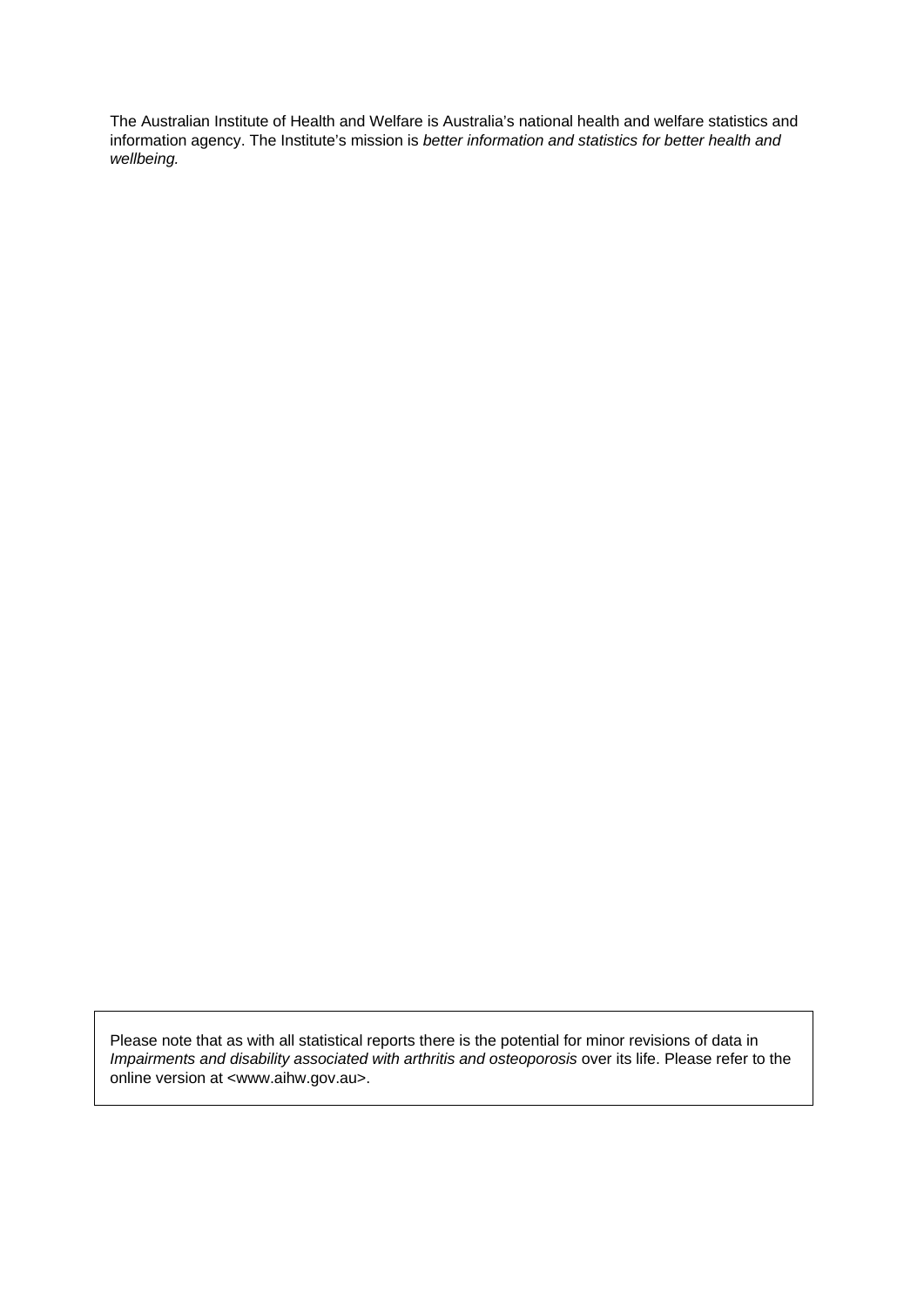The Australian Institute of Health and Welfare is Australia's national health and welfare statistics and information agency. The Institute's mission is *better information and statistics for better health and wellbeing.*

Please note that as with all statistical reports there is the potential for minor revisions of data in *Impairments and disability associated with arthritis and osteoporosis* over its life. Please refer to the online version at <www.aihw.gov.au>.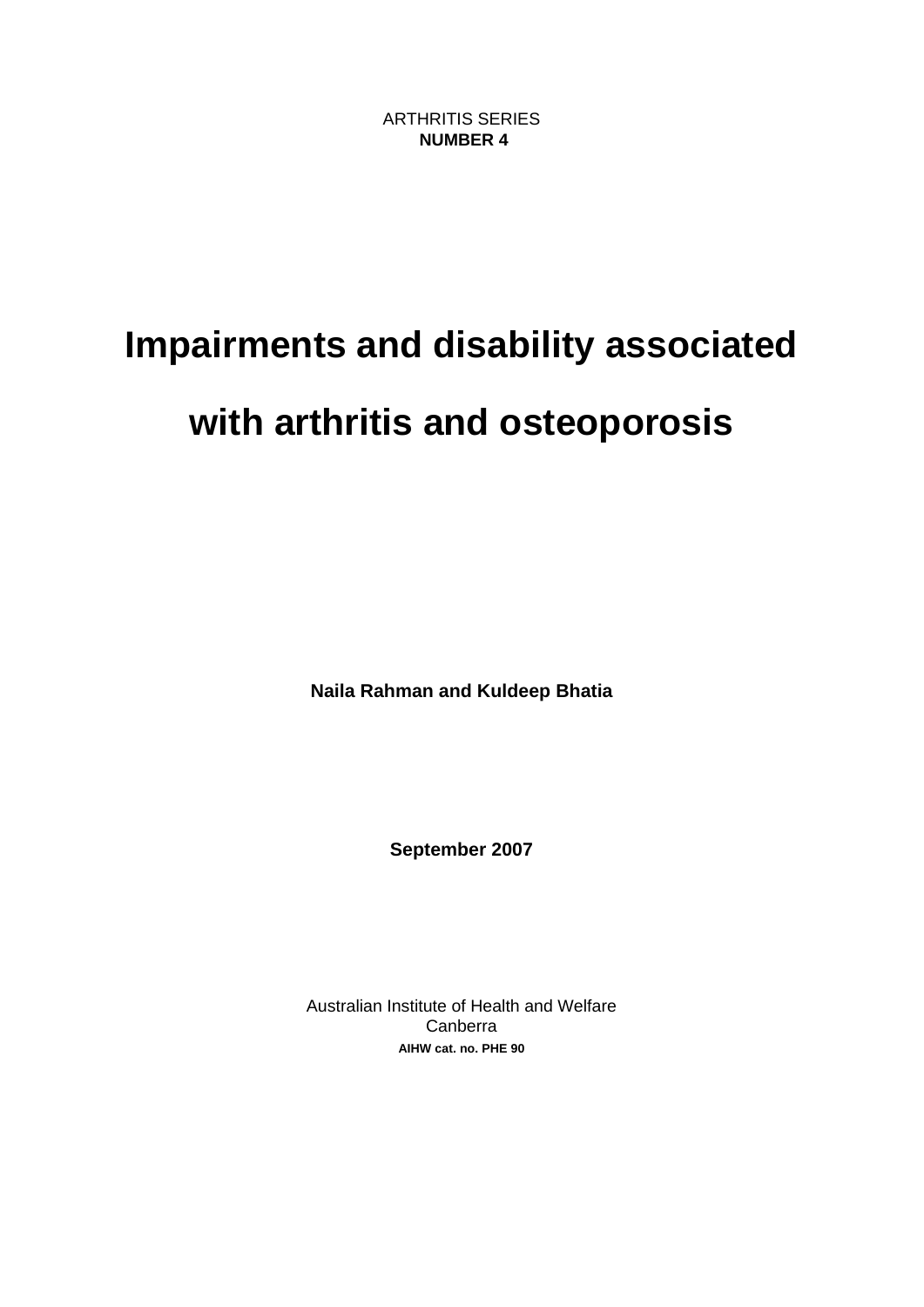ARTHRITIS SERIES
**NUMBER 4**

# Impairments and disability associated with arthritis and osteoporosis

**Naila Rahman and Kuldeep Bhatia**

**September 2007**

Australian Institute of Health and Welfare
Canberra
**AIHW cat. no. PHE 90**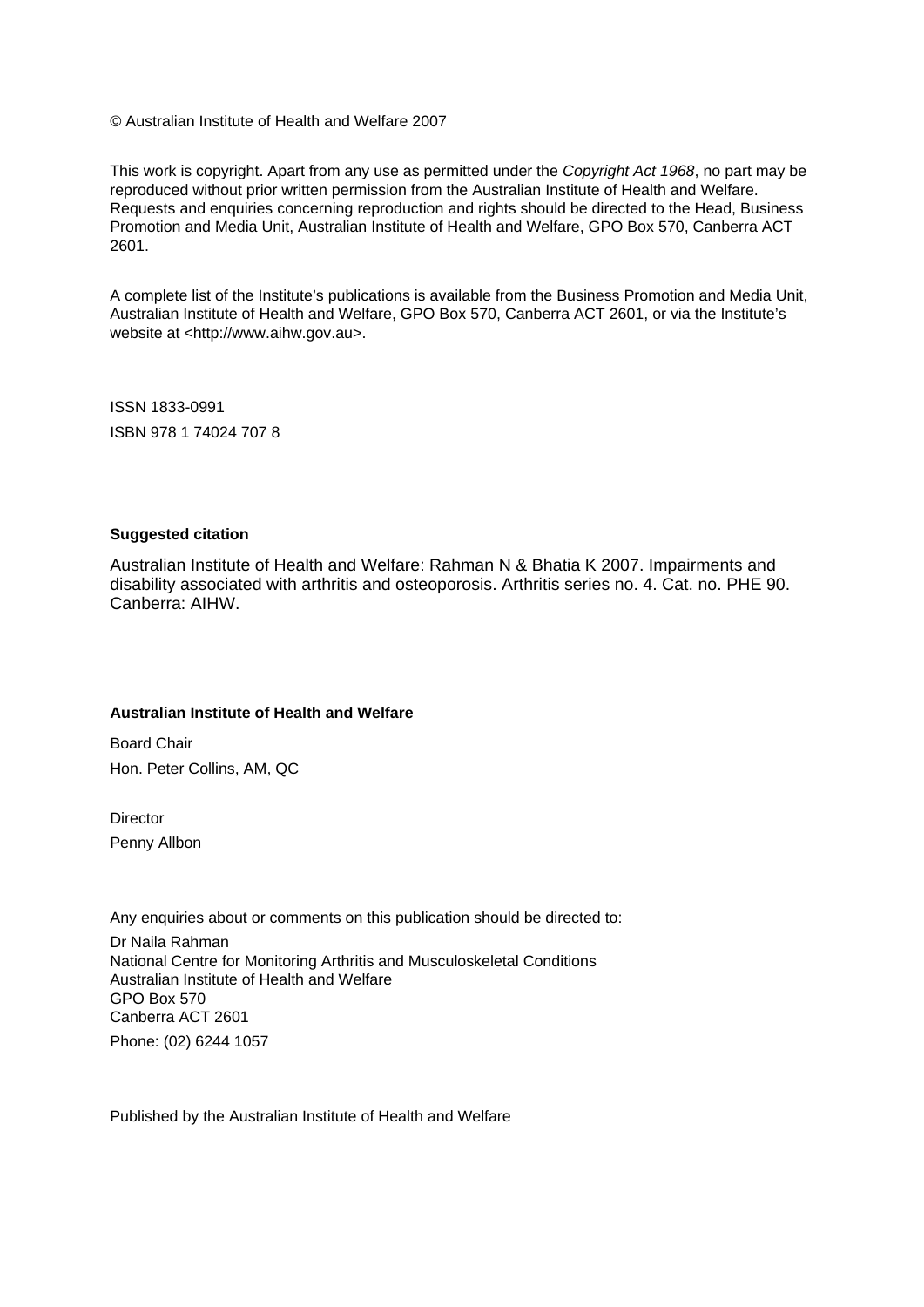© Australian Institute of Health and Welfare 2007

This work is copyright. Apart from any use as permitted under the *Copyright Act 1968*, no part may be reproduced without prior written permission from the Australian Institute of Health and Welfare. Requests and enquiries concerning reproduction and rights should be directed to the Head, Business Promotion and Media Unit, Australian Institute of Health and Welfare, GPO Box 570, Canberra ACT 2601.

A complete list of the Institute's publications is available from the Business Promotion and Media Unit, Australian Institute of Health and Welfare, GPO Box 570, Canberra ACT 2601, or via the Institute's website at <http://www.aihw.gov.au>.

ISSN 1833-0991

ISBN 978 1 74024 707 8

**Suggested citation**

Australian Institute of Health and Welfare: Rahman N & Bhatia K 2007. Impairments and disability associated with arthritis and osteoporosis. Arthritis series no. 4. Cat. no. PHE 90. Canberra: AIHW.

**Australian Institute of Health and Welfare**

Board Chair
Hon. Peter Collins, AM, QC

Director
Penny Allbon

Any enquiries about or comments on this publication should be directed to:

Dr Naila Rahman
National Centre for Monitoring Arthritis and Musculoskeletal Conditions
Australian Institute of Health and Welfare
GPO Box 570
Canberra ACT 2601
Phone: (02) 6244 1057

Published by the Australian Institute of Health and Welfare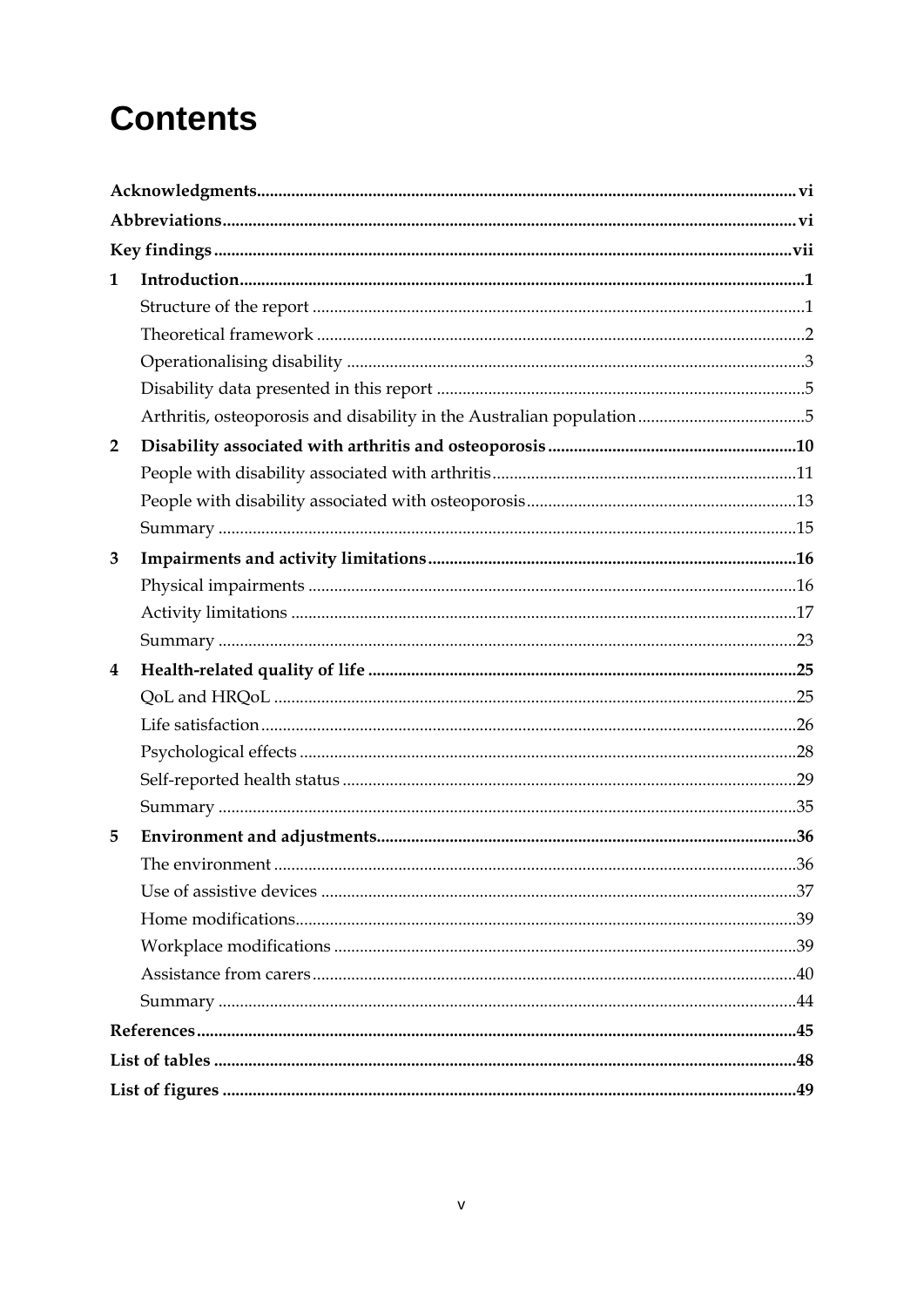# Contents

**Acknowledgments** ..... vi

**Abbreviations** ..... vi

**Key findings** ..... vii

**1 Introduction** ..... 1

- Structure of the report ..... 1
- Theoretical framework ..... 2
- Operationalising disability ..... 3
- Disability data presented in this report ..... 5
- Arthritis, osteoporosis and disability in the Australian population ..... 5

**2 Disability associated with arthritis and osteoporosis** ..... 10

- People with disability associated with arthritis ..... 11
- People with disability associated with osteoporosis ..... 13
- Summary ..... 15

**3 Impairments and activity limitations** ..... 16

- Physical impairments ..... 16
- Activity limitations ..... 17
- Summary ..... 23

**4 Health-related quality of life** ..... 25

- QoL and HRQoL ..... 25
- Life satisfaction ..... 26
- Psychological effects ..... 28
- Self-reported health status ..... 29
- Summary ..... 35

**5 Environment and adjustments** ..... 36

- The environment ..... 36
- Use of assistive devices ..... 37
- Home modifications ..... 39
- Workplace modifications ..... 39
- Assistance from carers ..... 40
- Summary ..... 44

**References** ..... 45

**List of tables** ..... 48

**List of figures** ..... 49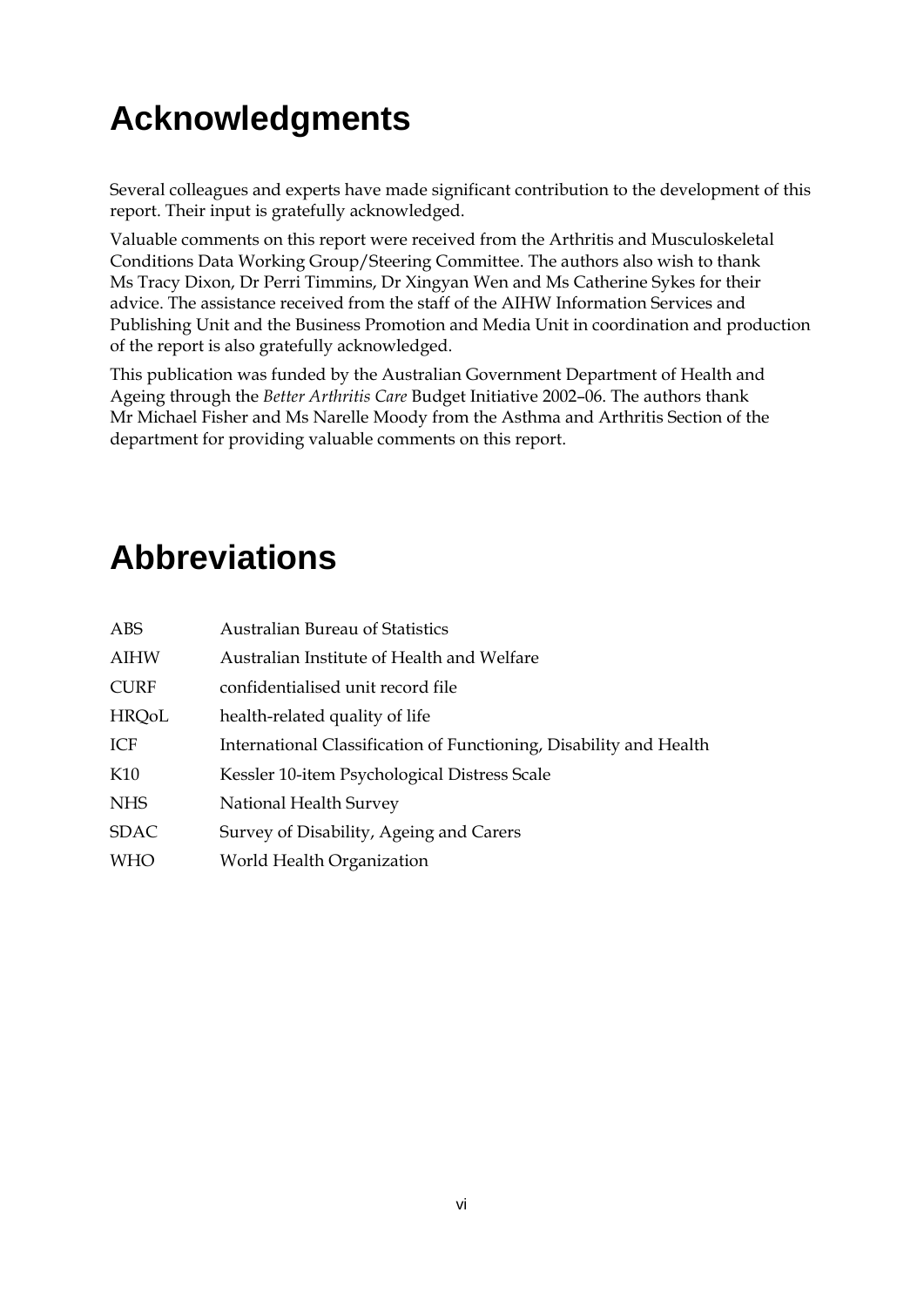# Acknowledgments

Several colleagues and experts have made significant contribution to the development of this report. Their input is gratefully acknowledged.

Valuable comments on this report were received from the Arthritis and Musculoskeletal Conditions Data Working Group/Steering Committee. The authors also wish to thank Ms Tracy Dixon, Dr Perri Timmins, Dr Xingyan Wen and Ms Catherine Sykes for their advice. The assistance received from the staff of the AIHW Information Services and Publishing Unit and the Business Promotion and Media Unit in coordination and production of the report is also gratefully acknowledged.

This publication was funded by the Australian Government Department of Health and Ageing through the *Better Arthritis Care* Budget Initiative 2002–06. The authors thank Mr Michael Fisher and Ms Narelle Moody from the Asthma and Arthritis Section of the department for providing valuable comments on this report.

# Abbreviations

| | |
|---|---|
| ABS | Australian Bureau of Statistics |
| AIHW | Australian Institute of Health and Welfare |
| CURF | confidentialised unit record file |
| HRQoL | health-related quality of life |
| ICF | International Classification of Functioning, Disability and Health |
| K10 | Kessler 10-item Psychological Distress Scale |
| NHS | National Health Survey |
| SDAC | Survey of Disability, Ageing and Carers |
| WHO | World Health Organization |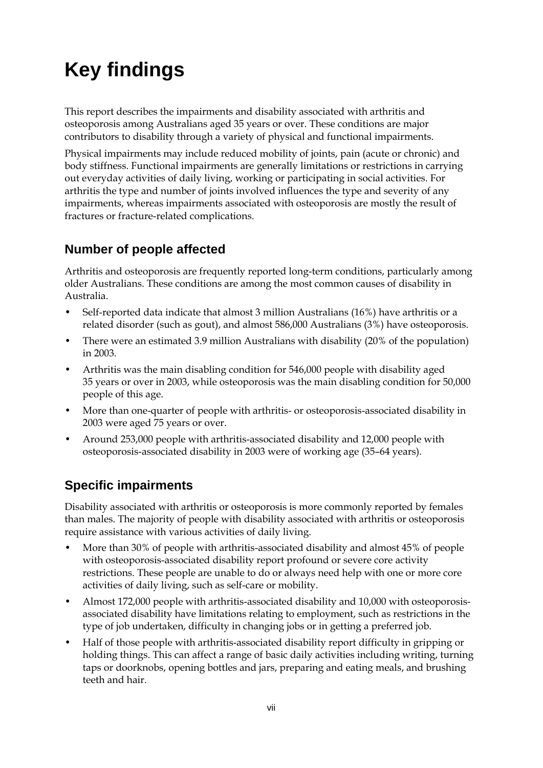# Key findings

This report describes the impairments and disability associated with arthritis and osteoporosis among Australians aged 35 years or over. These conditions are major contributors to disability through a variety of physical and functional impairments.

Physical impairments may include reduced mobility of joints, pain (acute or chronic) and body stiffness. Functional impairments are generally limitations or restrictions in carrying out everyday activities of daily living, working or participating in social activities. For arthritis the type and number of joints involved influences the type and severity of any impairments, whereas impairments associated with osteoporosis are mostly the result of fractures or fracture-related complications.

## Number of people affected

Arthritis and osteoporosis are frequently reported long-term conditions, particularly among older Australians. These conditions are among the most common causes of disability in Australia.

- Self-reported data indicate that almost 3 million Australians (16%) have arthritis or a related disorder (such as gout), and almost 586,000 Australians (3%) have osteoporosis.
- There were an estimated 3.9 million Australians with disability (20% of the population) in 2003.
- Arthritis was the main disabling condition for 546,000 people with disability aged 35 years or over in 2003, while osteoporosis was the main disabling condition for 50,000 people of this age.
- More than one-quarter of people with arthritis- or osteoporosis-associated disability in 2003 were aged 75 years or over.
- Around 253,000 people with arthritis-associated disability and 12,000 people with osteoporosis-associated disability in 2003 were of working age (35–64 years).

## Specific impairments

Disability associated with arthritis or osteoporosis is more commonly reported by females than males. The majority of people with disability associated with arthritis or osteoporosis require assistance with various activities of daily living.

- More than 30% of people with arthritis-associated disability and almost 45% of people with osteoporosis-associated disability report profound or severe core activity restrictions. These people are unable to do or always need help with one or more core activities of daily living, such as self-care or mobility.
- Almost 172,000 people with arthritis-associated disability and 10,000 with osteoporosis-associated disability have limitations relating to employment, such as restrictions in the type of job undertaken, difficulty in changing jobs or in getting a preferred job.
- Half of those people with arthritis-associated disability report difficulty in gripping or holding things. This can affect a range of basic daily activities including writing, turning taps or doorknobs, opening bottles and jars, preparing and eating meals, and brushing teeth and hair.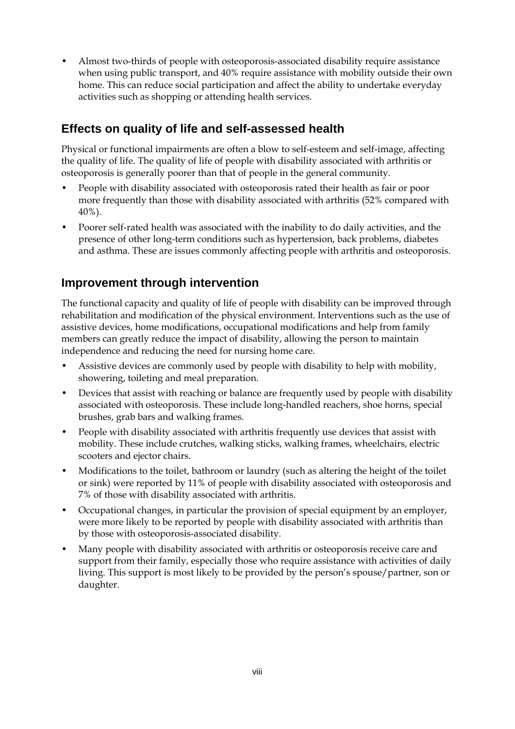- Almost two-thirds of people with osteoporosis-associated disability require assistance when using public transport, and 40% require assistance with mobility outside their own home. This can reduce social participation and affect the ability to undertake everyday activities such as shopping or attending health services.

## Effects on quality of life and self-assessed health

Physical or functional impairments are often a blow to self-esteem and self-image, affecting the quality of life. The quality of life of people with disability associated with arthritis or osteoporosis is generally poorer than that of people in the general community.

- People with disability associated with osteoporosis rated their health as fair or poor more frequently than those with disability associated with arthritis (52% compared with 40%).
- Poorer self-rated health was associated with the inability to do daily activities, and the presence of other long-term conditions such as hypertension, back problems, diabetes and asthma. These are issues commonly affecting people with arthritis and osteoporosis.

## Improvement through intervention

The functional capacity and quality of life of people with disability can be improved through rehabilitation and modification of the physical environment. Interventions such as the use of assistive devices, home modifications, occupational modifications and help from family members can greatly reduce the impact of disability, allowing the person to maintain independence and reducing the need for nursing home care.

- Assistive devices are commonly used by people with disability to help with mobility, showering, toileting and meal preparation.
- Devices that assist with reaching or balance are frequently used by people with disability associated with osteoporosis. These include long-handled reachers, shoe horns, special brushes, grab bars and walking frames.
- People with disability associated with arthritis frequently use devices that assist with mobility. These include crutches, walking sticks, walking frames, wheelchairs, electric scooters and ejector chairs.
- Modifications to the toilet, bathroom or laundry (such as altering the height of the toilet or sink) were reported by 11% of people with disability associated with osteoporosis and 7% of those with disability associated with arthritis.
- Occupational changes, in particular the provision of special equipment by an employer, were more likely to be reported by people with disability associated with arthritis than by those with osteoporosis-associated disability.
- Many people with disability associated with arthritis or osteoporosis receive care and support from their family, especially those who require assistance with activities of daily living. This support is most likely to be provided by the person's spouse/partner, son or daughter.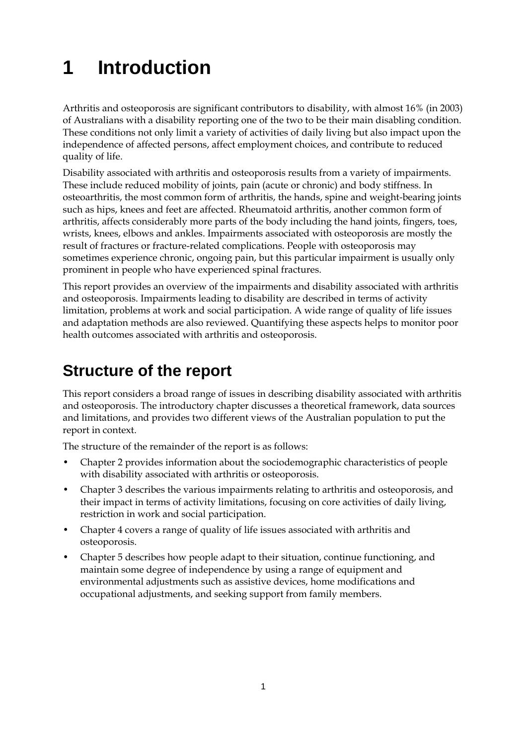# 1 Introduction

Arthritis and osteoporosis are significant contributors to disability, with almost 16% (in 2003) of Australians with a disability reporting one of the two to be their main disabling condition. These conditions not only limit a variety of activities of daily living but also impact upon the independence of affected persons, affect employment choices, and contribute to reduced quality of life.

Disability associated with arthritis and osteoporosis results from a variety of impairments. These include reduced mobility of joints, pain (acute or chronic) and body stiffness. In osteoarthritis, the most common form of arthritis, the hands, spine and weight-bearing joints such as hips, knees and feet are affected. Rheumatoid arthritis, another common form of arthritis, affects considerably more parts of the body including the hand joints, fingers, toes, wrists, knees, elbows and ankles. Impairments associated with osteoporosis are mostly the result of fractures or fracture-related complications. People with osteoporosis may sometimes experience chronic, ongoing pain, but this particular impairment is usually only prominent in people who have experienced spinal fractures.

This report provides an overview of the impairments and disability associated with arthritis and osteoporosis. Impairments leading to disability are described in terms of activity limitation, problems at work and social participation. A wide range of quality of life issues and adaptation methods are also reviewed. Quantifying these aspects helps to monitor poor health outcomes associated with arthritis and osteoporosis.

## Structure of the report

This report considers a broad range of issues in describing disability associated with arthritis and osteoporosis. The introductory chapter discusses a theoretical framework, data sources and limitations, and provides two different views of the Australian population to put the report in context.

The structure of the remainder of the report is as follows:

- Chapter 2 provides information about the sociodemographic characteristics of people with disability associated with arthritis or osteoporosis.
- Chapter 3 describes the various impairments relating to arthritis and osteoporosis, and their impact in terms of activity limitations, focusing on core activities of daily living, restriction in work and social participation.
- Chapter 4 covers a range of quality of life issues associated with arthritis and osteoporosis.
- Chapter 5 describes how people adapt to their situation, continue functioning, and maintain some degree of independence by using a range of equipment and environmental adjustments such as assistive devices, home modifications and occupational adjustments, and seeking support from family members.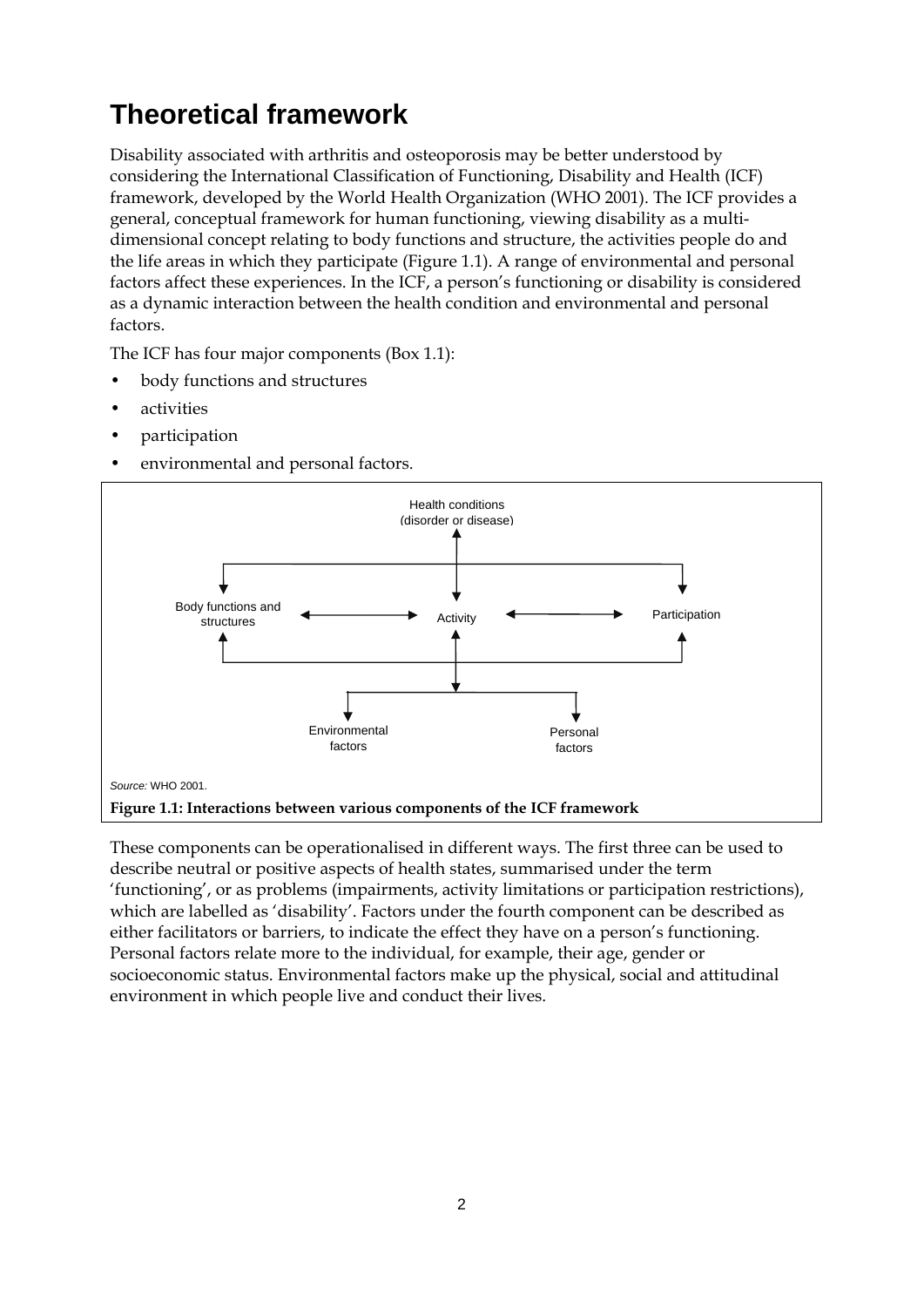# Theoretical framework

Disability associated with arthritis and osteoporosis may be better understood by considering the International Classification of Functioning, Disability and Health (ICF) framework, developed by the World Health Organization (WHO 2001). The ICF provides a general, conceptual framework for human functioning, viewing disability as a multi-dimensional concept relating to body functions and structure, the activities people do and the life areas in which they participate (Figure 1.1). A range of environmental and personal factors affect these experiences. In the ICF, a person's functioning or disability is considered as a dynamic interaction between the health condition and environmental and personal factors.

The ICF has four major components (Box 1.1):

- body functions and structures
- activities
- participation
- environmental and personal factors.

Health conditions (disorder or disease)

Body functions and structures ↔ Activity ↔ Participation

Environmental factors — Personal factors

*Source:* WHO 2001.

**Figure 1.1: Interactions between various components of the ICF framework**

These components can be operationalised in different ways. The first three can be used to describe neutral or positive aspects of health states, summarised under the term 'functioning', or as problems (impairments, activity limitations or participation restrictions), which are labelled as 'disability'. Factors under the fourth component can be described as either facilitators or barriers, to indicate the effect they have on a person's functioning. Personal factors relate more to the individual, for example, their age, gender or socioeconomic status. Environmental factors make up the physical, social and attitudinal environment in which people live and conduct their lives.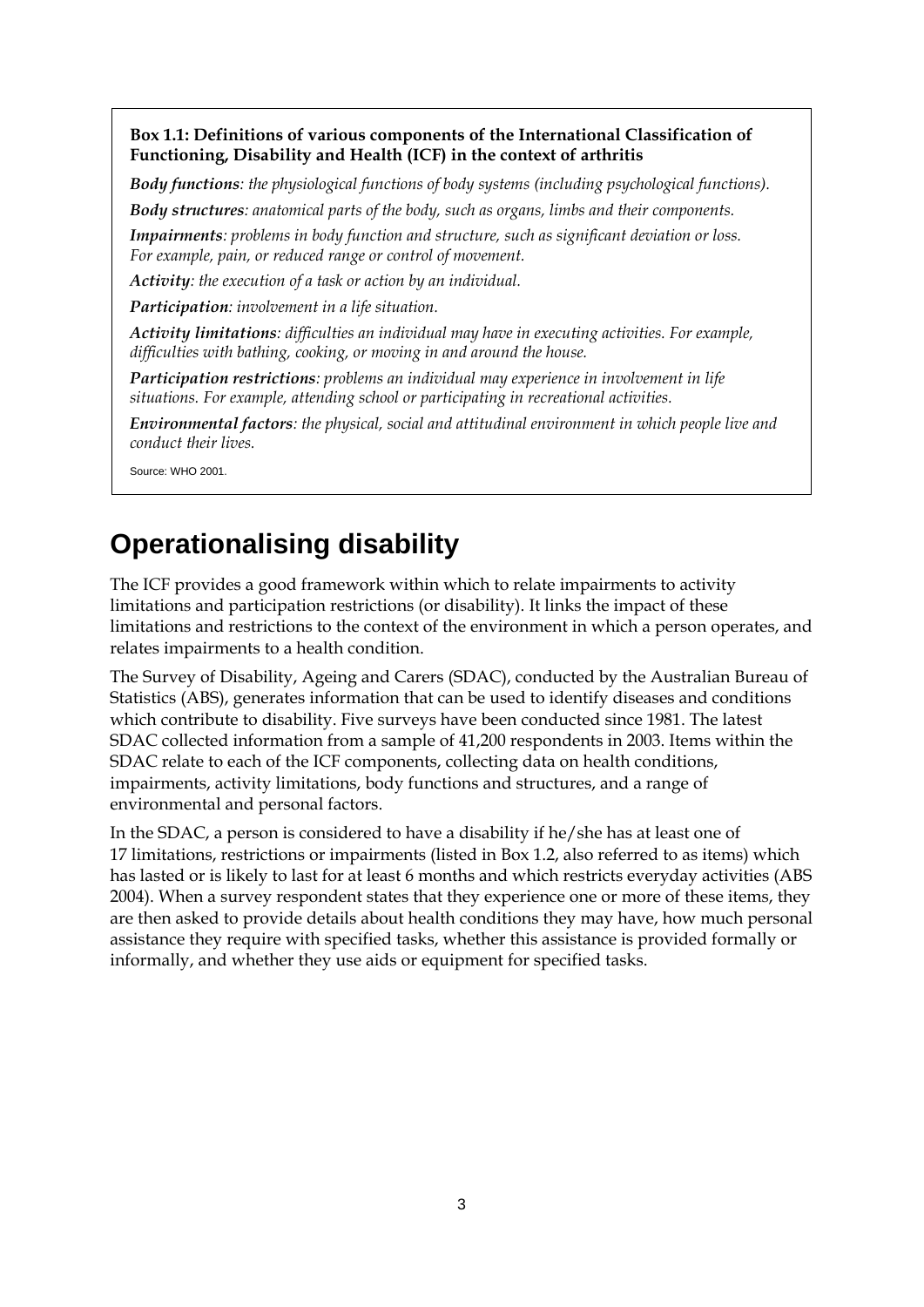**Box 1.1: Definitions of various components of the International Classification of Functioning, Disability and Health (ICF) in the context of arthritis**

***Body functions****: the physiological functions of body systems (including psychological functions).*

***Body structures****: anatomical parts of the body, such as organs, limbs and their components.*

***Impairments****: problems in body function and structure, such as significant deviation or loss. For example, pain, or reduced range or control of movement.*

***Activity****: the execution of a task or action by an individual.*

***Participation****: involvement in a life situation.*

***Activity limitations****: difficulties an individual may have in executing activities. For example, difficulties with bathing, cooking, or moving in and around the house.*

***Participation restrictions****: problems an individual may experience in involvement in life situations. For example, attending school or participating in recreational activities.*

***Environmental factors****: the physical, social and attitudinal environment in which people live and conduct their lives.*

Source: WHO 2001.

## Operationalising disability

The ICF provides a good framework within which to relate impairments to activity limitations and participation restrictions (or disability). It links the impact of these limitations and restrictions to the context of the environment in which a person operates, and relates impairments to a health condition.

The Survey of Disability, Ageing and Carers (SDAC), conducted by the Australian Bureau of Statistics (ABS), generates information that can be used to identify diseases and conditions which contribute to disability. Five surveys have been conducted since 1981. The latest SDAC collected information from a sample of 41,200 respondents in 2003. Items within the SDAC relate to each of the ICF components, collecting data on health conditions, impairments, activity limitations, body functions and structures, and a range of environmental and personal factors.

In the SDAC, a person is considered to have a disability if he/she has at least one of 17 limitations, restrictions or impairments (listed in Box 1.2, also referred to as items) which has lasted or is likely to last for at least 6 months and which restricts everyday activities (ABS 2004). When a survey respondent states that they experience one or more of these items, they are then asked to provide details about health conditions they may have, how much personal assistance they require with specified tasks, whether this assistance is provided formally or informally, and whether they use aids or equipment for specified tasks.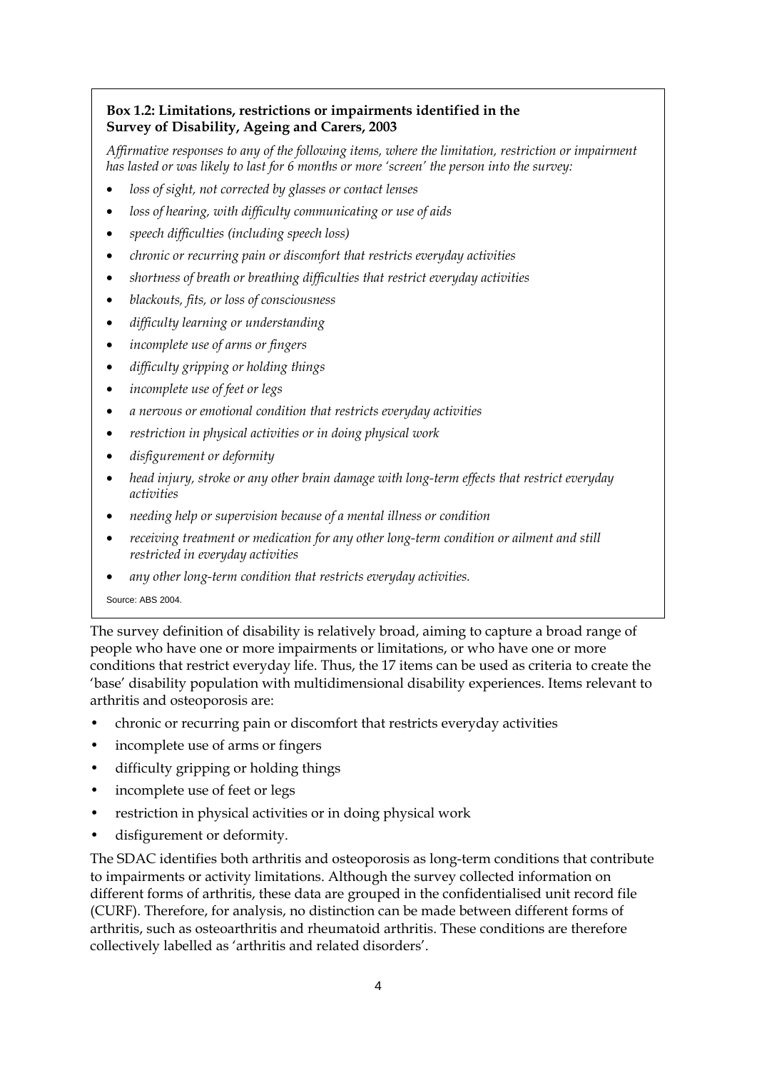**Box 1.2: Limitations, restrictions or impairments identified in the Survey of Disability, Ageing and Carers, 2003**

*Affirmative responses to any of the following items, where the limitation, restriction or impairment has lasted or was likely to last for 6 months or more 'screen' the person into the survey:*

- *loss of sight, not corrected by glasses or contact lenses*
- *loss of hearing, with difficulty communicating or use of aids*
- *speech difficulties (including speech loss)*
- *chronic or recurring pain or discomfort that restricts everyday activities*
- *shortness of breath or breathing difficulties that restrict everyday activities*
- *blackouts, fits, or loss of consciousness*
- *difficulty learning or understanding*
- *incomplete use of arms or fingers*
- *difficulty gripping or holding things*
- *incomplete use of feet or legs*
- *a nervous or emotional condition that restricts everyday activities*
- *restriction in physical activities or in doing physical work*
- *disfigurement or deformity*
- *head injury, stroke or any other brain damage with long-term effects that restrict everyday activities*
- *needing help or supervision because of a mental illness or condition*
- *receiving treatment or medication for any other long-term condition or ailment and still restricted in everyday activities*
- *any other long-term condition that restricts everyday activities.*

Source: ABS 2004.

The survey definition of disability is relatively broad, aiming to capture a broad range of people who have one or more impairments or limitations, or who have one or more conditions that restrict everyday life. Thus, the 17 items can be used as criteria to create the 'base' disability population with multidimensional disability experiences. Items relevant to arthritis and osteoporosis are:

- chronic or recurring pain or discomfort that restricts everyday activities
- incomplete use of arms or fingers
- difficulty gripping or holding things
- incomplete use of feet or legs
- restriction in physical activities or in doing physical work
- disfigurement or deformity.

The SDAC identifies both arthritis and osteoporosis as long-term conditions that contribute to impairments or activity limitations. Although the survey collected information on different forms of arthritis, these data are grouped in the confidentialised unit record file (CURF). Therefore, for analysis, no distinction can be made between different forms of arthritis, such as osteoarthritis and rheumatoid arthritis. These conditions are therefore collectively labelled as 'arthritis and related disorders'.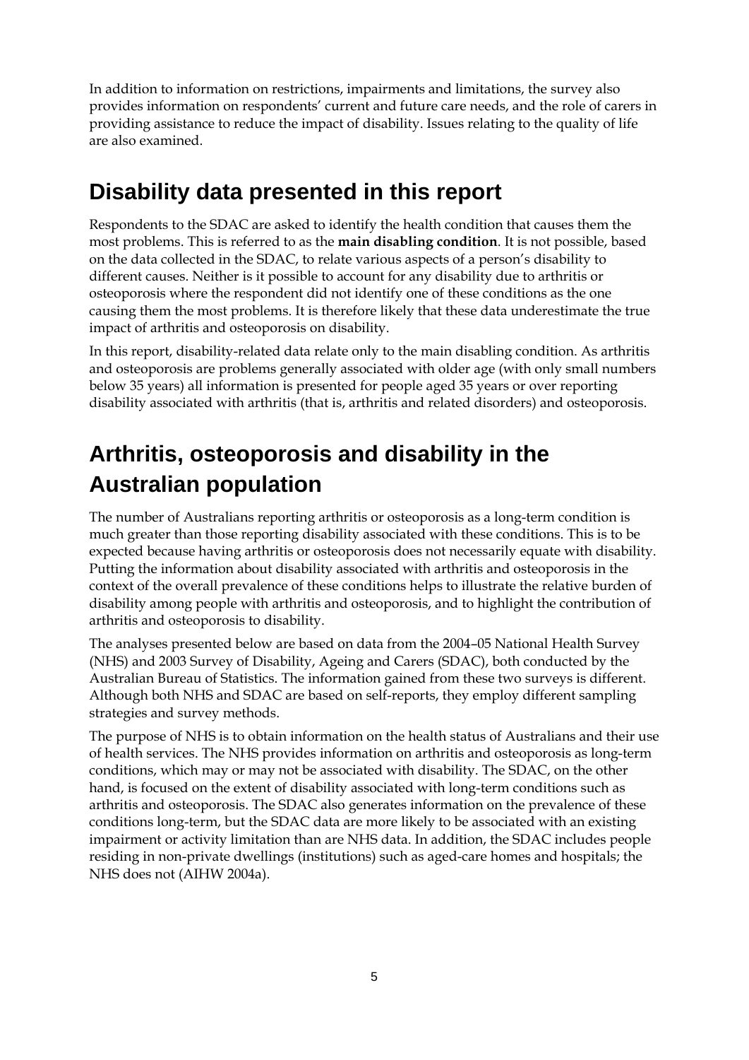In addition to information on restrictions, impairments and limitations, the survey also provides information on respondents' current and future care needs, and the role of carers in providing assistance to reduce the impact of disability. Issues relating to the quality of life are also examined.

## Disability data presented in this report

Respondents to the SDAC are asked to identify the health condition that causes them the most problems. This is referred to as the **main disabling condition**. It is not possible, based on the data collected in the SDAC, to relate various aspects of a person's disability to different causes. Neither is it possible to account for any disability due to arthritis or osteoporosis where the respondent did not identify one of these conditions as the one causing them the most problems. It is therefore likely that these data underestimate the true impact of arthritis and osteoporosis on disability.

In this report, disability-related data relate only to the main disabling condition. As arthritis and osteoporosis are problems generally associated with older age (with only small numbers below 35 years) all information is presented for people aged 35 years or over reporting disability associated with arthritis (that is, arthritis and related disorders) and osteoporosis.

## Arthritis, osteoporosis and disability in the Australian population

The number of Australians reporting arthritis or osteoporosis as a long-term condition is much greater than those reporting disability associated with these conditions. This is to be expected because having arthritis or osteoporosis does not necessarily equate with disability. Putting the information about disability associated with arthritis and osteoporosis in the context of the overall prevalence of these conditions helps to illustrate the relative burden of disability among people with arthritis and osteoporosis, and to highlight the contribution of arthritis and osteoporosis to disability.

The analyses presented below are based on data from the 2004–05 National Health Survey (NHS) and 2003 Survey of Disability, Ageing and Carers (SDAC), both conducted by the Australian Bureau of Statistics. The information gained from these two surveys is different. Although both NHS and SDAC are based on self-reports, they employ different sampling strategies and survey methods.

The purpose of NHS is to obtain information on the health status of Australians and their use of health services. The NHS provides information on arthritis and osteoporosis as long-term conditions, which may or may not be associated with disability. The SDAC, on the other hand, is focused on the extent of disability associated with long-term conditions such as arthritis and osteoporosis. The SDAC also generates information on the prevalence of these conditions long-term, but the SDAC data are more likely to be associated with an existing impairment or activity limitation than are NHS data. In addition, the SDAC includes people residing in non-private dwellings (institutions) such as aged-care homes and hospitals; the NHS does not (AIHW 2004a).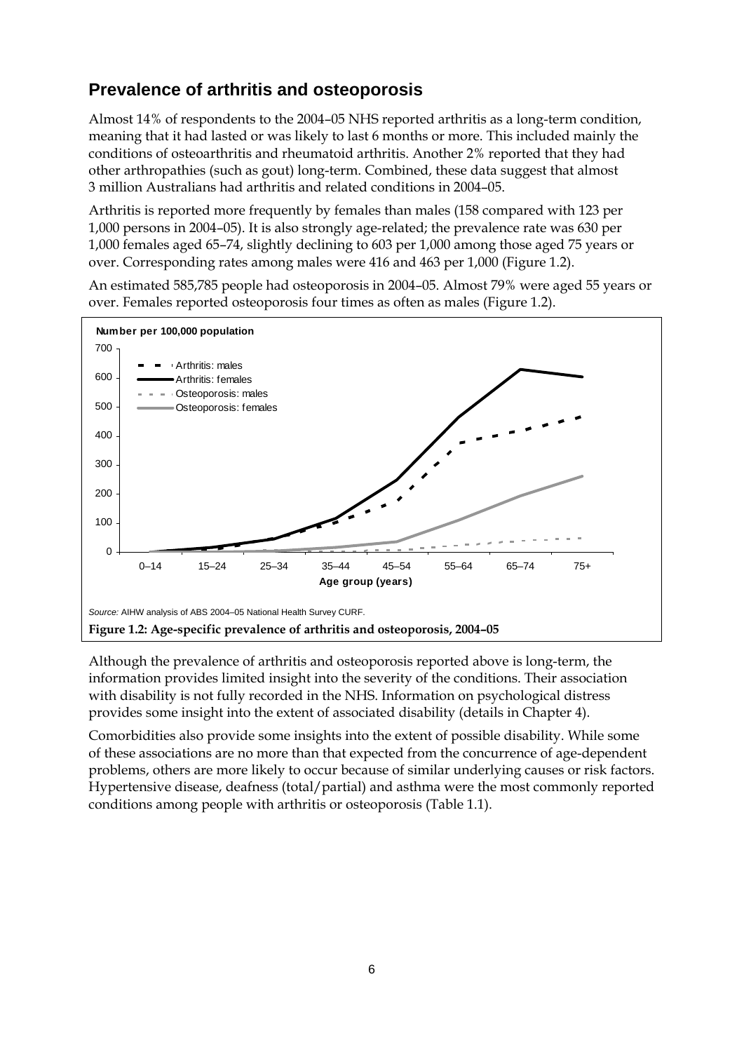## Prevalence of arthritis and osteoporosis

Almost 14% of respondents to the 2004–05 NHS reported arthritis as a long-term condition, meaning that it had lasted or was likely to last 6 months or more. This included mainly the conditions of osteoarthritis and rheumatoid arthritis. Another 2% reported that they had other arthropathies (such as gout) long-term. Combined, these data suggest that almost 3 million Australians had arthritis and related conditions in 2004–05.

Arthritis is reported more frequently by females than males (158 compared with 123 per 1,000 persons in 2004–05). It is also strongly age-related; the prevalence rate was 630 per 1,000 females aged 65–74, slightly declining to 603 per 1,000 among those aged 75 years or over. Corresponding rates among males were 416 and 463 per 1,000 (Figure 1.2).

An estimated 585,785 people had osteoporosis in 2004–05. Almost 79% were aged 55 years or over. Females reported osteoporosis four times as often as males (Figure 1.2).

*Source:* AIHW analysis of ABS 2004–05 National Health Survey CURF.

**Figure 1.2: Age-specific prevalence of arthritis and osteoporosis, 2004–05**

Although the prevalence of arthritis and osteoporosis reported above is long-term, the information provides limited insight into the severity of the conditions. Their association with disability is not fully recorded in the NHS. Information on psychological distress provides some insight into the extent of associated disability (details in Chapter 4).

Comorbidities also provide some insights into the extent of possible disability. While some of these associations are no more than that expected from the concurrence of age-dependent problems, others are more likely to occur because of similar underlying causes or risk factors. Hypertensive disease, deafness (total/partial) and asthma were the most commonly reported conditions among people with arthritis or osteoporosis (Table 1.1).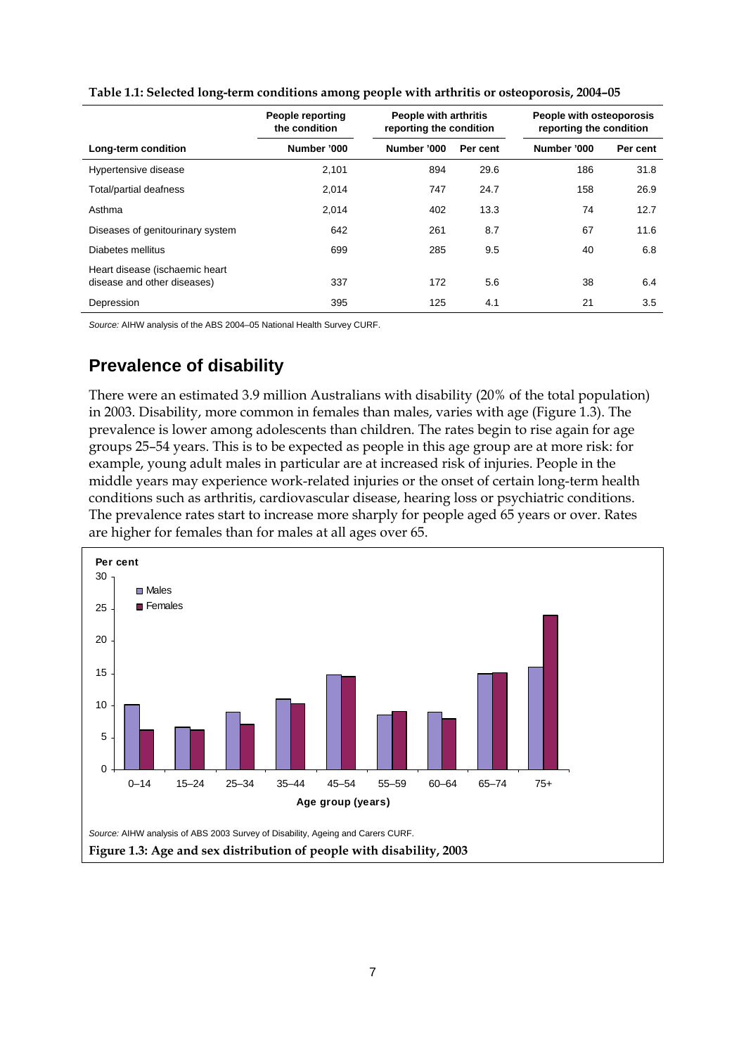**Table 1.1: Selected long-term conditions among people with arthritis or osteoporosis, 2004–05**

| | People reporting the condition | People with arthritis reporting the condition | | People with osteoporosis reporting the condition | |
|---|---|---|---|---|---|
| Long-term condition | Number '000 | Number '000 | Per cent | Number '000 | Per cent |
| Hypertensive disease | 2,101 | 894 | 29.6 | 186 | 31.8 |
| Total/partial deafness | 2,014 | 747 | 24.7 | 158 | 26.9 |
| Asthma | 2,014 | 402 | 13.3 | 74 | 12.7 |
| Diseases of genitourinary system | 642 | 261 | 8.7 | 67 | 11.6 |
| Diabetes mellitus | 699 | 285 | 9.5 | 40 | 6.8 |
| Heart disease (ischaemic heart disease and other diseases) | 337 | 172 | 5.6 | 38 | 6.4 |
| Depression | 395 | 125 | 4.1 | 21 | 3.5 |

*Source:* AIHW analysis of the ABS 2004–05 National Health Survey CURF.

## Prevalence of disability

There were an estimated 3.9 million Australians with disability (20% of the total population) in 2003. Disability, more common in females than males, varies with age (Figure 1.3). The prevalence is lower among adolescents than children. The rates begin to rise again for age groups 25–54 years. This is to be expected as people in this age group are at more risk: for example, young adult males in particular are at increased risk of injuries. People in the middle years may experience work-related injuries or the onset of certain long-term health conditions such as arthritis, cardiovascular disease, hearing loss or psychiatric conditions. The prevalence rates start to increase more sharply for people aged 65 years or over. Rates are higher for females than for males at all ages over 65.

*Source:* AIHW analysis of ABS 2003 Survey of Disability, Ageing and Carers CURF.

**Figure 1.3: Age and sex distribution of people with disability, 2003**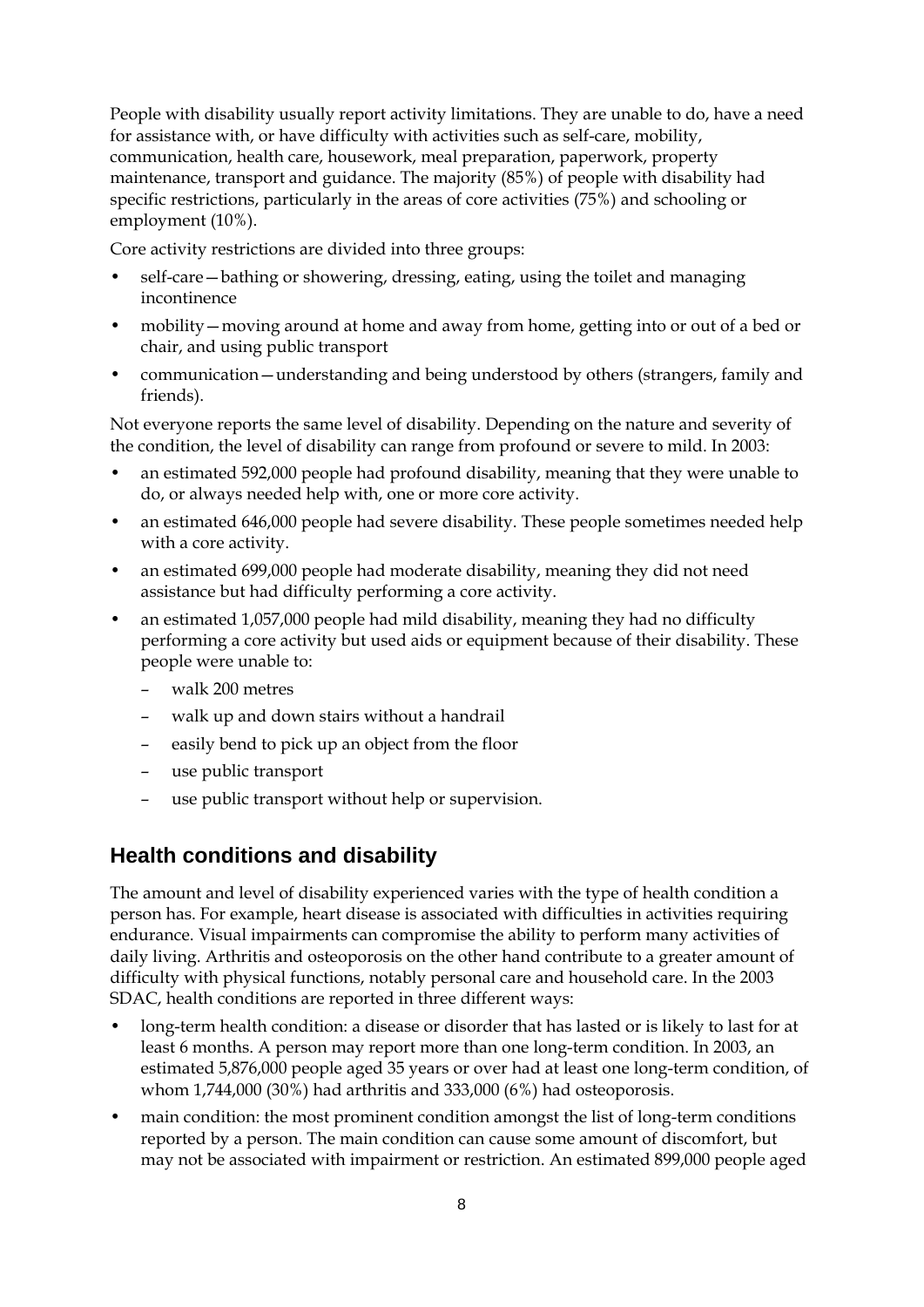People with disability usually report activity limitations. They are unable to do, have a need for assistance with, or have difficulty with activities such as self-care, mobility, communication, health care, housework, meal preparation, paperwork, property maintenance, transport and guidance. The majority (85%) of people with disability had specific restrictions, particularly in the areas of core activities (75%) and schooling or employment (10%).

Core activity restrictions are divided into three groups:

- self-care—bathing or showering, dressing, eating, using the toilet and managing incontinence
- mobility—moving around at home and away from home, getting into or out of a bed or chair, and using public transport
- communication—understanding and being understood by others (strangers, family and friends).

Not everyone reports the same level of disability. Depending on the nature and severity of the condition, the level of disability can range from profound or severe to mild. In 2003:

- an estimated 592,000 people had profound disability, meaning that they were unable to do, or always needed help with, one or more core activity.
- an estimated 646,000 people had severe disability. These people sometimes needed help with a core activity.
- an estimated 699,000 people had moderate disability, meaning they did not need assistance but had difficulty performing a core activity.
- an estimated 1,057,000 people had mild disability, meaning they had no difficulty performing a core activity but used aids or equipment because of their disability. These people were unable to:
  - walk 200 metres
  - walk up and down stairs without a handrail
  - easily bend to pick up an object from the floor
  - use public transport
  - use public transport without help or supervision.

## Health conditions and disability

The amount and level of disability experienced varies with the type of health condition a person has. For example, heart disease is associated with difficulties in activities requiring endurance. Visual impairments can compromise the ability to perform many activities of daily living. Arthritis and osteoporosis on the other hand contribute to a greater amount of difficulty with physical functions, notably personal care and household care. In the 2003 SDAC, health conditions are reported in three different ways:

- long-term health condition: a disease or disorder that has lasted or is likely to last for at least 6 months. A person may report more than one long-term condition. In 2003, an estimated 5,876,000 people aged 35 years or over had at least one long-term condition, of whom 1,744,000 (30%) had arthritis and 333,000 (6%) had osteoporosis.
- main condition: the most prominent condition amongst the list of long-term conditions reported by a person. The main condition can cause some amount of discomfort, but may not be associated with impairment or restriction. An estimated 899,000 people aged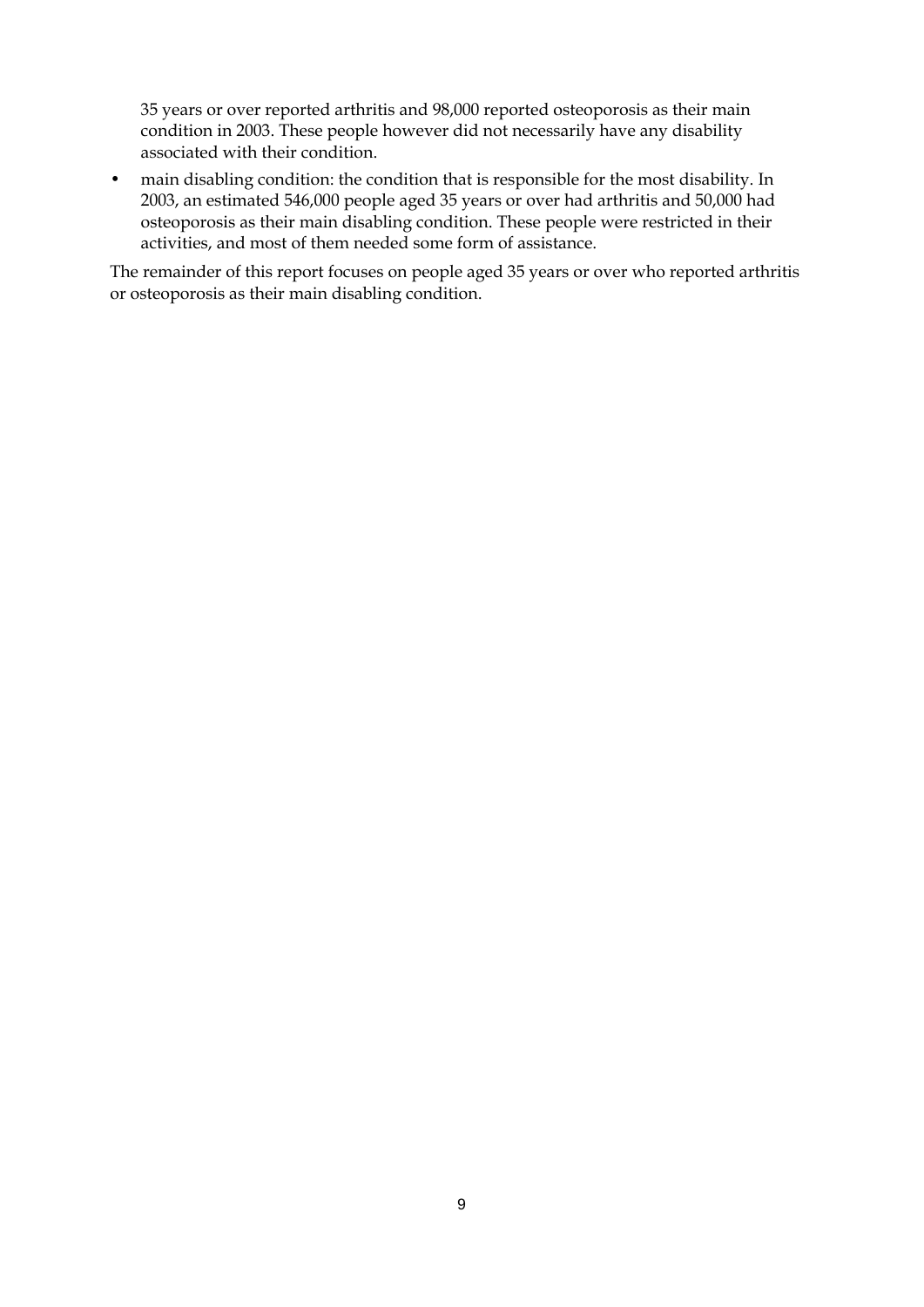35 years or over reported arthritis and 98,000 reported osteoporosis as their main condition in 2003. These people however did not necessarily have any disability associated with their condition.

- main disabling condition: the condition that is responsible for the most disability. In 2003, an estimated 546,000 people aged 35 years or over had arthritis and 50,000 had osteoporosis as their main disabling condition. These people were restricted in their activities, and most of them needed some form of assistance.

The remainder of this report focuses on people aged 35 years or over who reported arthritis or osteoporosis as their main disabling condition.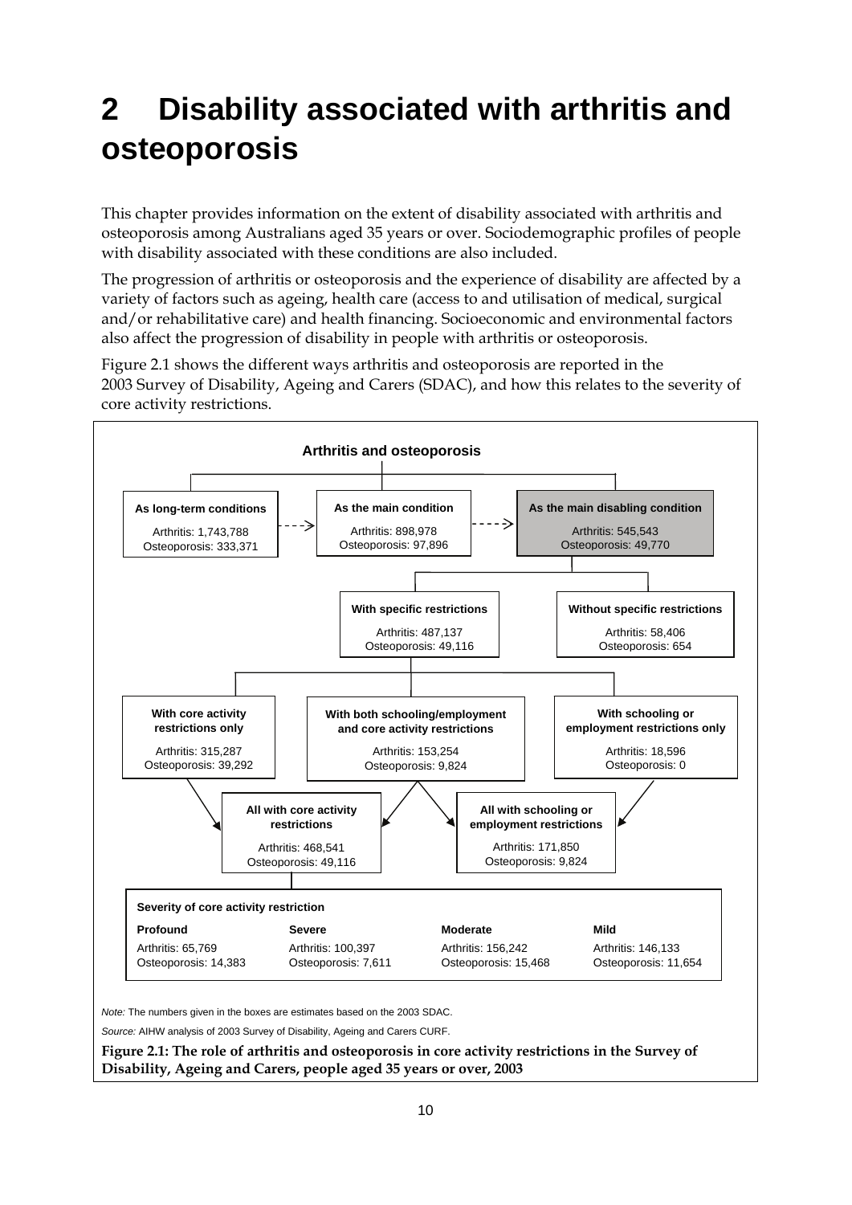# 2 Disability associated with arthritis and osteoporosis

This chapter provides information on the extent of disability associated with arthritis and osteoporosis among Australians aged 35 years or over. Sociodemographic profiles of people with disability associated with these conditions are also included.

The progression of arthritis or osteoporosis and the experience of disability are affected by a variety of factors such as ageing, health care (access to and utilisation of medical, surgical and/or rehabilitative care) and health financing. Socioeconomic and environmental factors also affect the progression of disability in people with arthritis or osteoporosis.

Figure 2.1 shows the different ways arthritis and osteoporosis are reported in the 2003 Survey of Disability, Ageing and Carers (SDAC), and how this relates to the severity of core activity restrictions.

**Arthritis and osteoporosis**

**As long-term conditions**
Arthritis: 1,743,788
Osteoporosis: 333,371

**As the main condition**
Arthritis: 898,978
Osteoporosis: 97,896

**As the main disabling condition**
Arthritis: 545,543
Osteoporosis: 49,770

**With specific restrictions**
Arthritis: 487,137
Osteoporosis: 49,116

**Without specific restrictions**
Arthritis: 58,406
Osteoporosis: 654

**With core activity restrictions only**
Arthritis: 315,287
Osteoporosis: 39,292

**With both schooling/employment and core activity restrictions**
Arthritis: 153,254
Osteoporosis: 9,824

**With schooling or employment restrictions only**
Arthritis: 18,596
Osteoporosis: 0

**All with core activity restrictions**
Arthritis: 468,541
Osteoporosis: 49,116

**All with schooling or employment restrictions**
Arthritis: 171,850
Osteoporosis: 9,824

**Severity of core activity restriction**

| **Profound** | **Severe** | **Moderate** | **Mild** |
|---|---|---|---|
| Arthritis: 65,769 | Arthritis: 100,397 | Arthritis: 156,242 | Arthritis: 146,133 |
| Osteoporosis: 14,383 | Osteoporosis: 7,611 | Osteoporosis: 15,468 | Osteoporosis: 11,654 |

*Note:* The numbers given in the boxes are estimates based on the 2003 SDAC.

*Source:* AIHW analysis of 2003 Survey of Disability, Ageing and Carers CURF.

**Figure 2.1: The role of arthritis and osteoporosis in core activity restrictions in the Survey of Disability, Ageing and Carers, people aged 35 years or over, 2003**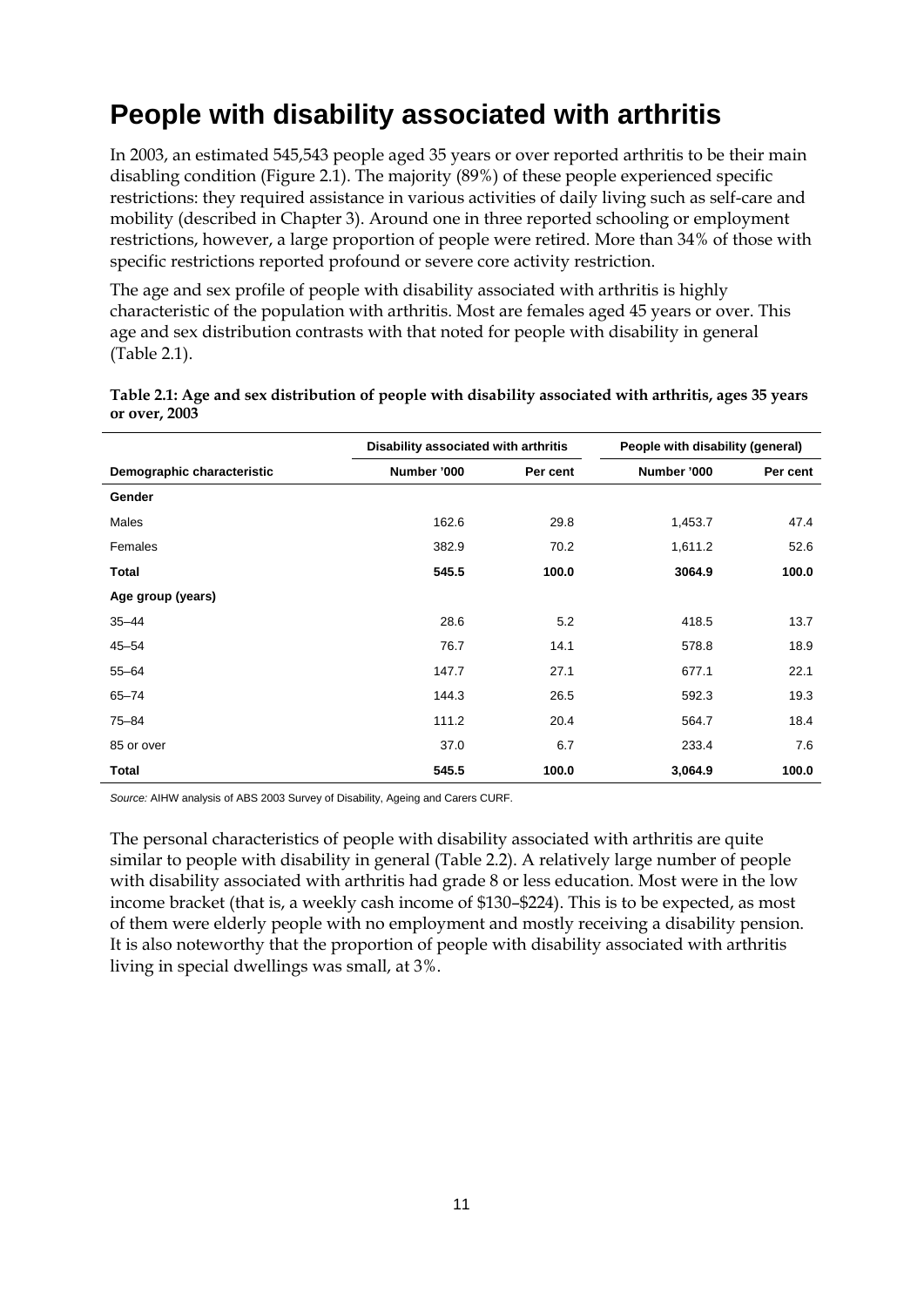# People with disability associated with arthritis

In 2003, an estimated 545,543 people aged 35 years or over reported arthritis to be their main disabling condition (Figure 2.1). The majority (89%) of these people experienced specific restrictions: they required assistance in various activities of daily living such as self-care and mobility (described in Chapter 3). Around one in three reported schooling or employment restrictions, however, a large proportion of people were retired. More than 34% of those with specific restrictions reported profound or severe core activity restriction.

The age and sex profile of people with disability associated with arthritis is highly characteristic of the population with arthritis. Most are females aged 45 years or over. This age and sex distribution contrasts with that noted for people with disability in general (Table 2.1).

**Table 2.1: Age and sex distribution of people with disability associated with arthritis, ages 35 years or over, 2003**

| | Disability associated with arthritis | | People with disability (general) | |
|---|---|---|---|---|
| **Demographic characteristic** | **Number ’000** | **Per cent** | **Number ’000** | **Per cent** |
| **Gender** | | | | |
| Males | 162.6 | 29.8 | 1,453.7 | 47.4 |
| Females | 382.9 | 70.2 | 1,611.2 | 52.6 |
| **Total** | **545.5** | **100.0** | **3064.9** | **100.0** |
| **Age group (years)** | | | | |
| 35–44 | 28.6 | 5.2 | 418.5 | 13.7 |
| 45–54 | 76.7 | 14.1 | 578.8 | 18.9 |
| 55–64 | 147.7 | 27.1 | 677.1 | 22.1 |
| 65–74 | 144.3 | 26.5 | 592.3 | 19.3 |
| 75–84 | 111.2 | 20.4 | 564.7 | 18.4 |
| 85 or over | 37.0 | 6.7 | 233.4 | 7.6 |
| **Total** | **545.5** | **100.0** | **3,064.9** | **100.0** |

*Source:* AIHW analysis of ABS 2003 Survey of Disability, Ageing and Carers CURF.

The personal characteristics of people with disability associated with arthritis are quite similar to people with disability in general (Table 2.2). A relatively large number of people with disability associated with arthritis had grade 8 or less education. Most were in the low income bracket (that is, a weekly cash income of $130–$224). This is to be expected, as most of them were elderly people with no employment and mostly receiving a disability pension. It is also noteworthy that the proportion of people with disability associated with arthritis living in special dwellings was small, at 3%.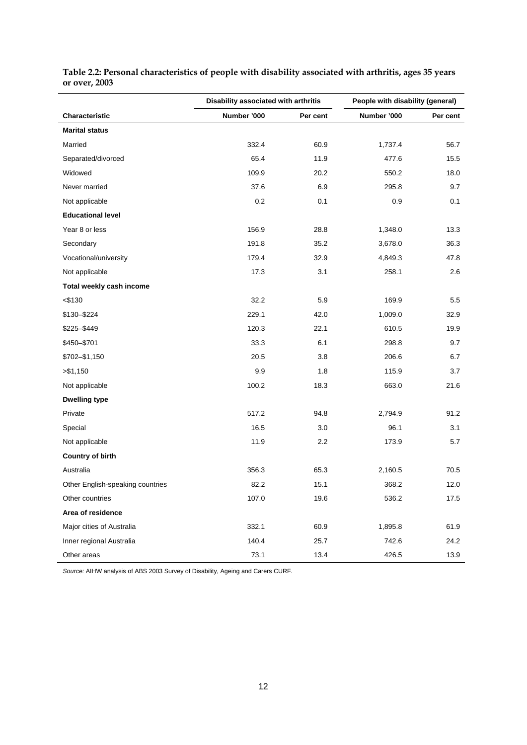**Table 2.2: Personal characteristics of people with disability associated with arthritis, ages 35 years or over, 2003**

| | Disability associated with arthritis | | People with disability (general) | |
|---|---|---|---|---|
| **Characteristic** | **Number '000** | **Per cent** | **Number '000** | **Per cent** |
| **Marital status** | | | | |
| Married | 332.4 | 60.9 | 1,737.4 | 56.7 |
| Separated/divorced | 65.4 | 11.9 | 477.6 | 15.5 |
| Widowed | 109.9 | 20.2 | 550.2 | 18.0 |
| Never married | 37.6 | 6.9 | 295.8 | 9.7 |
| Not applicable | 0.2 | 0.1 | 0.9 | 0.1 |
| **Educational level** | | | | |
| Year 8 or less | 156.9 | 28.8 | 1,348.0 | 13.3 |
| Secondary | 191.8 | 35.2 | 3,678.0 | 36.3 |
| Vocational/university | 179.4 | 32.9 | 4,849.3 | 47.8 |
| Not applicable | 17.3 | 3.1 | 258.1 | 2.6 |
| **Total weekly cash income** | | | | |
| <$130 | 32.2 | 5.9 | 169.9 | 5.5 |
| $130–$224 | 229.1 | 42.0 | 1,009.0 | 32.9 |
| $225–$449 | 120.3 | 22.1 | 610.5 | 19.9 |
| $450–$701 | 33.3 | 6.1 | 298.8 | 9.7 |
| $702–$1,150 | 20.5 | 3.8 | 206.6 | 6.7 |
| >$1,150 | 9.9 | 1.8 | 115.9 | 3.7 |
| Not applicable | 100.2 | 18.3 | 663.0 | 21.6 |
| **Dwelling type** | | | | |
| Private | 517.2 | 94.8 | 2,794.9 | 91.2 |
| Special | 16.5 | 3.0 | 96.1 | 3.1 |
| Not applicable | 11.9 | 2.2 | 173.9 | 5.7 |
| **Country of birth** | | | | |
| Australia | 356.3 | 65.3 | 2,160.5 | 70.5 |
| Other English-speaking countries | 82.2 | 15.1 | 368.2 | 12.0 |
| Other countries | 107.0 | 19.6 | 536.2 | 17.5 |
| **Area of residence** | | | | |
| Major cities of Australia | 332.1 | 60.9 | 1,895.8 | 61.9 |
| Inner regional Australia | 140.4 | 25.7 | 742.6 | 24.2 |
| Other areas | 73.1 | 13.4 | 426.5 | 13.9 |

*Source:* AIHW analysis of ABS 2003 Survey of Disability, Ageing and Carers CURF.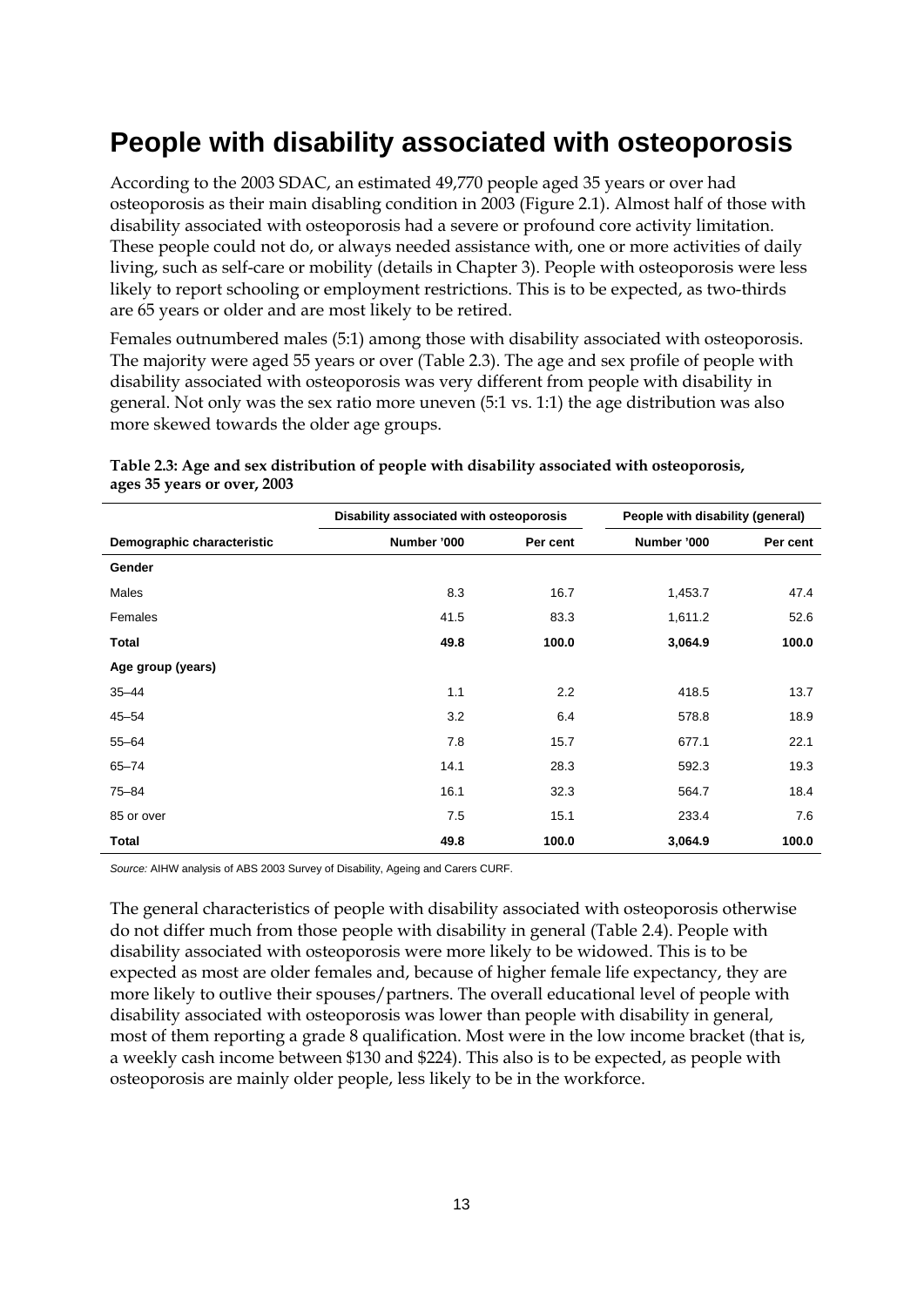# People with disability associated with osteoporosis

According to the 2003 SDAC, an estimated 49,770 people aged 35 years or over had osteoporosis as their main disabling condition in 2003 (Figure 2.1). Almost half of those with disability associated with osteoporosis had a severe or profound core activity limitation. These people could not do, or always needed assistance with, one or more activities of daily living, such as self-care or mobility (details in Chapter 3). People with osteoporosis were less likely to report schooling or employment restrictions. This is to be expected, as two-thirds are 65 years or older and are most likely to be retired.

Females outnumbered males (5:1) among those with disability associated with osteoporosis. The majority were aged 55 years or over (Table 2.3). The age and sex profile of people with disability associated with osteoporosis was very different from people with disability in general. Not only was the sex ratio more uneven (5:1 vs. 1:1) the age distribution was also more skewed towards the older age groups.

**Table 2.3: Age and sex distribution of people with disability associated with osteoporosis, ages 35 years or over, 2003**

| | Disability associated with osteoporosis | | People with disability (general) | |
|---|---|---|---|---|
| **Demographic characteristic** | **Number '000** | **Per cent** | **Number '000** | **Per cent** |
| **Gender** | | | | |
| Males | 8.3 | 16.7 | 1,453.7 | 47.4 |
| Females | 41.5 | 83.3 | 1,611.2 | 52.6 |
| **Total** | **49.8** | **100.0** | **3,064.9** | **100.0** |
| **Age group (years)** | | | | |
| 35–44 | 1.1 | 2.2 | 418.5 | 13.7 |
| 45–54 | 3.2 | 6.4 | 578.8 | 18.9 |
| 55–64 | 7.8 | 15.7 | 677.1 | 22.1 |
| 65–74 | 14.1 | 28.3 | 592.3 | 19.3 |
| 75–84 | 16.1 | 32.3 | 564.7 | 18.4 |
| 85 or over | 7.5 | 15.1 | 233.4 | 7.6 |
| **Total** | **49.8** | **100.0** | **3,064.9** | **100.0** |

*Source:* AIHW analysis of ABS 2003 Survey of Disability, Ageing and Carers CURF.

The general characteristics of people with disability associated with osteoporosis otherwise do not differ much from those people with disability in general (Table 2.4). People with disability associated with osteoporosis were more likely to be widowed. This is to be expected as most are older females and, because of higher female life expectancy, they are more likely to outlive their spouses/partners. The overall educational level of people with disability associated with osteoporosis was lower than people with disability in general, most of them reporting a grade 8 qualification. Most were in the low income bracket (that is, a weekly cash income between $130 and $224). This also is to be expected, as people with osteoporosis are mainly older people, less likely to be in the workforce.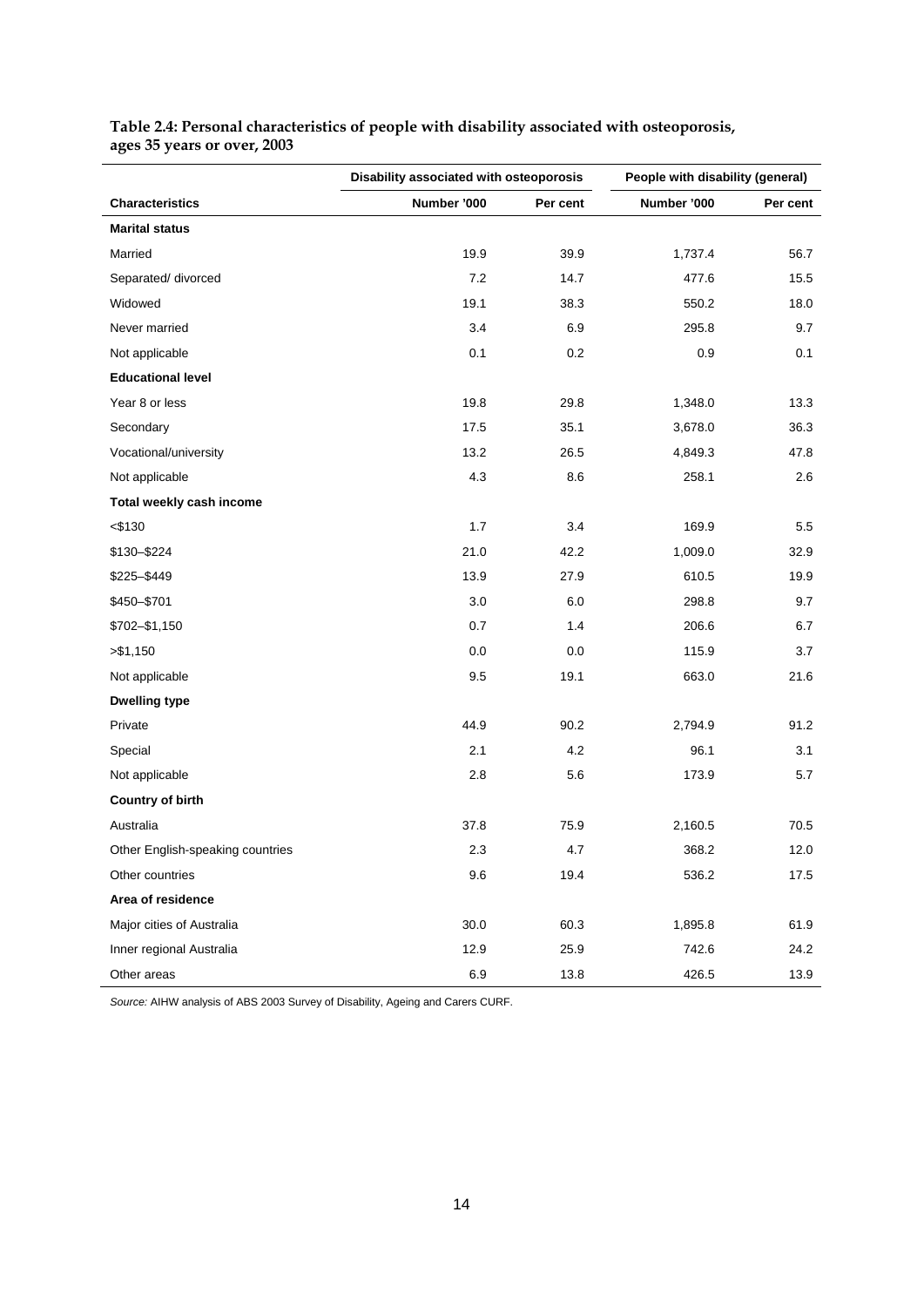**Table 2.4: Personal characteristics of people with disability associated with osteoporosis, ages 35 years or over, 2003**

| | Disability associated with osteoporosis | | People with disability (general) | |
|---|---|---|---|---|
| **Characteristics** | **Number '000** | **Per cent** | **Number '000** | **Per cent** |
| **Marital status** | | | | |
| Married | 19.9 | 39.9 | 1,737.4 | 56.7 |
| Separated/ divorced | 7.2 | 14.7 | 477.6 | 15.5 |
| Widowed | 19.1 | 38.3 | 550.2 | 18.0 |
| Never married | 3.4 | 6.9 | 295.8 | 9.7 |
| Not applicable | 0.1 | 0.2 | 0.9 | 0.1 |
| **Educational level** | | | | |
| Year 8 or less | 19.8 | 29.8 | 1,348.0 | 13.3 |
| Secondary | 17.5 | 35.1 | 3,678.0 | 36.3 |
| Vocational/university | 13.2 | 26.5 | 4,849.3 | 47.8 |
| Not applicable | 4.3 | 8.6 | 258.1 | 2.6 |
| **Total weekly cash income** | | | | |
| <$130 | 1.7 | 3.4 | 169.9 | 5.5 |
| $130–$224 | 21.0 | 42.2 | 1,009.0 | 32.9 |
| $225–$449 | 13.9 | 27.9 | 610.5 | 19.9 |
| $450–$701 | 3.0 | 6.0 | 298.8 | 9.7 |
| $702–$1,150 | 0.7 | 1.4 | 206.6 | 6.7 |
| >$1,150 | 0.0 | 0.0 | 115.9 | 3.7 |
| Not applicable | 9.5 | 19.1 | 663.0 | 21.6 |
| **Dwelling type** | | | | |
| Private | 44.9 | 90.2 | 2,794.9 | 91.2 |
| Special | 2.1 | 4.2 | 96.1 | 3.1 |
| Not applicable | 2.8 | 5.6 | 173.9 | 5.7 |
| **Country of birth** | | | | |
| Australia | 37.8 | 75.9 | 2,160.5 | 70.5 |
| Other English-speaking countries | 2.3 | 4.7 | 368.2 | 12.0 |
| Other countries | 9.6 | 19.4 | 536.2 | 17.5 |
| **Area of residence** | | | | |
| Major cities of Australia | 30.0 | 60.3 | 1,895.8 | 61.9 |
| Inner regional Australia | 12.9 | 25.9 | 742.6 | 24.2 |
| Other areas | 6.9 | 13.8 | 426.5 | 13.9 |

*Source:* AIHW analysis of ABS 2003 Survey of Disability, Ageing and Carers CURF.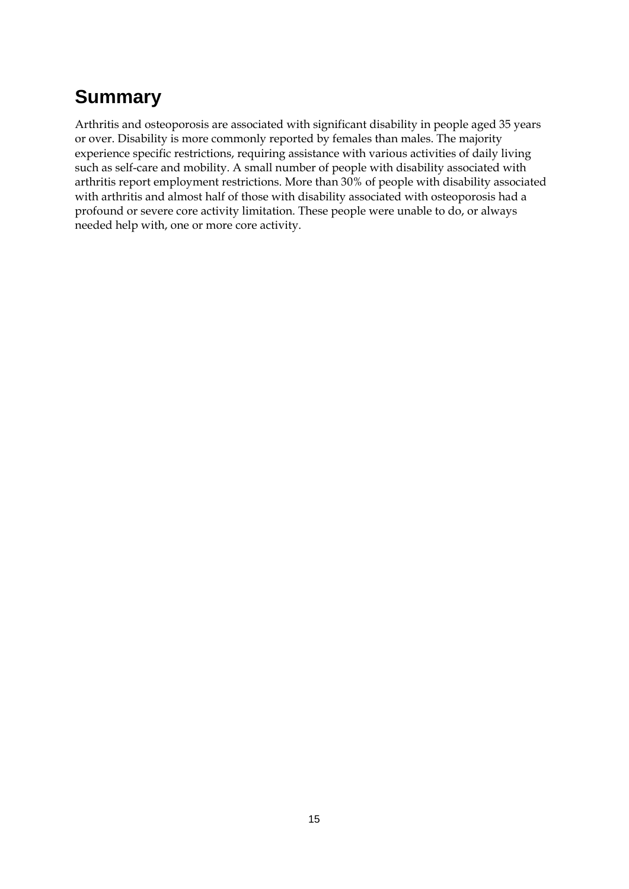## Summary

Arthritis and osteoporosis are associated with significant disability in people aged 35 years or over. Disability is more commonly reported by females than males. The majority experience specific restrictions, requiring assistance with various activities of daily living such as self-care and mobility. A small number of people with disability associated with arthritis report employment restrictions. More than 30% of people with disability associated with arthritis and almost half of those with disability associated with osteoporosis had a profound or severe core activity limitation. These people were unable to do, or always needed help with, one or more core activity.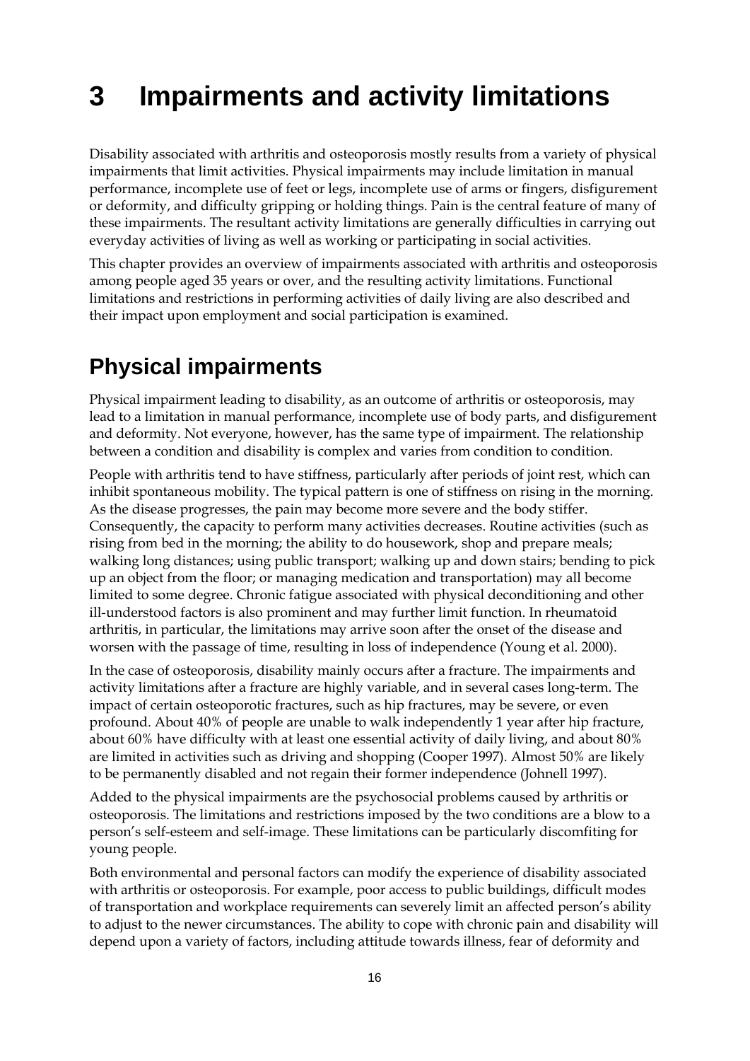# 3 Impairments and activity limitations

Disability associated with arthritis and osteoporosis mostly results from a variety of physical impairments that limit activities. Physical impairments may include limitation in manual performance, incomplete use of feet or legs, incomplete use of arms or fingers, disfigurement or deformity, and difficulty gripping or holding things. Pain is the central feature of many of these impairments. The resultant activity limitations are generally difficulties in carrying out everyday activities of living as well as working or participating in social activities.

This chapter provides an overview of impairments associated with arthritis and osteoporosis among people aged 35 years or over, and the resulting activity limitations. Functional limitations and restrictions in performing activities of daily living are also described and their impact upon employment and social participation is examined.

## Physical impairments

Physical impairment leading to disability, as an outcome of arthritis or osteoporosis, may lead to a limitation in manual performance, incomplete use of body parts, and disfigurement and deformity. Not everyone, however, has the same type of impairment. The relationship between a condition and disability is complex and varies from condition to condition.

People with arthritis tend to have stiffness, particularly after periods of joint rest, which can inhibit spontaneous mobility. The typical pattern is one of stiffness on rising in the morning. As the disease progresses, the pain may become more severe and the body stiffer. Consequently, the capacity to perform many activities decreases. Routine activities (such as rising from bed in the morning; the ability to do housework, shop and prepare meals; walking long distances; using public transport; walking up and down stairs; bending to pick up an object from the floor; or managing medication and transportation) may all become limited to some degree. Chronic fatigue associated with physical deconditioning and other ill-understood factors is also prominent and may further limit function. In rheumatoid arthritis, in particular, the limitations may arrive soon after the onset of the disease and worsen with the passage of time, resulting in loss of independence (Young et al. 2000).

In the case of osteoporosis, disability mainly occurs after a fracture. The impairments and activity limitations after a fracture are highly variable, and in several cases long-term. The impact of certain osteoporotic fractures, such as hip fractures, may be severe, or even profound. About 40% of people are unable to walk independently 1 year after hip fracture, about 60% have difficulty with at least one essential activity of daily living, and about 80% are limited in activities such as driving and shopping (Cooper 1997). Almost 50% are likely to be permanently disabled and not regain their former independence (Johnell 1997).

Added to the physical impairments are the psychosocial problems caused by arthritis or osteoporosis. The limitations and restrictions imposed by the two conditions are a blow to a person's self-esteem and self-image. These limitations can be particularly discomfiting for young people.

Both environmental and personal factors can modify the experience of disability associated with arthritis or osteoporosis. For example, poor access to public buildings, difficult modes of transportation and workplace requirements can severely limit an affected person's ability to adjust to the newer circumstances. The ability to cope with chronic pain and disability will depend upon a variety of factors, including attitude towards illness, fear of deformity and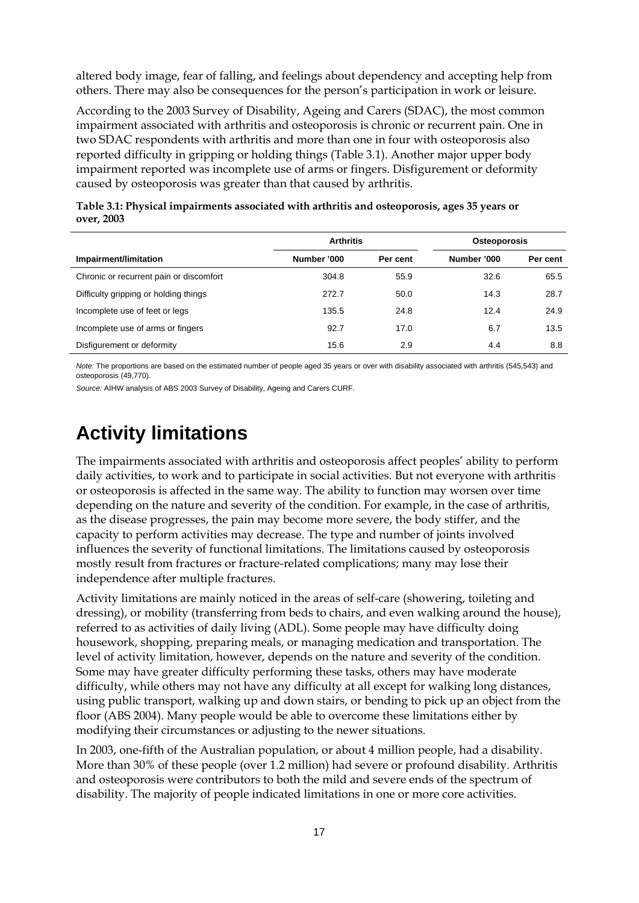altered body image, fear of falling, and feelings about dependency and accepting help from others. There may also be consequences for the person's participation in work or leisure.

According to the 2003 Survey of Disability, Ageing and Carers (SDAC), the most common impairment associated with arthritis and osteoporosis is chronic or recurrent pain. One in two SDAC respondents with arthritis and more than one in four with osteoporosis also reported difficulty in gripping or holding things (Table 3.1). Another major upper body impairment reported was incomplete use of arms or fingers. Disfigurement or deformity caused by osteoporosis was greater than that caused by arthritis.

**Table 3.1: Physical impairments associated with arthritis and osteoporosis, ages 35 years or over, 2003**

| | Arthritis | | Osteoporosis | |
|---|---|---|---|---|
| Impairment/limitation | Number '000 | Per cent | Number '000 | Per cent |
| Chronic or recurrent pain or discomfort | 304.8 | 55.9 | 32.6 | 65.5 |
| Difficulty gripping or holding things | 272.7 | 50.0 | 14.3 | 28.7 |
| Incomplete use of feet or legs | 135.5 | 24.8 | 12.4 | 24.9 |
| Incomplete use of arms or fingers | 92.7 | 17.0 | 6.7 | 13.5 |
| Disfigurement or deformity | 15.6 | 2.9 | 4.4 | 8.8 |

*Note:* The proportions are based on the estimated number of people aged 35 years or over with disability associated with arthritis (545,543) and osteoporosis (49,770).

*Source:* AIHW analysis of ABS 2003 Survey of Disability, Ageing and Carers CURF.

# Activity limitations

The impairments associated with arthritis and osteoporosis affect peoples' ability to perform daily activities, to work and to participate in social activities. But not everyone with arthritis or osteoporosis is affected in the same way. The ability to function may worsen over time depending on the nature and severity of the condition. For example, in the case of arthritis, as the disease progresses, the pain may become more severe, the body stiffer, and the capacity to perform activities may decrease. The type and number of joints involved influences the severity of functional limitations. The limitations caused by osteoporosis mostly result from fractures or fracture-related complications; many may lose their independence after multiple fractures.

Activity limitations are mainly noticed in the areas of self-care (showering, toileting and dressing), or mobility (transferring from beds to chairs, and even walking around the house), referred to as activities of daily living (ADL). Some people may have difficulty doing housework, shopping, preparing meals, or managing medication and transportation. The level of activity limitation, however, depends on the nature and severity of the condition. Some may have greater difficulty performing these tasks, others may have moderate difficulty, while others may not have any difficulty at all except for walking long distances, using public transport, walking up and down stairs, or bending to pick up an object from the floor (ABS 2004). Many people would be able to overcome these limitations either by modifying their circumstances or adjusting to the newer situations.

In 2003, one-fifth of the Australian population, or about 4 million people, had a disability. More than 30% of these people (over 1.2 million) had severe or profound disability. Arthritis and osteoporosis were contributors to both the mild and severe ends of the spectrum of disability. The majority of people indicated limitations in one or more core activities.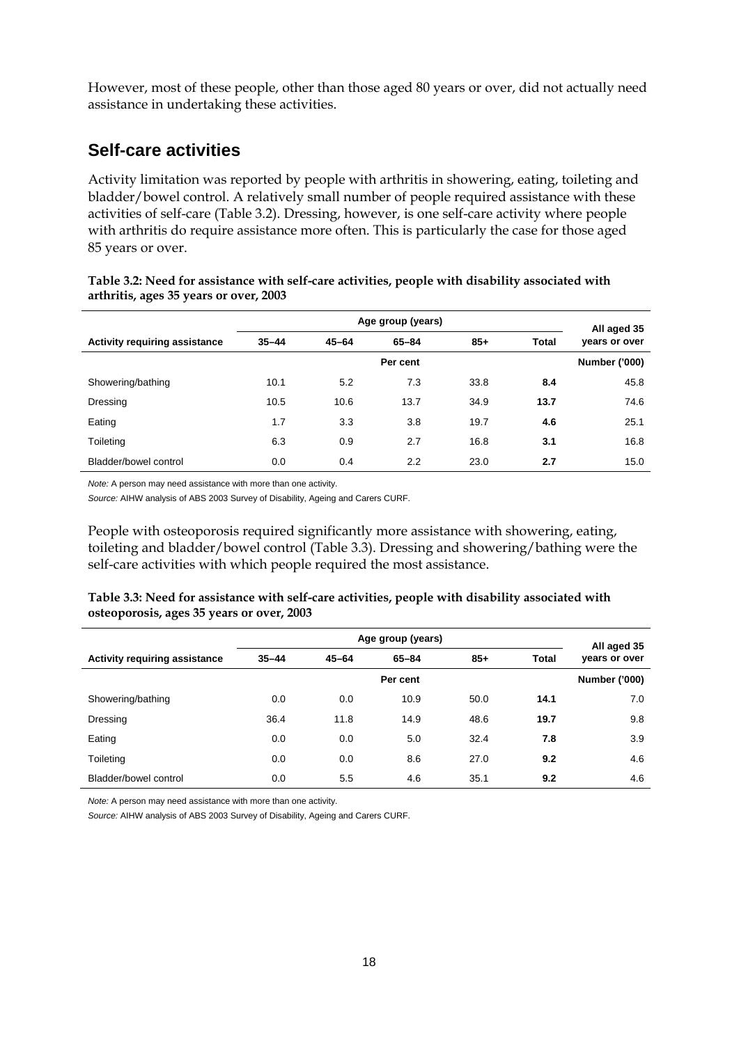However, most of these people, other than those aged 80 years or over, did not actually need assistance in undertaking these activities.

## Self-care activities

Activity limitation was reported by people with arthritis in showering, eating, toileting and bladder/bowel control. A relatively small number of people required assistance with these activities of self-care (Table 3.2). Dressing, however, is one self-care activity where people with arthritis do require assistance more often. This is particularly the case for those aged 85 years or over.

**Table 3.2: Need for assistance with self-care activities, people with disability associated with arthritis, ages 35 years or over, 2003**

| | Age group (years) | | | | | All aged 35 years or over |
|---|---|---|---|---|---|---|
| **Activity requiring assistance** | **35–44** | **45–64** | **65–84** | **85+** | **Total** | |
| | | | Per cent | | | **Number ('000)** |
| Showering/bathing | 10.1 | 5.2 | 7.3 | 33.8 | **8.4** | 45.8 |
| Dressing | 10.5 | 10.6 | 13.7 | 34.9 | **13.7** | 74.6 |
| Eating | 1.7 | 3.3 | 3.8 | 19.7 | **4.6** | 25.1 |
| Toileting | 6.3 | 0.9 | 2.7 | 16.8 | **3.1** | 16.8 |
| Bladder/bowel control | 0.0 | 0.4 | 2.2 | 23.0 | **2.7** | 15.0 |

*Note:* A person may need assistance with more than one activity.

*Source:* AIHW analysis of ABS 2003 Survey of Disability, Ageing and Carers CURF.

People with osteoporosis required significantly more assistance with showering, eating, toileting and bladder/bowel control (Table 3.3). Dressing and showering/bathing were the self-care activities with which people required the most assistance.

**Table 3.3: Need for assistance with self-care activities, people with disability associated with osteoporosis, ages 35 years or over, 2003**

| | Age group (years) | | | | | All aged 35 years or over |
|---|---|---|---|---|---|---|
| **Activity requiring assistance** | **35–44** | **45–64** | **65–84** | **85+** | **Total** | |
| | | | Per cent | | | **Number ('000)** |
| Showering/bathing | 0.0 | 0.0 | 10.9 | 50.0 | **14.1** | 7.0 |
| Dressing | 36.4 | 11.8 | 14.9 | 48.6 | **19.7** | 9.8 |
| Eating | 0.0 | 0.0 | 5.0 | 32.4 | **7.8** | 3.9 |
| Toileting | 0.0 | 0.0 | 8.6 | 27.0 | **9.2** | 4.6 |
| Bladder/bowel control | 0.0 | 5.5 | 4.6 | 35.1 | **9.2** | 4.6 |

*Note:* A person may need assistance with more than one activity.

*Source:* AIHW analysis of ABS 2003 Survey of Disability, Ageing and Carers CURF.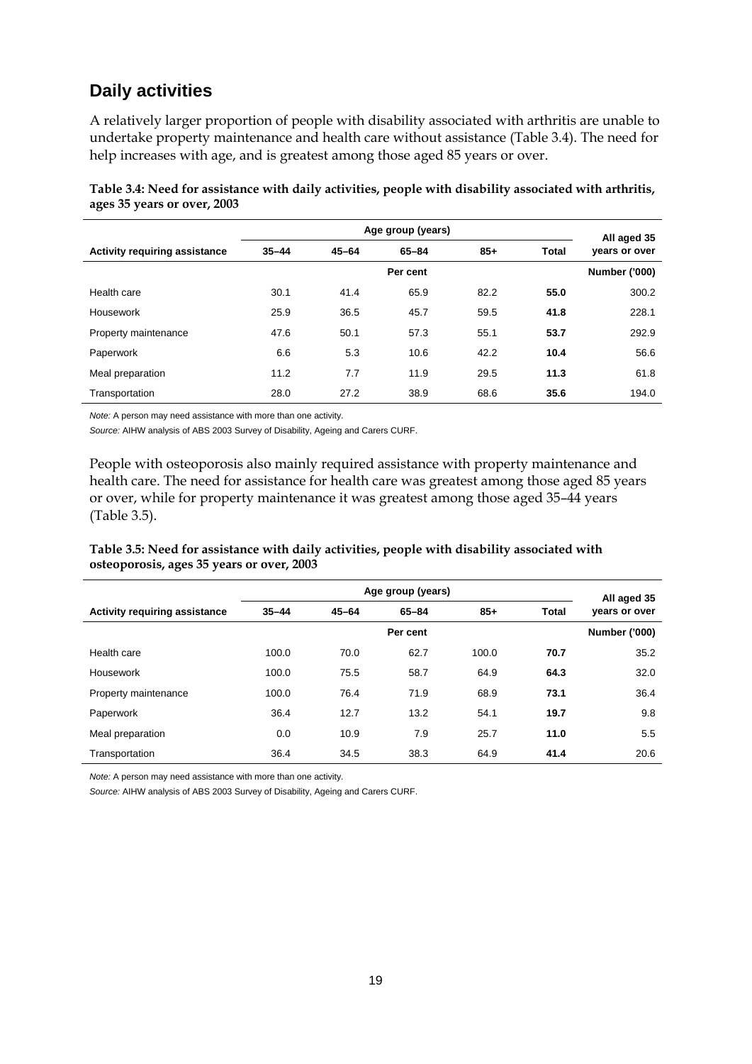## Daily activities

A relatively larger proportion of people with disability associated with arthritis are unable to undertake property maintenance and health care without assistance (Table 3.4). The need for help increases with age, and is greatest among those aged 85 years or over.

**Table 3.4: Need for assistance with daily activities, people with disability associated with arthritis, ages 35 years or over, 2003**

| | Age group (years) | | | | | All aged 35 |
|---|---|---|---|---|---|---|
| **Activity requiring assistance** | **35–44** | **45–64** | **65–84** | **85+** | **Total** | **years or over** |
| | | | **Per cent** | | | **Number ('000)** |
| Health care | 30.1 | 41.4 | 65.9 | 82.2 | **55.0** | 300.2 |
| Housework | 25.9 | 36.5 | 45.7 | 59.5 | **41.8** | 228.1 |
| Property maintenance | 47.6 | 50.1 | 57.3 | 55.1 | **53.7** | 292.9 |
| Paperwork | 6.6 | 5.3 | 10.6 | 42.2 | **10.4** | 56.6 |
| Meal preparation | 11.2 | 7.7 | 11.9 | 29.5 | **11.3** | 61.8 |
| Transportation | 28.0 | 27.2 | 38.9 | 68.6 | **35.6** | 194.0 |

*Note:* A person may need assistance with more than one activity.

*Source:* AIHW analysis of ABS 2003 Survey of Disability, Ageing and Carers CURF.

People with osteoporosis also mainly required assistance with property maintenance and health care. The need for assistance for health care was greatest among those aged 85 years or over, while for property maintenance it was greatest among those aged 35–44 years (Table 3.5).

**Table 3.5: Need for assistance with daily activities, people with disability associated with osteoporosis, ages 35 years or over, 2003**

| | Age group (years) | | | | | All aged 35 |
|---|---|---|---|---|---|---|
| **Activity requiring assistance** | **35–44** | **45–64** | **65–84** | **85+** | **Total** | **years or over** |
| | | | **Per cent** | | | **Number ('000)** |
| Health care | 100.0 | 70.0 | 62.7 | 100.0 | **70.7** | 35.2 |
| Housework | 100.0 | 75.5 | 58.7 | 64.9 | **64.3** | 32.0 |
| Property maintenance | 100.0 | 76.4 | 71.9 | 68.9 | **73.1** | 36.4 |
| Paperwork | 36.4 | 12.7 | 13.2 | 54.1 | **19.7** | 9.8 |
| Meal preparation | 0.0 | 10.9 | 7.9 | 25.7 | **11.0** | 5.5 |
| Transportation | 36.4 | 34.5 | 38.3 | 64.9 | **41.4** | 20.6 |

*Note:* A person may need assistance with more than one activity.

*Source:* AIHW analysis of ABS 2003 Survey of Disability, Ageing and Carers CURF.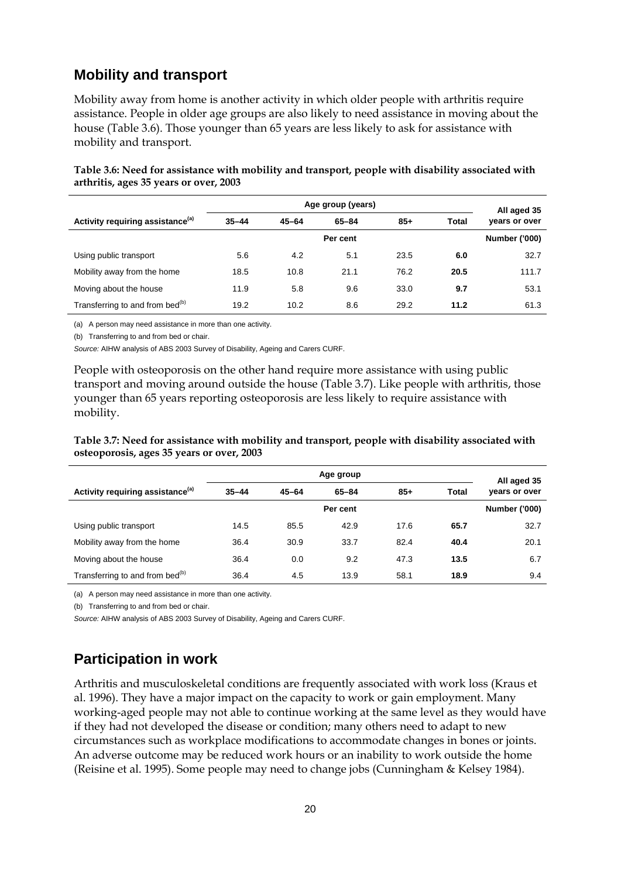## Mobility and transport

Mobility away from home is another activity in which older people with arthritis require assistance. People in older age groups are also likely to need assistance in moving about the house (Table 3.6). Those younger than 65 years are less likely to ask for assistance with mobility and transport.

**Table 3.6: Need for assistance with mobility and transport, people with disability associated with arthritis, ages 35 years or over, 2003**

| | Age group (years) | | | | | All aged 35 years or over |
|---|---|---|---|---|---|---|
| Activity requiring assistance[(a)] | 35–44 | 45–64 | 65–84 | 85+ | Total | |
| | | | Per cent | | | Number ('000) |
| Using public transport | 5.6 | 4.2 | 5.1 | 23.5 | **6.0** | 32.7 |
| Mobility away from the home | 18.5 | 10.8 | 21.1 | 76.2 | **20.5** | 111.7 |
| Moving about the house | 11.9 | 5.8 | 9.6 | 33.0 | **9.7** | 53.1 |
| Transferring to and from bed[(b)] | 19.2 | 10.2 | 8.6 | 29.2 | **11.2** | 61.3 |

(a) A person may need assistance in more than one activity.

(b) Transferring to and from bed or chair.

*Source:* AIHW analysis of ABS 2003 Survey of Disability, Ageing and Carers CURF.

People with osteoporosis on the other hand require more assistance with using public transport and moving around outside the house (Table 3.7). Like people with arthritis, those younger than 65 years reporting osteoporosis are less likely to require assistance with mobility.

**Table 3.7: Need for assistance with mobility and transport, people with disability associated with osteoporosis, ages 35 years or over, 2003**

| | Age group | | | | | All aged 35 years or over |
|---|---|---|---|---|---|---|
| Activity requiring assistance[(a)] | 35–44 | 45–64 | 65–84 | 85+ | Total | |
| | | | Per cent | | | Number ('000) |
| Using public transport | 14.5 | 85.5 | 42.9 | 17.6 | **65.7** | 32.7 |
| Mobility away from the home | 36.4 | 30.9 | 33.7 | 82.4 | **40.4** | 20.1 |
| Moving about the house | 36.4 | 0.0 | 9.2 | 47.3 | **13.5** | 6.7 |
| Transferring to and from bed[(b)] | 36.4 | 4.5 | 13.9 | 58.1 | **18.9** | 9.4 |

(a) A person may need assistance in more than one activity.

(b) Transferring to and from bed or chair.

*Source:* AIHW analysis of ABS 2003 Survey of Disability, Ageing and Carers CURF.

## Participation in work

Arthritis and musculoskeletal conditions are frequently associated with work loss (Kraus et al. 1996). They have a major impact on the capacity to work or gain employment. Many working-aged people may not able to continue working at the same level as they would have if they had not developed the disease or condition; many others need to adapt to new circumstances such as workplace modifications to accommodate changes in bones or joints. An adverse outcome may be reduced work hours or an inability to work outside the home (Reisine et al. 1995). Some people may need to change jobs (Cunningham & Kelsey 1984).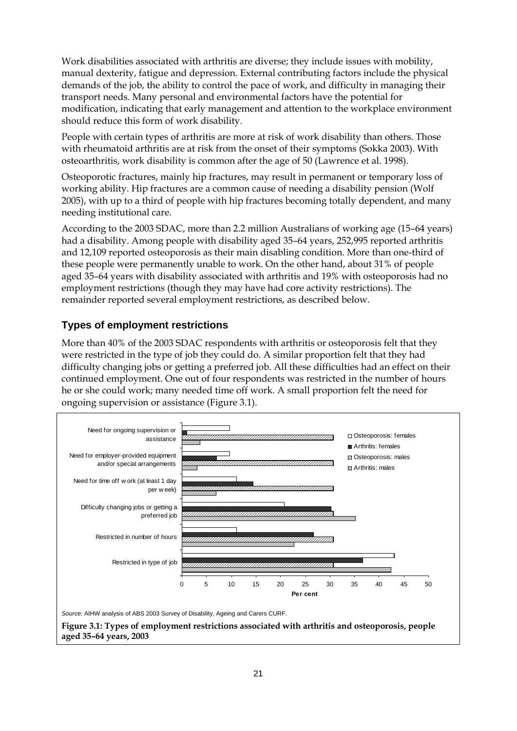Work disabilities associated with arthritis are diverse; they include issues with mobility, manual dexterity, fatigue and depression. External contributing factors include the physical demands of the job, the ability to control the pace of work, and difficulty in managing their transport needs. Many personal and environmental factors have the potential for modification, indicating that early management and attention to the workplace environment should reduce this form of work disability.

People with certain types of arthritis are more at risk of work disability than others. Those with rheumatoid arthritis are at risk from the onset of their symptoms (Sokka 2003). With osteoarthritis, work disability is common after the age of 50 (Lawrence et al. 1998).

Osteoporotic fractures, mainly hip fractures, may result in permanent or temporary loss of working ability. Hip fractures are a common cause of needing a disability pension (Wolf 2005), with up to a third of people with hip fractures becoming totally dependent, and many needing institutional care.

According to the 2003 SDAC, more than 2.2 million Australians of working age (15–64 years) had a disability. Among people with disability aged 35–64 years, 252,995 reported arthritis and 12,109 reported osteoporosis as their main disabling condition. More than one-third of these people were permanently unable to work. On the other hand, about 31% of people aged 35–64 years with disability associated with arthritis and 19% with osteoporosis had no employment restrictions (though they may have had core activity restrictions). The remainder reported several employment restrictions, as described below.

## Types of employment restrictions

More than 40% of the 2003 SDAC respondents with arthritis or osteoporosis felt that they were restricted in the type of job they could do. A similar proportion felt that they had difficulty changing jobs or getting a preferred job. All these difficulties had an effect on their continued employment. One out of four respondents was restricted in the number of hours he or she could work; many needed time off work. A small proportion felt the need for ongoing supervision or assistance (Figure 3.1).

*Source:* AIHW analysis of ABS 2003 Survey of Disability, Ageing and Carers CURF.

**Figure 3.1: Types of employment restrictions associated with arthritis and osteoporosis, people aged 35–64 years, 2003**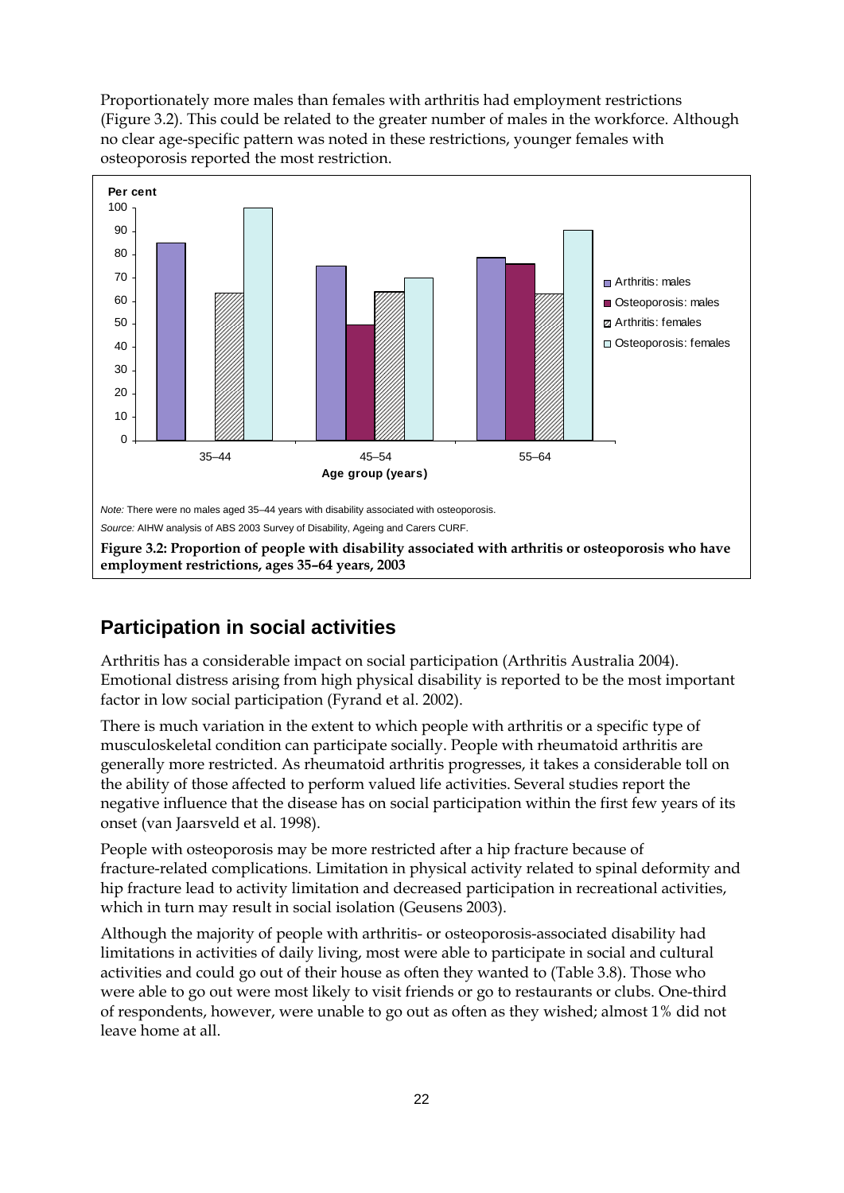Proportionately more males than females with arthritis had employment restrictions (Figure 3.2). This could be related to the greater number of males in the workforce. Although no clear age-specific pattern was noted in these restrictions, younger females with osteoporosis reported the most restriction.

*Note:* There were no males aged 35–44 years with disability associated with osteoporosis.

*Source:* AIHW analysis of ABS 2003 Survey of Disability, Ageing and Carers CURF.

**Figure 3.2: Proportion of people with disability associated with arthritis or osteoporosis who have employment restrictions, ages 35–64 years, 2003**

## Participation in social activities

Arthritis has a considerable impact on social participation (Arthritis Australia 2004). Emotional distress arising from high physical disability is reported to be the most important factor in low social participation (Fyrand et al. 2002).

There is much variation in the extent to which people with arthritis or a specific type of musculoskeletal condition can participate socially. People with rheumatoid arthritis are generally more restricted. As rheumatoid arthritis progresses, it takes a considerable toll on the ability of those affected to perform valued life activities. Several studies report the negative influence that the disease has on social participation within the first few years of its onset (van Jaarsveld et al. 1998).

People with osteoporosis may be more restricted after a hip fracture because of fracture-related complications. Limitation in physical activity related to spinal deformity and hip fracture lead to activity limitation and decreased participation in recreational activities, which in turn may result in social isolation (Geusens 2003).

Although the majority of people with arthritis- or osteoporosis-associated disability had limitations in activities of daily living, most were able to participate in social and cultural activities and could go out of their house as often they wanted to (Table 3.8). Those who were able to go out were most likely to visit friends or go to restaurants or clubs. One-third of respondents, however, were unable to go out as often as they wished; almost 1% did not leave home at all.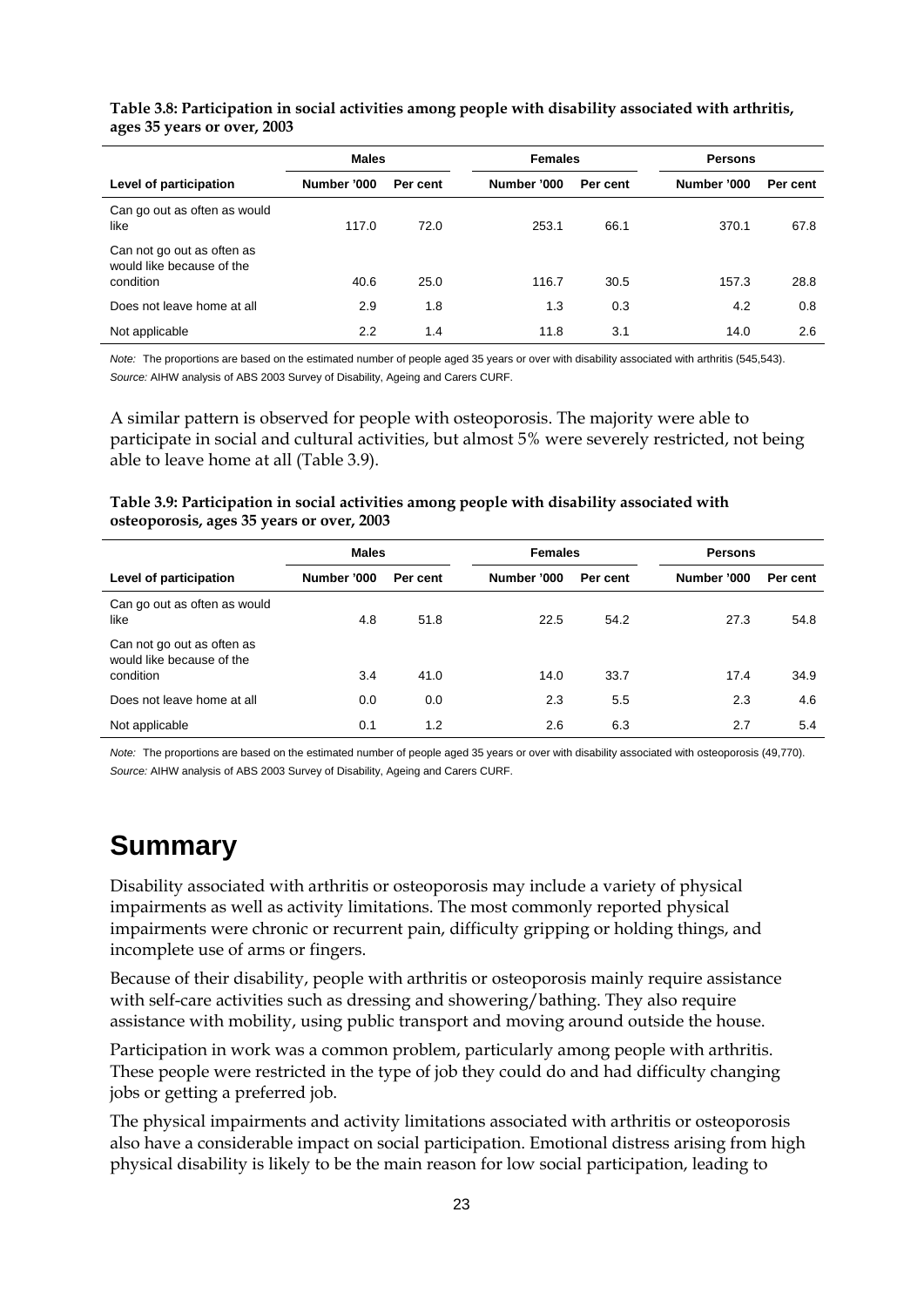**Table 3.8: Participation in social activities among people with disability associated with arthritis, ages 35 years or over, 2003**

| | Males | | Females | | Persons | |
|---|---|---|---|---|---|---|
| Level of participation | Number '000 | Per cent | Number '000 | Per cent | Number '000 | Per cent |
| Can go out as often as would like | 117.0 | 72.0 | 253.1 | 66.1 | 370.1 | 67.8 |
| Can not go out as often as would like because of the condition | 40.6 | 25.0 | 116.7 | 30.5 | 157.3 | 28.8 |
| Does not leave home at all | 2.9 | 1.8 | 1.3 | 0.3 | 4.2 | 0.8 |
| Not applicable | 2.2 | 1.4 | 11.8 | 3.1 | 14.0 | 2.6 |

*Note:* The proportions are based on the estimated number of people aged 35 years or over with disability associated with arthritis (545,543).
*Source:* AIHW analysis of ABS 2003 Survey of Disability, Ageing and Carers CURF.

A similar pattern is observed for people with osteoporosis. The majority were able to participate in social and cultural activities, but almost 5% were severely restricted, not being able to leave home at all (Table 3.9).

**Table 3.9: Participation in social activities among people with disability associated with osteoporosis, ages 35 years or over, 2003**

| | Males | | Females | | Persons | |
|---|---|---|---|---|---|---|
| Level of participation | Number '000 | Per cent | Number '000 | Per cent | Number '000 | Per cent |
| Can go out as often as would like | 4.8 | 51.8 | 22.5 | 54.2 | 27.3 | 54.8 |
| Can not go out as often as would like because of the condition | 3.4 | 41.0 | 14.0 | 33.7 | 17.4 | 34.9 |
| Does not leave home at all | 0.0 | 0.0 | 2.3 | 5.5 | 2.3 | 4.6 |
| Not applicable | 0.1 | 1.2 | 2.6 | 6.3 | 2.7 | 5.4 |

*Note:* The proportions are based on the estimated number of people aged 35 years or over with disability associated with osteoporosis (49,770).
*Source:* AIHW analysis of ABS 2003 Survey of Disability, Ageing and Carers CURF.

# Summary

Disability associated with arthritis or osteoporosis may include a variety of physical impairments as well as activity limitations. The most commonly reported physical impairments were chronic or recurrent pain, difficulty gripping or holding things, and incomplete use of arms or fingers.

Because of their disability, people with arthritis or osteoporosis mainly require assistance with self-care activities such as dressing and showering/bathing. They also require assistance with mobility, using public transport and moving around outside the house.

Participation in work was a common problem, particularly among people with arthritis. These people were restricted in the type of job they could do and had difficulty changing jobs or getting a preferred job.

The physical impairments and activity limitations associated with arthritis or osteoporosis also have a considerable impact on social participation. Emotional distress arising from high physical disability is likely to be the main reason for low social participation, leading to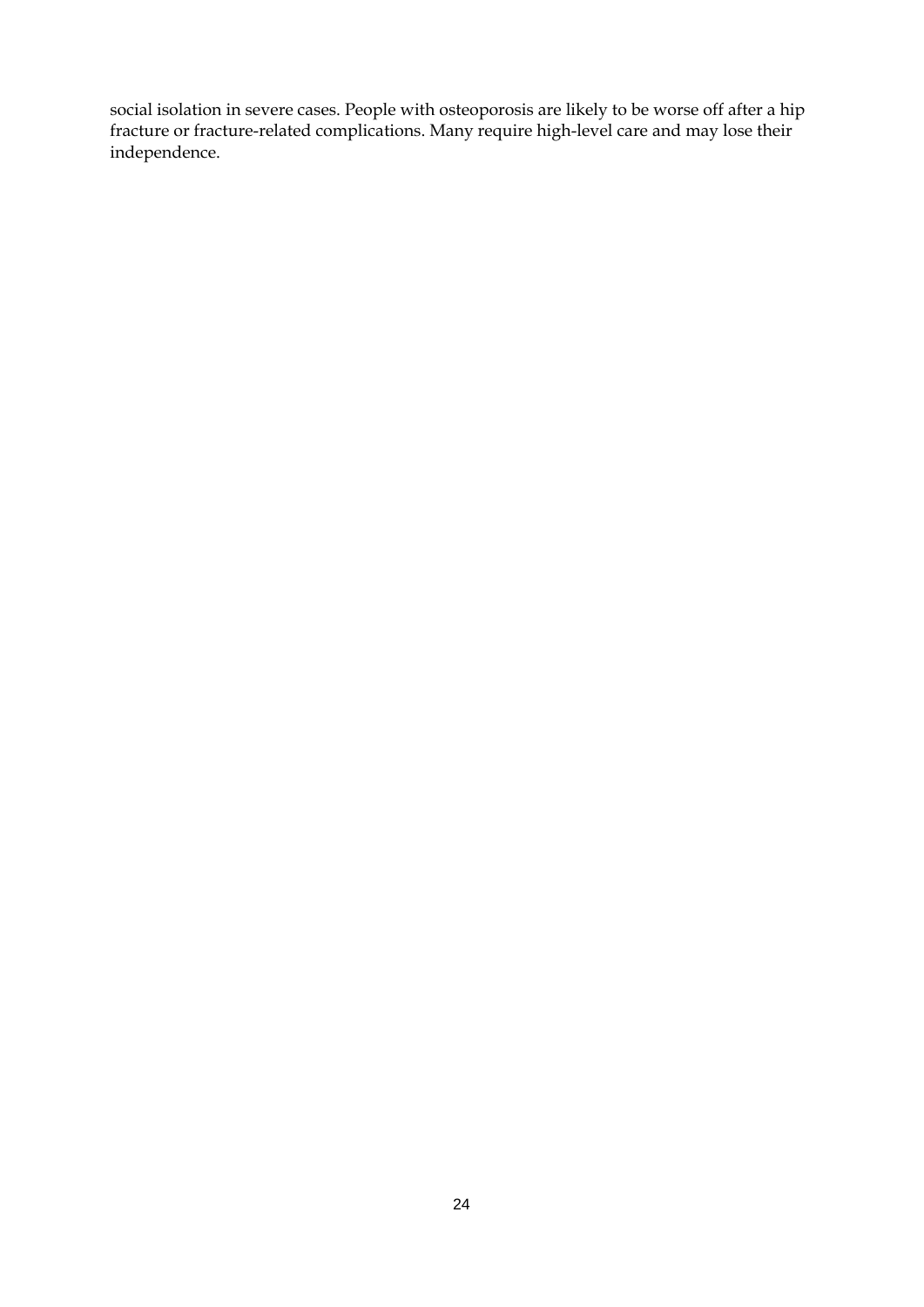social isolation in severe cases. People with osteoporosis are likely to be worse off after a hip fracture or fracture-related complications. Many require high-level care and may lose their independence.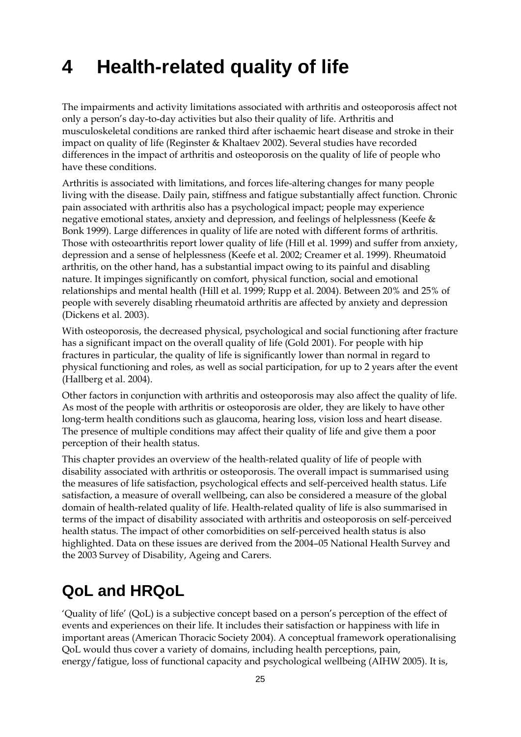# 4 Health-related quality of life

The impairments and activity limitations associated with arthritis and osteoporosis affect not only a person's day-to-day activities but also their quality of life. Arthritis and musculoskeletal conditions are ranked third after ischaemic heart disease and stroke in their impact on quality of life (Reginster & Khaltaev 2002). Several studies have recorded differences in the impact of arthritis and osteoporosis on the quality of life of people who have these conditions.

Arthritis is associated with limitations, and forces life-altering changes for many people living with the disease. Daily pain, stiffness and fatigue substantially affect function. Chronic pain associated with arthritis also has a psychological impact; people may experience negative emotional states, anxiety and depression, and feelings of helplessness (Keefe & Bonk 1999). Large differences in quality of life are noted with different forms of arthritis. Those with osteoarthritis report lower quality of life (Hill et al. 1999) and suffer from anxiety, depression and a sense of helplessness (Keefe et al. 2002; Creamer et al. 1999). Rheumatoid arthritis, on the other hand, has a substantial impact owing to its painful and disabling nature. It impinges significantly on comfort, physical function, social and emotional relationships and mental health (Hill et al. 1999; Rupp et al. 2004). Between 20% and 25% of people with severely disabling rheumatoid arthritis are affected by anxiety and depression (Dickens et al. 2003).

With osteoporosis, the decreased physical, psychological and social functioning after fracture has a significant impact on the overall quality of life (Gold 2001). For people with hip fractures in particular, the quality of life is significantly lower than normal in regard to physical functioning and roles, as well as social participation, for up to 2 years after the event (Hallberg et al. 2004).

Other factors in conjunction with arthritis and osteoporosis may also affect the quality of life. As most of the people with arthritis or osteoporosis are older, they are likely to have other long-term health conditions such as glaucoma, hearing loss, vision loss and heart disease. The presence of multiple conditions may affect their quality of life and give them a poor perception of their health status.

This chapter provides an overview of the health-related quality of life of people with disability associated with arthritis or osteoporosis. The overall impact is summarised using the measures of life satisfaction, psychological effects and self-perceived health status. Life satisfaction, a measure of overall wellbeing, can also be considered a measure of the global domain of health-related quality of life. Health-related quality of life is also summarised in terms of the impact of disability associated with arthritis and osteoporosis on self-perceived health status. The impact of other comorbidities on self-perceived health status is also highlighted. Data on these issues are derived from the 2004–05 National Health Survey and the 2003 Survey of Disability, Ageing and Carers.

## QoL and HRQoL

'Quality of life' (QoL) is a subjective concept based on a person's perception of the effect of events and experiences on their life. It includes their satisfaction or happiness with life in important areas (American Thoracic Society 2004). A conceptual framework operationalising QoL would thus cover a variety of domains, including health perceptions, pain, energy/fatigue, loss of functional capacity and psychological wellbeing (AIHW 2005). It is,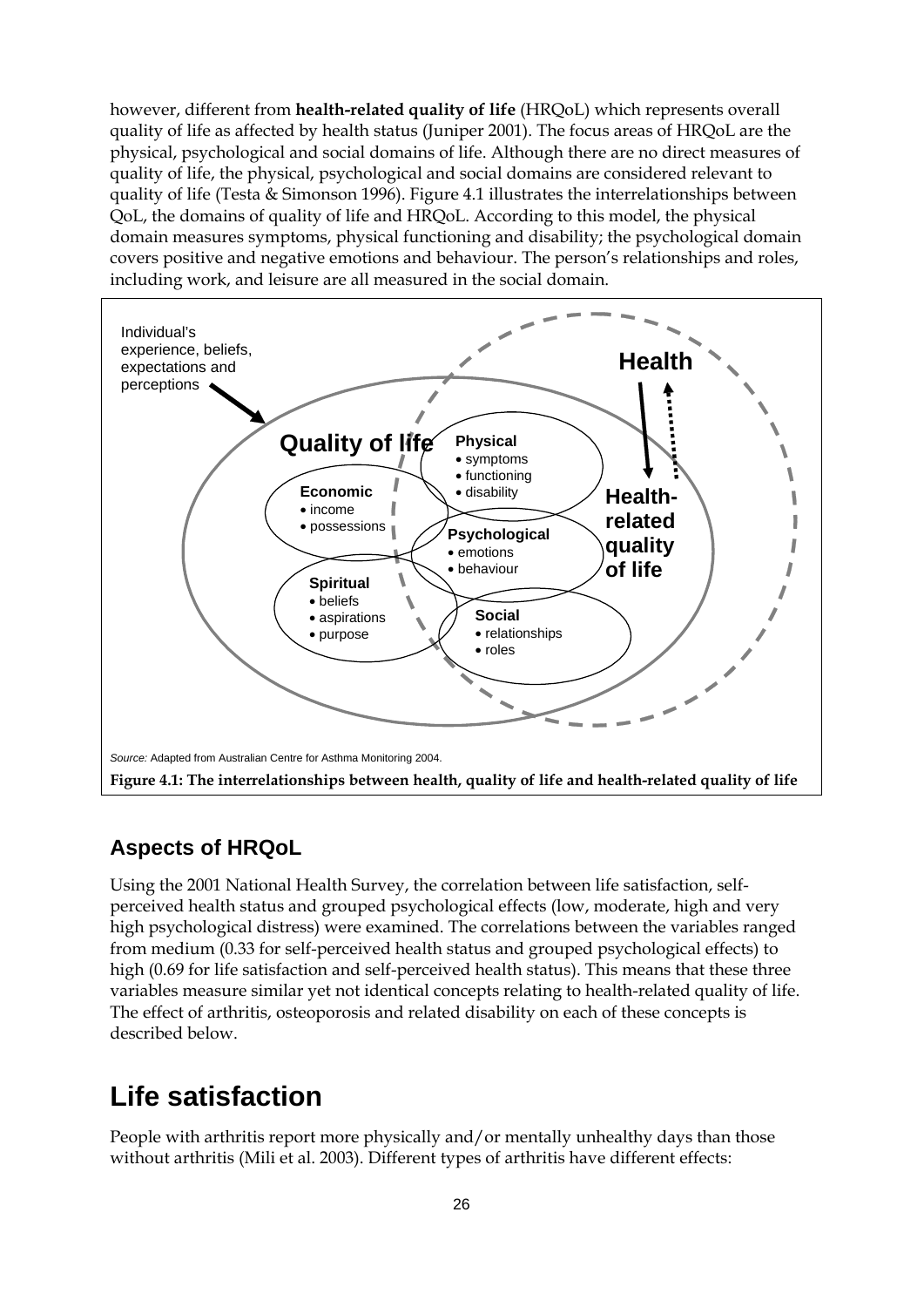however, different from **health-related quality of life** (HRQoL) which represents overall quality of life as affected by health status (Juniper 2001). The focus areas of HRQoL are the physical, psychological and social domains of life. Although there are no direct measures of quality of life, the physical, psychological and social domains are considered relevant to quality of life (Testa & Simonson 1996). Figure 4.1 illustrates the interrelationships between QoL, the domains of quality of life and HRQoL. According to this model, the physical domain measures symptoms, physical functioning and disability; the psychological domain covers positive and negative emotions and behaviour. The person's relationships and roles, including work, and leisure are all measured in the social domain.

Individual's experience, beliefs, expectations and perceptions

**Health**

**Quality of life**

**Physical**
- symptoms
- functioning
- disability

**Economic**
- income
- possessions

**Psychological**
- emotions
- behaviour

**Spiritual**
- beliefs
- aspirations
- purpose

**Social**
- relationships
- roles

**Health-related quality of life**

*Source:* Adapted from Australian Centre for Asthma Monitoring 2004.

**Figure 4.1: The interrelationships between health, quality of life and health-related quality of life**

## Aspects of HRQoL

Using the 2001 National Health Survey, the correlation between life satisfaction, self-perceived health status and grouped psychological effects (low, moderate, high and very high psychological distress) were examined. The correlations between the variables ranged from medium (0.33 for self-perceived health status and grouped psychological effects) to high (0.69 for life satisfaction and self-perceived health status). This means that these three variables measure similar yet not identical concepts relating to health-related quality of life. The effect of arthritis, osteoporosis and related disability on each of these concepts is described below.

# Life satisfaction

People with arthritis report more physically and/or mentally unhealthy days than those without arthritis (Mili et al. 2003). Different types of arthritis have different effects: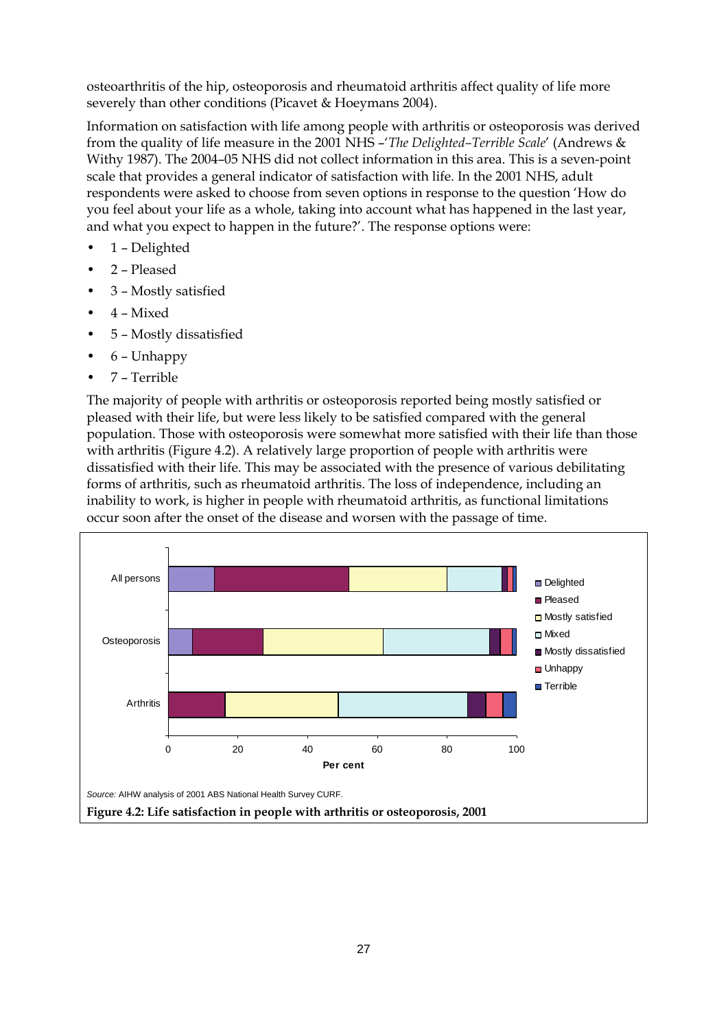osteoarthritis of the hip, osteoporosis and rheumatoid arthritis affect quality of life more severely than other conditions (Picavet & Hoeymans 2004).

Information on satisfaction with life among people with arthritis or osteoporosis was derived from the quality of life measure in the 2001 NHS –'*The Delighted–Terrible Scale*' (Andrews & Withy 1987). The 2004–05 NHS did not collect information in this area. This is a seven-point scale that provides a general indicator of satisfaction with life. In the 2001 NHS, adult respondents were asked to choose from seven options in response to the question 'How do you feel about your life as a whole, taking into account what has happened in the last year, and what you expect to happen in the future?'. The response options were:

- 1 – Delighted
- 2 – Pleased
- 3 – Mostly satisfied
- 4 – Mixed
- 5 – Mostly dissatisfied
- 6 – Unhappy
- 7 – Terrible

The majority of people with arthritis or osteoporosis reported being mostly satisfied or pleased with their life, but were less likely to be satisfied compared with the general population. Those with osteoporosis were somewhat more satisfied with their life than those with arthritis (Figure 4.2). A relatively large proportion of people with arthritis were dissatisfied with their life. This may be associated with the presence of various debilitating forms of arthritis, such as rheumatoid arthritis. The loss of independence, including an inability to work, is higher in people with rheumatoid arthritis, as functional limitations occur soon after the onset of the disease and worsen with the passage of time.

*Source:* AIHW analysis of 2001 ABS National Health Survey CURF.

**Figure 4.2: Life satisfaction in people with arthritis or osteoporosis, 2001**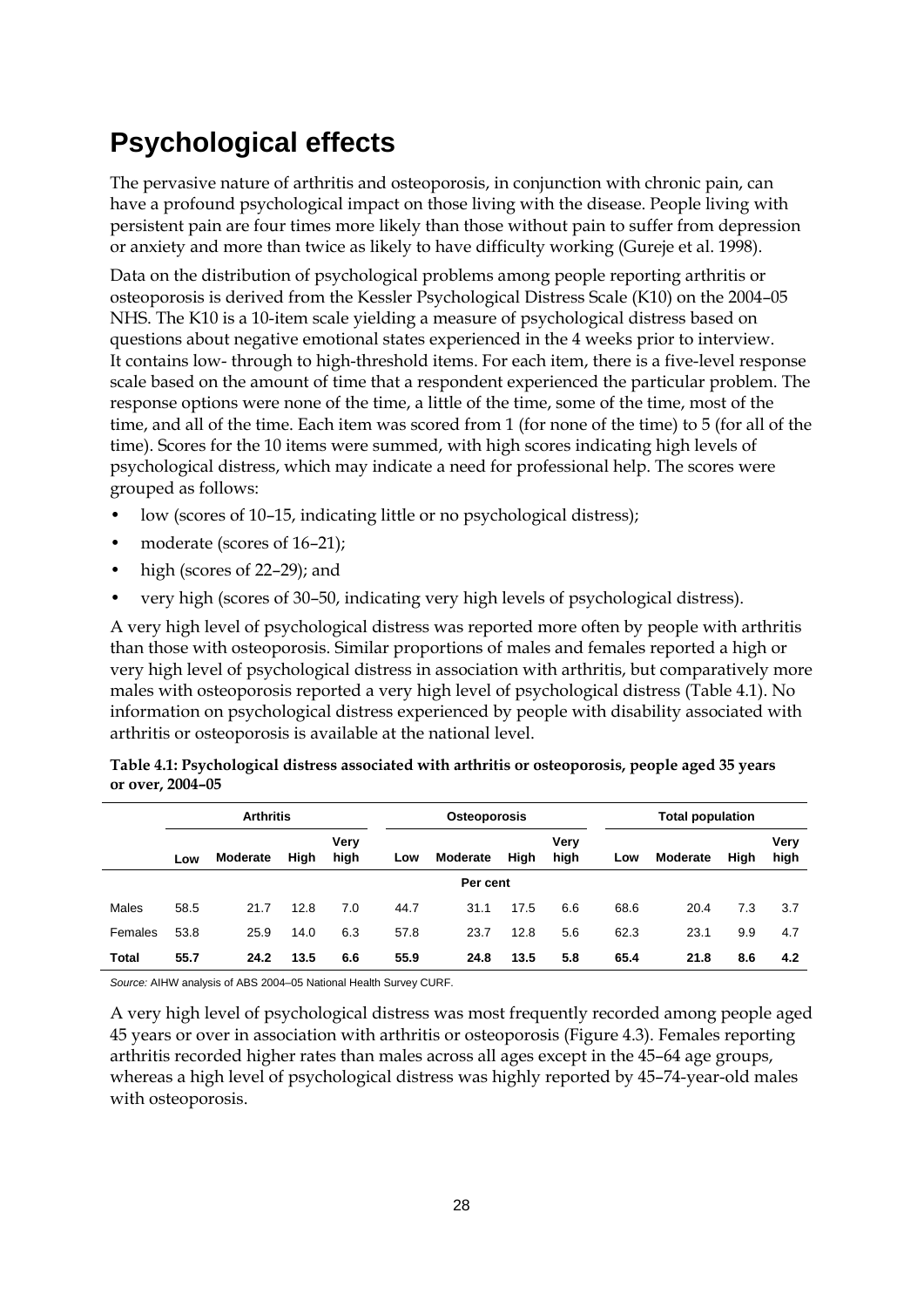## Psychological effects

The pervasive nature of arthritis and osteoporosis, in conjunction with chronic pain, can have a profound psychological impact on those living with the disease. People living with persistent pain are four times more likely than those without pain to suffer from depression or anxiety and more than twice as likely to have difficulty working (Gureje et al. 1998).

Data on the distribution of psychological problems among people reporting arthritis or osteoporosis is derived from the Kessler Psychological Distress Scale (K10) on the 2004–05 NHS. The K10 is a 10-item scale yielding a measure of psychological distress based on questions about negative emotional states experienced in the 4 weeks prior to interview. It contains low- through to high-threshold items. For each item, there is a five-level response scale based on the amount of time that a respondent experienced the particular problem. The response options were none of the time, a little of the time, some of the time, most of the time, and all of the time. Each item was scored from 1 (for none of the time) to 5 (for all of the time). Scores for the 10 items were summed, with high scores indicating high levels of psychological distress, which may indicate a need for professional help. The scores were grouped as follows:

- low (scores of 10–15, indicating little or no psychological distress);
- moderate (scores of 16–21);
- high (scores of 22–29); and
- very high (scores of 30–50, indicating very high levels of psychological distress).

A very high level of psychological distress was reported more often by people with arthritis than those with osteoporosis. Similar proportions of males and females reported a high or very high level of psychological distress in association with arthritis, but comparatively more males with osteoporosis reported a very high level of psychological distress (Table 4.1). No information on psychological distress experienced by people with disability associated with arthritis or osteoporosis is available at the national level.

**Table 4.1: Psychological distress associated with arthritis or osteoporosis, people aged 35 years or over, 2004–05**

| | Arthritis | | | | Osteoporosis | | | | Total population | | | |
|---|---|---|---|---|---|---|---|---|---|---|---|---|
| | Low | Moderate | High | Very high | Low | Moderate | High | Very high | Low | Moderate | High | Very high |
| | | | | | | Per cent | | | | | | |
| Males | 58.5 | 21.7 | 12.8 | 7.0 | 44.7 | 31.1 | 17.5 | 6.6 | 68.6 | 20.4 | 7.3 | 3.7 |
| Females | 53.8 | 25.9 | 14.0 | 6.3 | 57.8 | 23.7 | 12.8 | 5.6 | 62.3 | 23.1 | 9.9 | 4.7 |
| **Total** | **55.7** | **24.2** | **13.5** | **6.6** | **55.9** | **24.8** | **13.5** | **5.8** | **65.4** | **21.8** | **8.6** | **4.2** |

*Source:* AIHW analysis of ABS 2004–05 National Health Survey CURF.

A very high level of psychological distress was most frequently recorded among people aged 45 years or over in association with arthritis or osteoporosis (Figure 4.3). Females reporting arthritis recorded higher rates than males across all ages except in the 45–64 age groups, whereas a high level of psychological distress was highly reported by 45–74-year-old males with osteoporosis.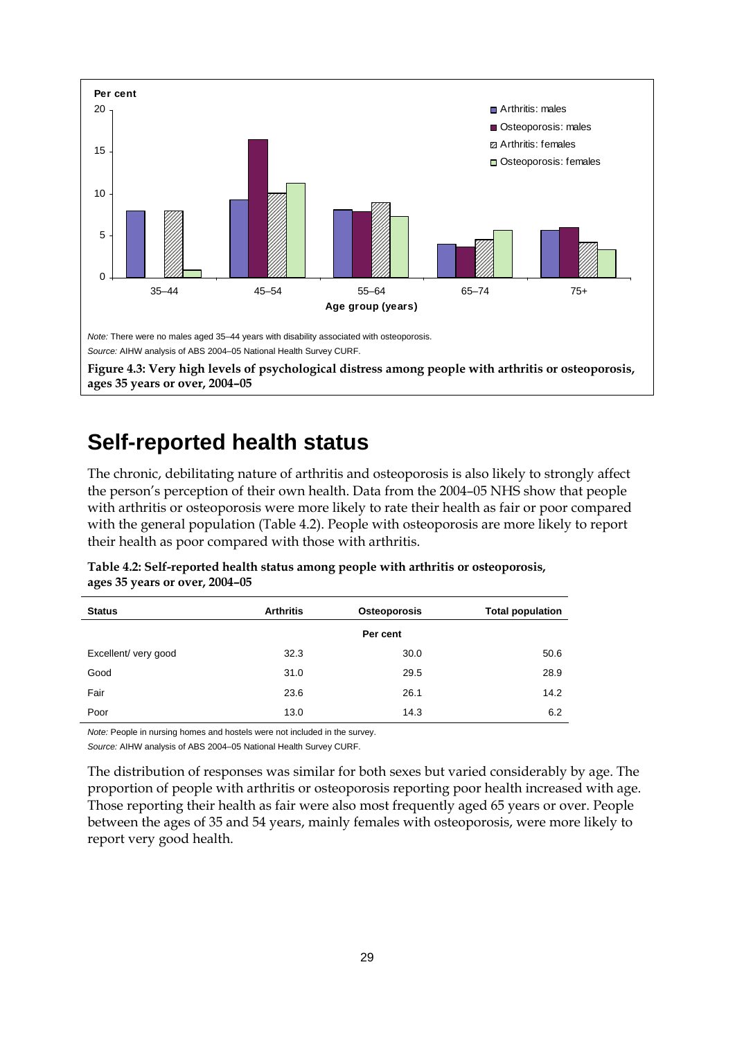Note: There were no males aged 35–44 years with disability associated with osteoporosis.

Source: AIHW analysis of ABS 2004–05 National Health Survey CURF.

**Figure 4.3: Very high levels of psychological distress among people with arthritis or osteoporosis, ages 35 years or over, 2004–05**

## Self-reported health status

The chronic, debilitating nature of arthritis and osteoporosis is also likely to strongly affect the person's perception of their own health. Data from the 2004–05 NHS show that people with arthritis or osteoporosis were more likely to rate their health as fair or poor compared with the general population (Table 4.2). People with osteoporosis are more likely to report their health as poor compared with those with arthritis.

**Table 4.2: Self-reported health status among people with arthritis or osteoporosis, ages 35 years or over, 2004–05**

| Status | Arthritis | Osteoporosis | Total population |
|---|---|---|---|
| | | Per cent | |
| Excellent/ very good | 32.3 | 30.0 | 50.6 |
| Good | 31.0 | 29.5 | 28.9 |
| Fair | 23.6 | 26.1 | 14.2 |
| Poor | 13.0 | 14.3 | 6.2 |

*Note:* People in nursing homes and hostels were not included in the survey.

*Source:* AIHW analysis of ABS 2004–05 National Health Survey CURF.

The distribution of responses was similar for both sexes but varied considerably by age. The proportion of people with arthritis or osteoporosis reporting poor health increased with age. Those reporting their health as fair were also most frequently aged 65 years or over. People between the ages of 35 and 54 years, mainly females with osteoporosis, were more likely to report very good health.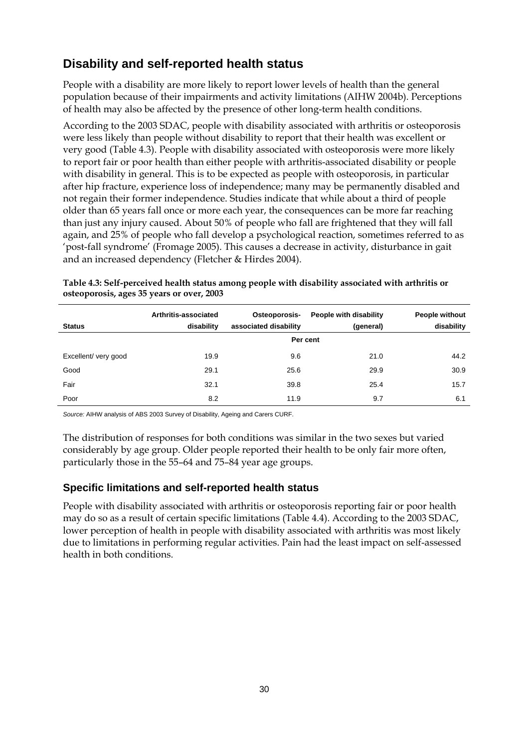## Disability and self-reported health status

People with a disability are more likely to report lower levels of health than the general population because of their impairments and activity limitations (AIHW 2004b). Perceptions of health may also be affected by the presence of other long-term health conditions.

According to the 2003 SDAC, people with disability associated with arthritis or osteoporosis were less likely than people without disability to report that their health was excellent or very good (Table 4.3). People with disability associated with osteoporosis were more likely to report fair or poor health than either people with arthritis-associated disability or people with disability in general. This is to be expected as people with osteoporosis, in particular after hip fracture, experience loss of independence; many may be permanently disabled and not regain their former independence. Studies indicate that while about a third of people older than 65 years fall once or more each year, the consequences can be more far reaching than just any injury caused. About 50% of people who fall are frightened that they will fall again, and 25% of people who fall develop a psychological reaction, sometimes referred to as 'post-fall syndrome' (Fromage 2005). This causes a decrease in activity, disturbance in gait and an increased dependency (Fletcher & Hirdes 2004).

**Table 4.3: Self-perceived health status among people with disability associated with arthritis or osteoporosis, ages 35 years or over, 2003**

| Status | Arthritis-associated disability | Osteoporosis-associated disability | People with disability (general) | People without disability |
|---|---|---|---|---|
| | | Per cent | | |
| Excellent/ very good | 19.9 | 9.6 | 21.0 | 44.2 |
| Good | 29.1 | 25.6 | 29.9 | 30.9 |
| Fair | 32.1 | 39.8 | 25.4 | 15.7 |
| Poor | 8.2 | 11.9 | 9.7 | 6.1 |

*Source:* AIHW analysis of ABS 2003 Survey of Disability, Ageing and Carers CURF.

The distribution of responses for both conditions was similar in the two sexes but varied considerably by age group. Older people reported their health to be only fair more often, particularly those in the 55–64 and 75–84 year age groups.

### Specific limitations and self-reported health status

People with disability associated with arthritis or osteoporosis reporting fair or poor health may do so as a result of certain specific limitations (Table 4.4). According to the 2003 SDAC, lower perception of health in people with disability associated with arthritis was most likely due to limitations in performing regular activities. Pain had the least impact on self-assessed health in both conditions.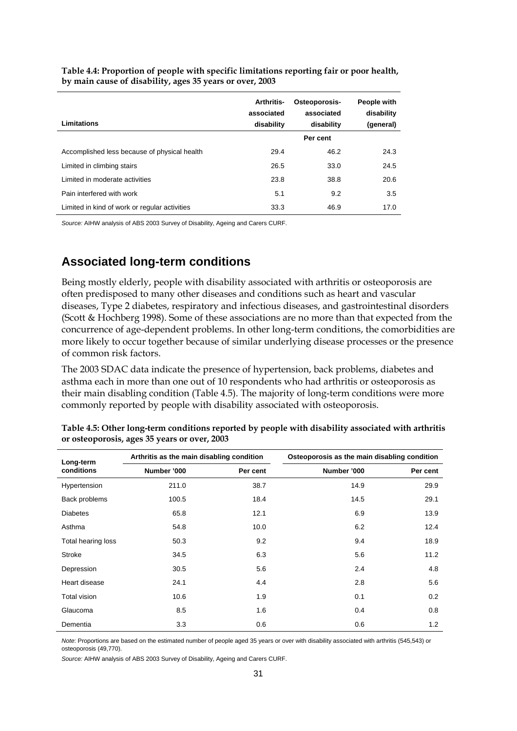**Table 4.4: Proportion of people with specific limitations reporting fair or poor health, by main cause of disability, ages 35 years or over, 2003**

| Limitations | Arthritis-associated disability | Osteoporosis-associated disability | People with disability (general) |
|---|---|---|---|
| | | Per cent | |
| Accomplished less because of physical health | 29.4 | 46.2 | 24.3 |
| Limited in climbing stairs | 26.5 | 33.0 | 24.5 |
| Limited in moderate activities | 23.8 | 38.8 | 20.6 |
| Pain interfered with work | 5.1 | 9.2 | 3.5 |
| Limited in kind of work or regular activities | 33.3 | 46.9 | 17.0 |

*Source:* AIHW analysis of ABS 2003 Survey of Disability, Ageing and Carers CURF.

## Associated long-term conditions

Being mostly elderly, people with disability associated with arthritis or osteoporosis are often predisposed to many other diseases and conditions such as heart and vascular diseases, Type 2 diabetes, respiratory and infectious diseases, and gastrointestinal disorders (Scott & Hochberg 1998). Some of these associations are no more than that expected from the concurrence of age-dependent problems. In other long-term conditions, the comorbidities are more likely to occur together because of similar underlying disease processes or the presence of common risk factors.

The 2003 SDAC data indicate the presence of hypertension, back problems, diabetes and asthma each in more than one out of 10 respondents who had arthritis or osteoporosis as their main disabling condition (Table 4.5). The majority of long-term conditions were more commonly reported by people with disability associated with osteoporosis.

**Table 4.5: Other long-term conditions reported by people with disability associated with arthritis or osteoporosis, ages 35 years or over, 2003**

| Long-term conditions | Arthritis as the main disabling condition | | Osteoporosis as the main disabling condition | |
|---|---|---|---|---|
| | Number '000 | Per cent | Number '000 | Per cent |
| Hypertension | 211.0 | 38.7 | 14.9 | 29.9 |
| Back problems | 100.5 | 18.4 | 14.5 | 29.1 |
| Diabetes | 65.8 | 12.1 | 6.9 | 13.9 |
| Asthma | 54.8 | 10.0 | 6.2 | 12.4 |
| Total hearing loss | 50.3 | 9.2 | 9.4 | 18.9 |
| Stroke | 34.5 | 6.3 | 5.6 | 11.2 |
| Depression | 30.5 | 5.6 | 2.4 | 4.8 |
| Heart disease | 24.1 | 4.4 | 2.8 | 5.6 |
| Total vision | 10.6 | 1.9 | 0.1 | 0.2 |
| Glaucoma | 8.5 | 1.6 | 0.4 | 0.8 |
| Dementia | 3.3 | 0.6 | 0.6 | 1.2 |

*Note*: Proportions are based on the estimated number of people aged 35 years or over with disability associated with arthritis (545,543) or osteoporosis (49,770).

*Source:* AIHW analysis of ABS 2003 Survey of Disability, Ageing and Carers CURF.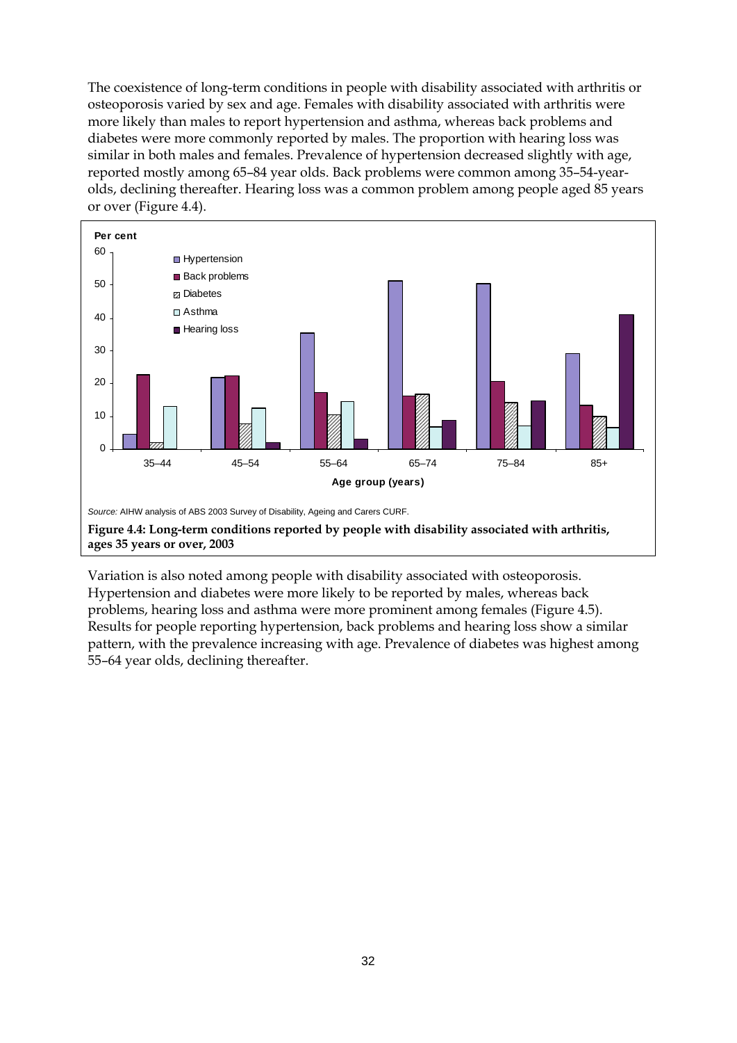The coexistence of long-term conditions in people with disability associated with arthritis or osteoporosis varied by sex and age. Females with disability associated with arthritis were more likely than males to report hypertension and asthma, whereas back problems and diabetes were more commonly reported by males. The proportion with hearing loss was similar in both males and females. Prevalence of hypertension decreased slightly with age, reported mostly among 65–84 year olds. Back problems were common among 35–54-year-olds, declining thereafter. Hearing loss was a common problem among people aged 85 years or over (Figure 4.4).

*Source:* AIHW analysis of ABS 2003 Survey of Disability, Ageing and Carers CURF.

**Figure 4.4: Long-term conditions reported by people with disability associated with arthritis, ages 35 years or over, 2003**

Variation is also noted among people with disability associated with osteoporosis. Hypertension and diabetes were more likely to be reported by males, whereas back problems, hearing loss and asthma were more prominent among females (Figure 4.5). Results for people reporting hypertension, back problems and hearing loss show a similar pattern, with the prevalence increasing with age. Prevalence of diabetes was highest among 55–64 year olds, declining thereafter.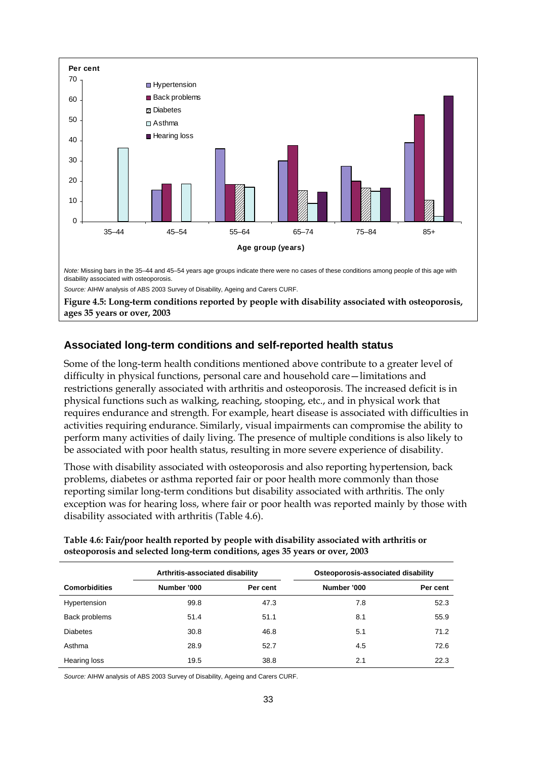Note: Missing bars in the 35–44 and 45–54 years age groups indicate there were no cases of these conditions among people of this age with disability associated with osteoporosis.

Source: AIHW analysis of ABS 2003 Survey of Disability, Ageing and Carers CURF.

**Figure 4.5: Long-term conditions reported by people with disability associated with osteoporosis, ages 35 years or over, 2003**

## Associated long-term conditions and self-reported health status

Some of the long-term health conditions mentioned above contribute to a greater level of difficulty in physical functions, personal care and household care—limitations and restrictions generally associated with arthritis and osteoporosis. The increased deficit is in physical functions such as walking, reaching, stooping, etc., and in physical work that requires endurance and strength. For example, heart disease is associated with difficulties in activities requiring endurance. Similarly, visual impairments can compromise the ability to perform many activities of daily living. The presence of multiple conditions is also likely to be associated with poor health status, resulting in more severe experience of disability.

Those with disability associated with osteoporosis and also reporting hypertension, back problems, diabetes or asthma reported fair or poor health more commonly than those reporting similar long-term conditions but disability associated with arthritis. The only exception was for hearing loss, where fair or poor health was reported mainly by those with disability associated with arthritis (Table 4.6).

**Table 4.6: Fair/poor health reported by people with disability associated with arthritis or osteoporosis and selected long-term conditions, ages 35 years or over, 2003**

| | Arthritis-associated disability | | Osteoporosis-associated disability | |
|---|---|---|---|---|
| **Comorbidities** | **Number '000** | **Per cent** | **Number '000** | **Per cent** |
| Hypertension | 99.8 | 47.3 | 7.8 | 52.3 |
| Back problems | 51.4 | 51.1 | 8.1 | 55.9 |
| Diabetes | 30.8 | 46.8 | 5.1 | 71.2 |
| Asthma | 28.9 | 52.7 | 4.5 | 72.6 |
| Hearing loss | 19.5 | 38.8 | 2.1 | 22.3 |

Source: AIHW analysis of ABS 2003 Survey of Disability, Ageing and Carers CURF.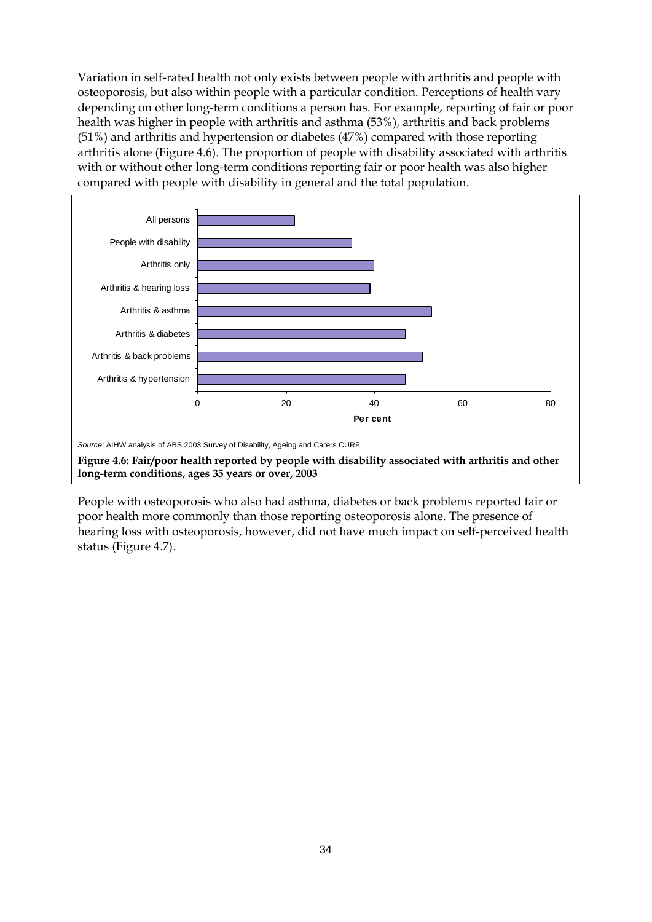Variation in self-rated health not only exists between people with arthritis and people with osteoporosis, but also within people with a particular condition. Perceptions of health vary depending on other long-term conditions a person has. For example, reporting of fair or poor health was higher in people with arthritis and asthma (53%), arthritis and back problems (51%) and arthritis and hypertension or diabetes (47%) compared with those reporting arthritis alone (Figure 4.6). The proportion of people with disability associated with arthritis with or without other long-term conditions reporting fair or poor health was also higher compared with people with disability in general and the total population.

*Source:* AIHW analysis of ABS 2003 Survey of Disability, Ageing and Carers CURF.

**Figure 4.6: Fair/poor health reported by people with disability associated with arthritis and other long-term conditions, ages 35 years or over, 2003**

People with osteoporosis who also had asthma, diabetes or back problems reported fair or poor health more commonly than those reporting osteoporosis alone. The presence of hearing loss with osteoporosis, however, did not have much impact on self-perceived health status (Figure 4.7).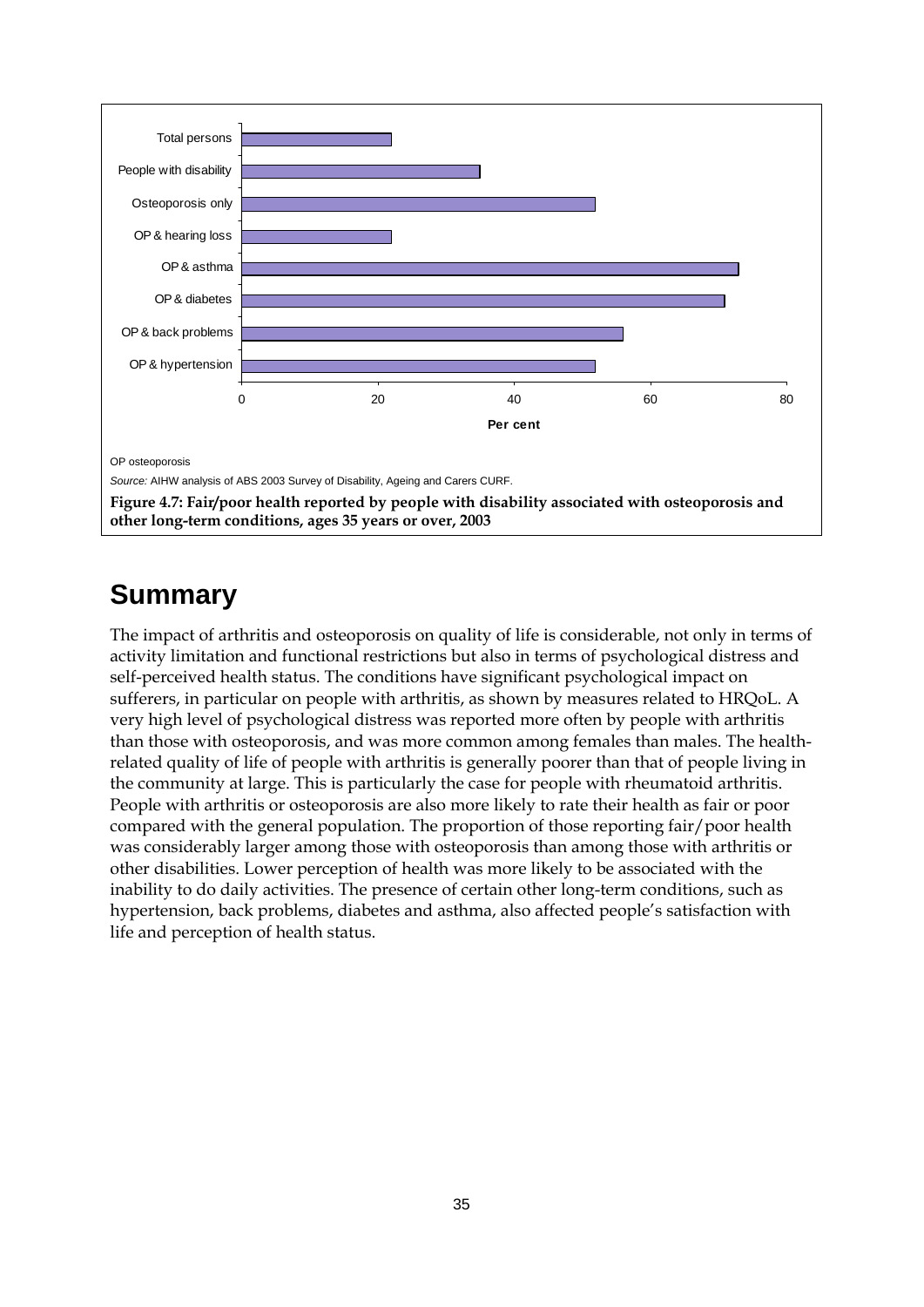OP osteoporosis

*Source:* AIHW analysis of ABS 2003 Survey of Disability, Ageing and Carers CURF.

**Figure 4.7: Fair/poor health reported by people with disability associated with osteoporosis and other long-term conditions, ages 35 years or over, 2003**

## Summary

The impact of arthritis and osteoporosis on quality of life is considerable, not only in terms of activity limitation and functional restrictions but also in terms of psychological distress and self-perceived health status. The conditions have significant psychological impact on sufferers, in particular on people with arthritis, as shown by measures related to HRQoL. A very high level of psychological distress was reported more often by people with arthritis than those with osteoporosis, and was more common among females than males. The health-related quality of life of people with arthritis is generally poorer than that of people living in the community at large. This is particularly the case for people with rheumatoid arthritis. People with arthritis or osteoporosis are also more likely to rate their health as fair or poor compared with the general population. The proportion of those reporting fair/poor health was considerably larger among those with osteoporosis than among those with arthritis or other disabilities. Lower perception of health was more likely to be associated with the inability to do daily activities. The presence of certain other long-term conditions, such as hypertension, back problems, diabetes and asthma, also affected people's satisfaction with life and perception of health status.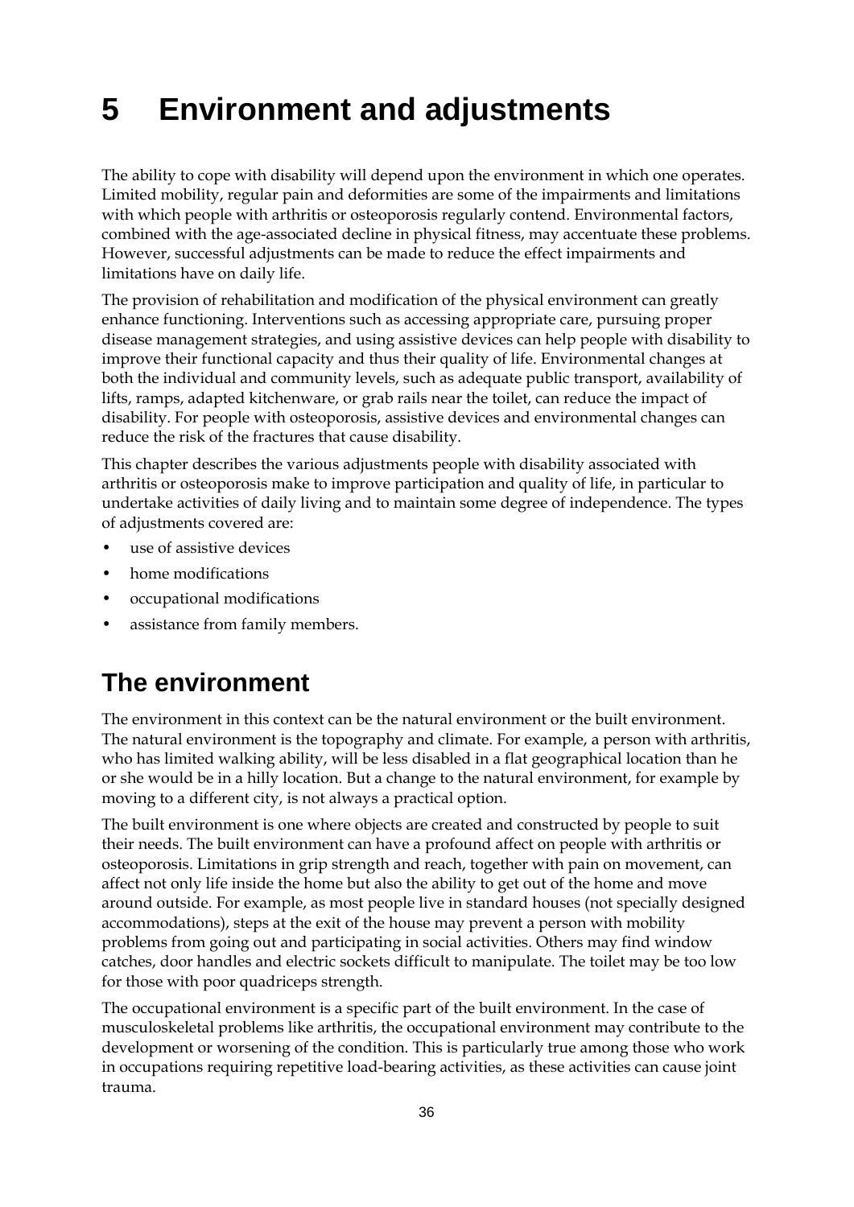# 5 Environment and adjustments

The ability to cope with disability will depend upon the environment in which one operates. Limited mobility, regular pain and deformities are some of the impairments and limitations with which people with arthritis or osteoporosis regularly contend. Environmental factors, combined with the age-associated decline in physical fitness, may accentuate these problems. However, successful adjustments can be made to reduce the effect impairments and limitations have on daily life.

The provision of rehabilitation and modification of the physical environment can greatly enhance functioning. Interventions such as accessing appropriate care, pursuing proper disease management strategies, and using assistive devices can help people with disability to improve their functional capacity and thus their quality of life. Environmental changes at both the individual and community levels, such as adequate public transport, availability of lifts, ramps, adapted kitchenware, or grab rails near the toilet, can reduce the impact of disability. For people with osteoporosis, assistive devices and environmental changes can reduce the risk of the fractures that cause disability.

This chapter describes the various adjustments people with disability associated with arthritis or osteoporosis make to improve participation and quality of life, in particular to undertake activities of daily living and to maintain some degree of independence. The types of adjustments covered are:

- use of assistive devices
- home modifications
- occupational modifications
- assistance from family members.

## The environment

The environment in this context can be the natural environment or the built environment. The natural environment is the topography and climate. For example, a person with arthritis, who has limited walking ability, will be less disabled in a flat geographical location than he or she would be in a hilly location. But a change to the natural environment, for example by moving to a different city, is not always a practical option.

The built environment is one where objects are created and constructed by people to suit their needs. The built environment can have a profound affect on people with arthritis or osteoporosis. Limitations in grip strength and reach, together with pain on movement, can affect not only life inside the home but also the ability to get out of the home and move around outside. For example, as most people live in standard houses (not specially designed accommodations), steps at the exit of the house may prevent a person with mobility problems from going out and participating in social activities. Others may find window catches, door handles and electric sockets difficult to manipulate. The toilet may be too low for those with poor quadriceps strength.

The occupational environment is a specific part of the built environment. In the case of musculoskeletal problems like arthritis, the occupational environment may contribute to the development or worsening of the condition. This is particularly true among those who work in occupations requiring repetitive load-bearing activities, as these activities can cause joint trauma.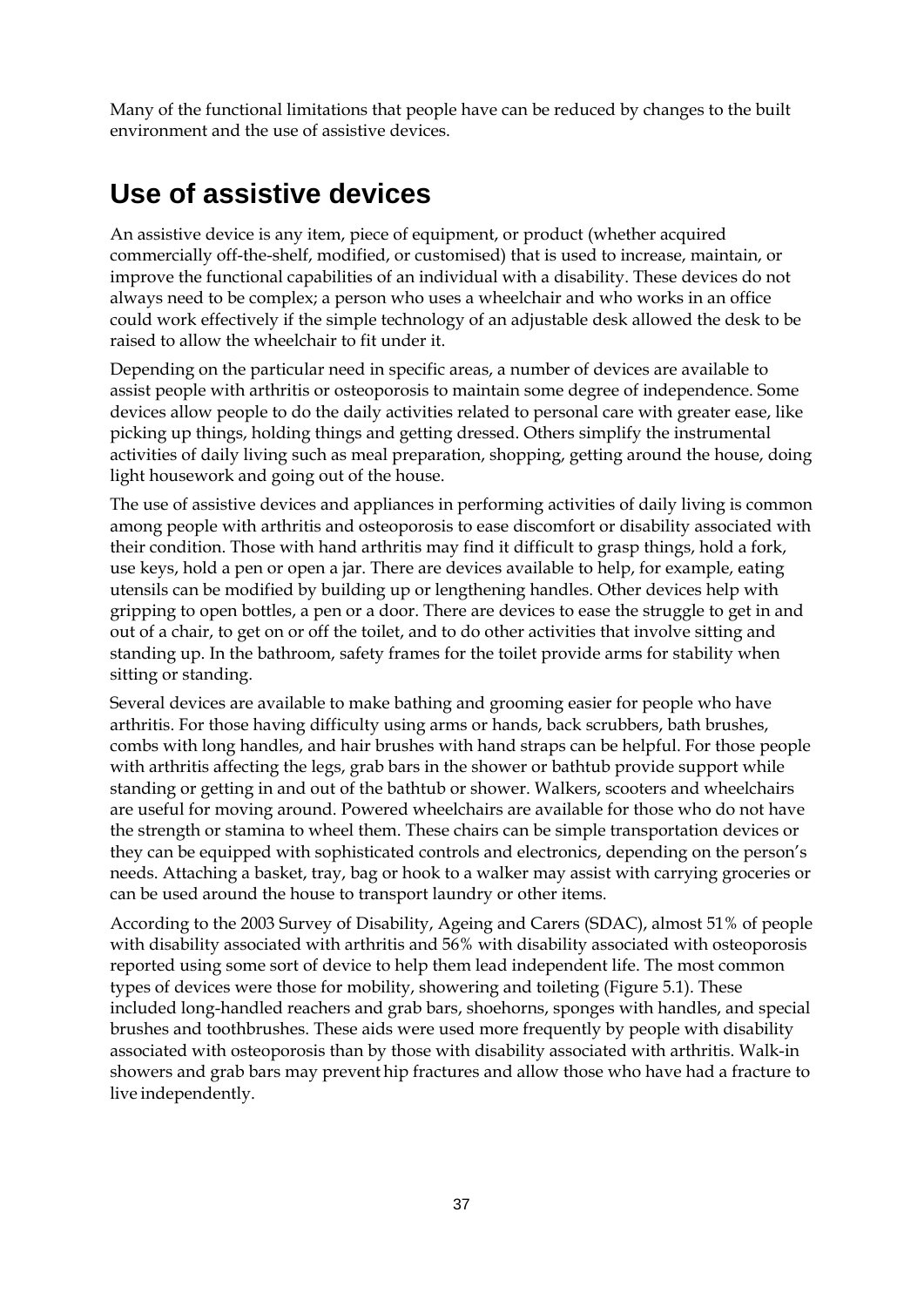Many of the functional limitations that people have can be reduced by changes to the built environment and the use of assistive devices.

## Use of assistive devices

An assistive device is any item, piece of equipment, or product (whether acquired commercially off-the-shelf, modified, or customised) that is used to increase, maintain, or improve the functional capabilities of an individual with a disability. These devices do not always need to be complex; a person who uses a wheelchair and who works in an office could work effectively if the simple technology of an adjustable desk allowed the desk to be raised to allow the wheelchair to fit under it.

Depending on the particular need in specific areas, a number of devices are available to assist people with arthritis or osteoporosis to maintain some degree of independence. Some devices allow people to do the daily activities related to personal care with greater ease, like picking up things, holding things and getting dressed. Others simplify the instrumental activities of daily living such as meal preparation, shopping, getting around the house, doing light housework and going out of the house.

The use of assistive devices and appliances in performing activities of daily living is common among people with arthritis and osteoporosis to ease discomfort or disability associated with their condition. Those with hand arthritis may find it difficult to grasp things, hold a fork, use keys, hold a pen or open a jar. There are devices available to help, for example, eating utensils can be modified by building up or lengthening handles. Other devices help with gripping to open bottles, a pen or a door. There are devices to ease the struggle to get in and out of a chair, to get on or off the toilet, and to do other activities that involve sitting and standing up. In the bathroom, safety frames for the toilet provide arms for stability when sitting or standing.

Several devices are available to make bathing and grooming easier for people who have arthritis. For those having difficulty using arms or hands, back scrubbers, bath brushes, combs with long handles, and hair brushes with hand straps can be helpful. For those people with arthritis affecting the legs, grab bars in the shower or bathtub provide support while standing or getting in and out of the bathtub or shower. Walkers, scooters and wheelchairs are useful for moving around. Powered wheelchairs are available for those who do not have the strength or stamina to wheel them. These chairs can be simple transportation devices or they can be equipped with sophisticated controls and electronics, depending on the person's needs. Attaching a basket, tray, bag or hook to a walker may assist with carrying groceries or can be used around the house to transport laundry or other items.

According to the 2003 Survey of Disability, Ageing and Carers (SDAC), almost 51% of people with disability associated with arthritis and 56% with disability associated with osteoporosis reported using some sort of device to help them lead independent life. The most common types of devices were those for mobility, showering and toileting (Figure 5.1). These included long-handled reachers and grab bars, shoehorns, sponges with handles, and special brushes and toothbrushes. These aids were used more frequently by people with disability associated with osteoporosis than by those with disability associated with arthritis. Walk-in showers and grab bars may prevent hip fractures and allow those who have had a fracture to live independently.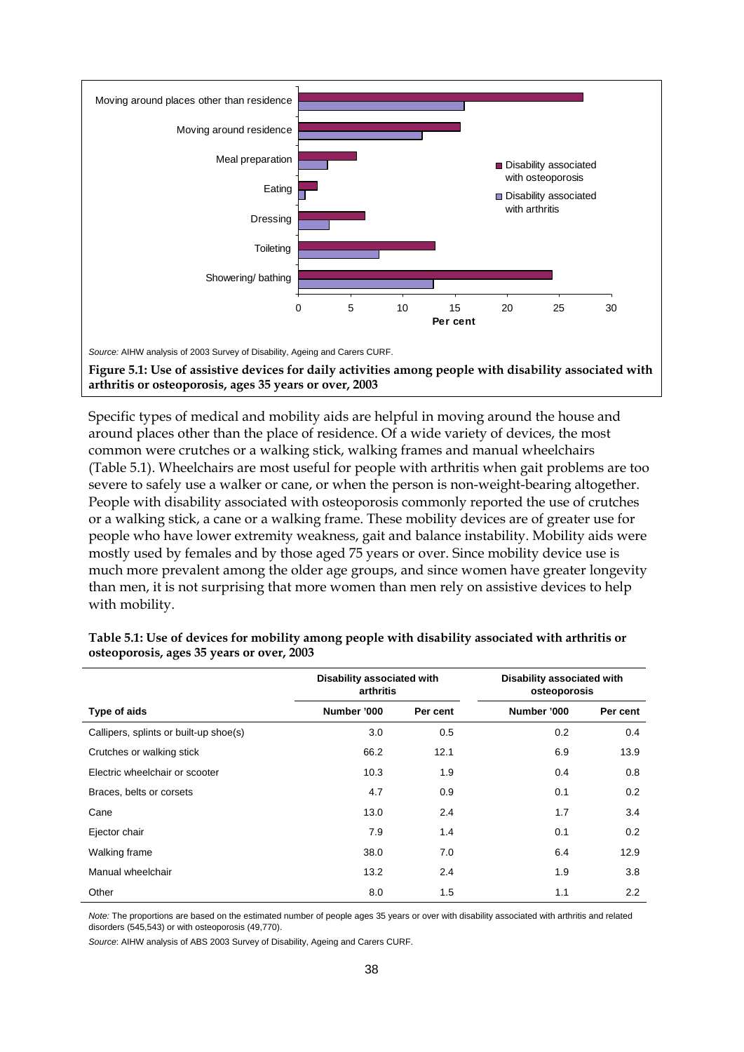Source: AIHW analysis of 2003 Survey of Disability, Ageing and Carers CURF.

**Figure 5.1: Use of assistive devices for daily activities among people with disability associated with arthritis or osteoporosis, ages 35 years or over, 2003**

Specific types of medical and mobility aids are helpful in moving around the house and around places other than the place of residence. Of a wide variety of devices, the most common were crutches or a walking stick, walking frames and manual wheelchairs (Table 5.1). Wheelchairs are most useful for people with arthritis when gait problems are too severe to safely use a walker or cane, or when the person is non-weight-bearing altogether. People with disability associated with osteoporosis commonly reported the use of crutches or a walking stick, a cane or a walking frame. These mobility devices are of greater use for people who have lower extremity weakness, gait and balance instability. Mobility aids were mostly used by females and by those aged 75 years or over. Since mobility device use is much more prevalent among the older age groups, and since women have greater longevity than men, it is not surprising that more women than men rely on assistive devices to help with mobility.

**Table 5.1: Use of devices for mobility among people with disability associated with arthritis or osteoporosis, ages 35 years or over, 2003**

| | Disability associated with arthritis | | Disability associated with osteoporosis | |
|---|---|---|---|---|
| Type of aids | Number '000 | Per cent | Number '000 | Per cent |
| Callipers, splints or built-up shoe(s) | 3.0 | 0.5 | 0.2 | 0.4 |
| Crutches or walking stick | 66.2 | 12.1 | 6.9 | 13.9 |
| Electric wheelchair or scooter | 10.3 | 1.9 | 0.4 | 0.8 |
| Braces, belts or corsets | 4.7 | 0.9 | 0.1 | 0.2 |
| Cane | 13.0 | 2.4 | 1.7 | 3.4 |
| Ejector chair | 7.9 | 1.4 | 0.1 | 0.2 |
| Walking frame | 38.0 | 7.0 | 6.4 | 12.9 |
| Manual wheelchair | 13.2 | 2.4 | 1.9 | 3.8 |
| Other | 8.0 | 1.5 | 1.1 | 2.2 |

*Note:* The proportions are based on the estimated number of people ages 35 years or over with disability associated with arthritis and related disorders (545,543) or with osteoporosis (49,770).

*Source*: AIHW analysis of ABS 2003 Survey of Disability, Ageing and Carers CURF.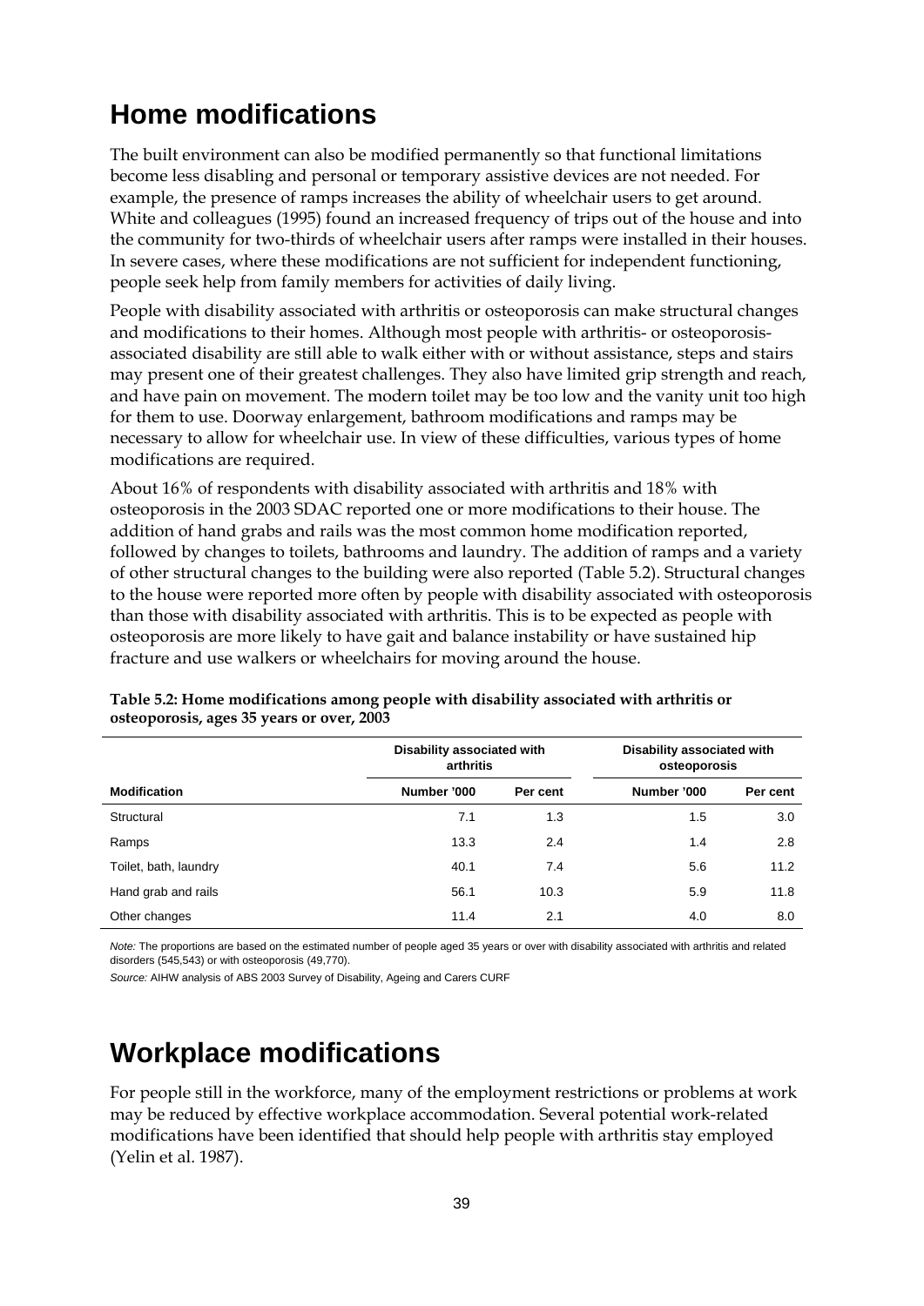# Home modifications

The built environment can also be modified permanently so that functional limitations become less disabling and personal or temporary assistive devices are not needed. For example, the presence of ramps increases the ability of wheelchair users to get around. White and colleagues (1995) found an increased frequency of trips out of the house and into the community for two-thirds of wheelchair users after ramps were installed in their houses. In severe cases, where these modifications are not sufficient for independent functioning, people seek help from family members for activities of daily living.

People with disability associated with arthritis or osteoporosis can make structural changes and modifications to their homes. Although most people with arthritis- or osteoporosis-associated disability are still able to walk either with or without assistance, steps and stairs may present one of their greatest challenges. They also have limited grip strength and reach, and have pain on movement. The modern toilet may be too low and the vanity unit too high for them to use. Doorway enlargement, bathroom modifications and ramps may be necessary to allow for wheelchair use. In view of these difficulties, various types of home modifications are required.

About 16% of respondents with disability associated with arthritis and 18% with osteoporosis in the 2003 SDAC reported one or more modifications to their house. The addition of hand grabs and rails was the most common home modification reported, followed by changes to toilets, bathrooms and laundry. The addition of ramps and a variety of other structural changes to the building were also reported (Table 5.2). Structural changes to the house were reported more often by people with disability associated with osteoporosis than those with disability associated with arthritis. This is to be expected as people with osteoporosis are more likely to have gait and balance instability or have sustained hip fracture and use walkers or wheelchairs for moving around the house.

**Table 5.2: Home modifications among people with disability associated with arthritis or osteoporosis, ages 35 years or over, 2003**

| | Disability associated with arthritis | | Disability associated with osteoporosis | |
|---|---|---|---|---|
| **Modification** | **Number '000** | **Per cent** | **Number '000** | **Per cent** |
| Structural | 7.1 | 1.3 | 1.5 | 3.0 |
| Ramps | 13.3 | 2.4 | 1.4 | 2.8 |
| Toilet, bath, laundry | 40.1 | 7.4 | 5.6 | 11.2 |
| Hand grab and rails | 56.1 | 10.3 | 5.9 | 11.8 |
| Other changes | 11.4 | 2.1 | 4.0 | 8.0 |

*Note:* The proportions are based on the estimated number of people aged 35 years or over with disability associated with arthritis and related disorders (545,543) or with osteoporosis (49,770).

*Source:* AIHW analysis of ABS 2003 Survey of Disability, Ageing and Carers CURF

# Workplace modifications

For people still in the workforce, many of the employment restrictions or problems at work may be reduced by effective workplace accommodation. Several potential work-related modifications have been identified that should help people with arthritis stay employed (Yelin et al. 1987).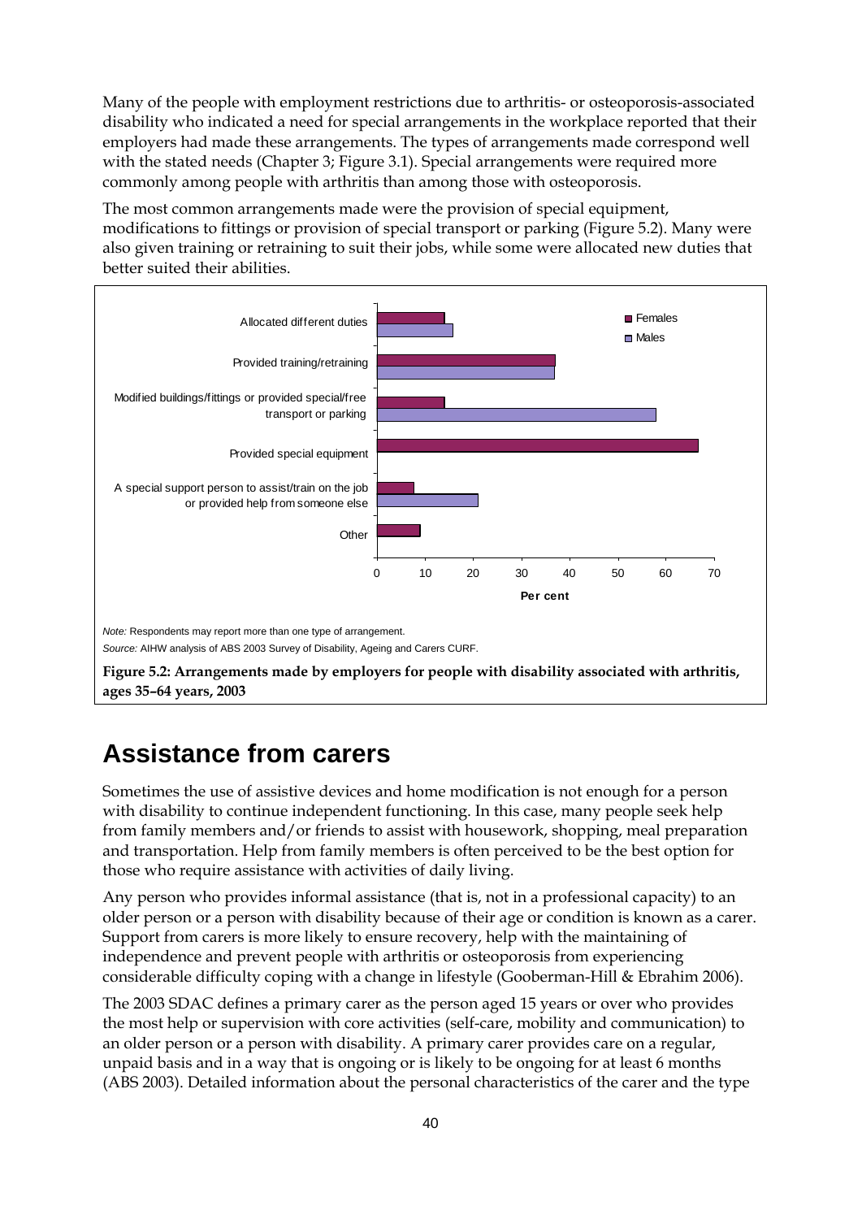Many of the people with employment restrictions due to arthritis- or osteoporosis-associated disability who indicated a need for special arrangements in the workplace reported that their employers had made these arrangements. The types of arrangements made correspond well with the stated needs (Chapter 3; Figure 3.1). Special arrangements were required more commonly among people with arthritis than among those with osteoporosis.

The most common arrangements made were the provision of special equipment, modifications to fittings or provision of special transport or parking (Figure 5.2). Many were also given training or retraining to suit their jobs, while some were allocated new duties that better suited their abilities.

*Note:* Respondents may report more than one type of arrangement.

*Source:* AIHW analysis of ABS 2003 Survey of Disability, Ageing and Carers CURF.

**Figure 5.2: Arrangements made by employers for people with disability associated with arthritis, ages 35–64 years, 2003**

# Assistance from carers

Sometimes the use of assistive devices and home modification is not enough for a person with disability to continue independent functioning. In this case, many people seek help from family members and/or friends to assist with housework, shopping, meal preparation and transportation. Help from family members is often perceived to be the best option for those who require assistance with activities of daily living.

Any person who provides informal assistance (that is, not in a professional capacity) to an older person or a person with disability because of their age or condition is known as a carer. Support from carers is more likely to ensure recovery, help with the maintaining of independence and prevent people with arthritis or osteoporosis from experiencing considerable difficulty coping with a change in lifestyle (Gooberman-Hill & Ebrahim 2006).

The 2003 SDAC defines a primary carer as the person aged 15 years or over who provides the most help or supervision with core activities (self-care, mobility and communication) to an older person or a person with disability. A primary carer provides care on a regular, unpaid basis and in a way that is ongoing or is likely to be ongoing for at least 6 months (ABS 2003). Detailed information about the personal characteristics of the carer and the type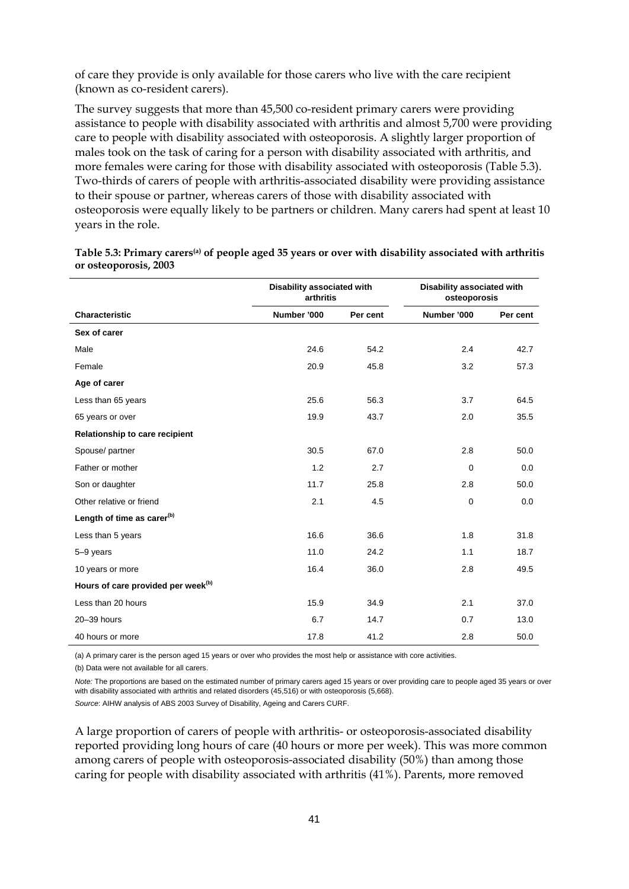of care they provide is only available for those carers who live with the care recipient (known as co-resident carers).

The survey suggests that more than 45,500 co-resident primary carers were providing assistance to people with disability associated with arthritis and almost 5,700 were providing care to people with disability associated with osteoporosis. A slightly larger proportion of males took on the task of caring for a person with disability associated with arthritis, and more females were caring for those with disability associated with osteoporosis (Table 5.3). Two-thirds of carers of people with arthritis-associated disability were providing assistance to their spouse or partner, whereas carers of those with disability associated with osteoporosis were equally likely to be partners or children. Many carers had spent at least 10 years in the role.

**Table 5.3: Primary carers[(a)] of people aged 35 years or over with disability associated with arthritis or osteoporosis, 2003**

| | Disability associated with arthritis | | Disability associated with osteoporosis | |
|---|---|---|---|---|
| **Characteristic** | **Number '000** | **Per cent** | **Number '000** | **Per cent** |
| **Sex of carer** | | | | |
| Male | 24.6 | 54.2 | 2.4 | 42.7 |
| Female | 20.9 | 45.8 | 3.2 | 57.3 |
| **Age of carer** | | | | |
| Less than 65 years | 25.6 | 56.3 | 3.7 | 64.5 |
| 65 years or over | 19.9 | 43.7 | 2.0 | 35.5 |
| **Relationship to care recipient** | | | | |
| Spouse/ partner | 30.5 | 67.0 | 2.8 | 50.0 |
| Father or mother | 1.2 | 2.7 | 0 | 0.0 |
| Son or daughter | 11.7 | 25.8 | 2.8 | 50.0 |
| Other relative or friend | 2.1 | 4.5 | 0 | 0.0 |
| **Length of time as carer[(b)]** | | | | |
| Less than 5 years | 16.6 | 36.6 | 1.8 | 31.8 |
| 5–9 years | 11.0 | 24.2 | 1.1 | 18.7 |
| 10 years or more | 16.4 | 36.0 | 2.8 | 49.5 |
| **Hours of care provided per week[(b)]** | | | | |
| Less than 20 hours | 15.9 | 34.9 | 2.1 | 37.0 |
| 20–39 hours | 6.7 | 14.7 | 0.7 | 13.0 |
| 40 hours or more | 17.8 | 41.2 | 2.8 | 50.0 |

(a) A primary carer is the person aged 15 years or over who provides the most help or assistance with core activities.

(b) Data were not available for all carers.

*Note:* The proportions are based on the estimated number of primary carers aged 15 years or over providing care to people aged 35 years or over with disability associated with arthritis and related disorders (45,516) or with osteoporosis (5,668).

*Source*: AIHW analysis of ABS 2003 Survey of Disability, Ageing and Carers CURF.

A large proportion of carers of people with arthritis- or osteoporosis-associated disability reported providing long hours of care (40 hours or more per week). This was more common among carers of people with osteoporosis-associated disability (50%) than among those caring for people with disability associated with arthritis (41%). Parents, more removed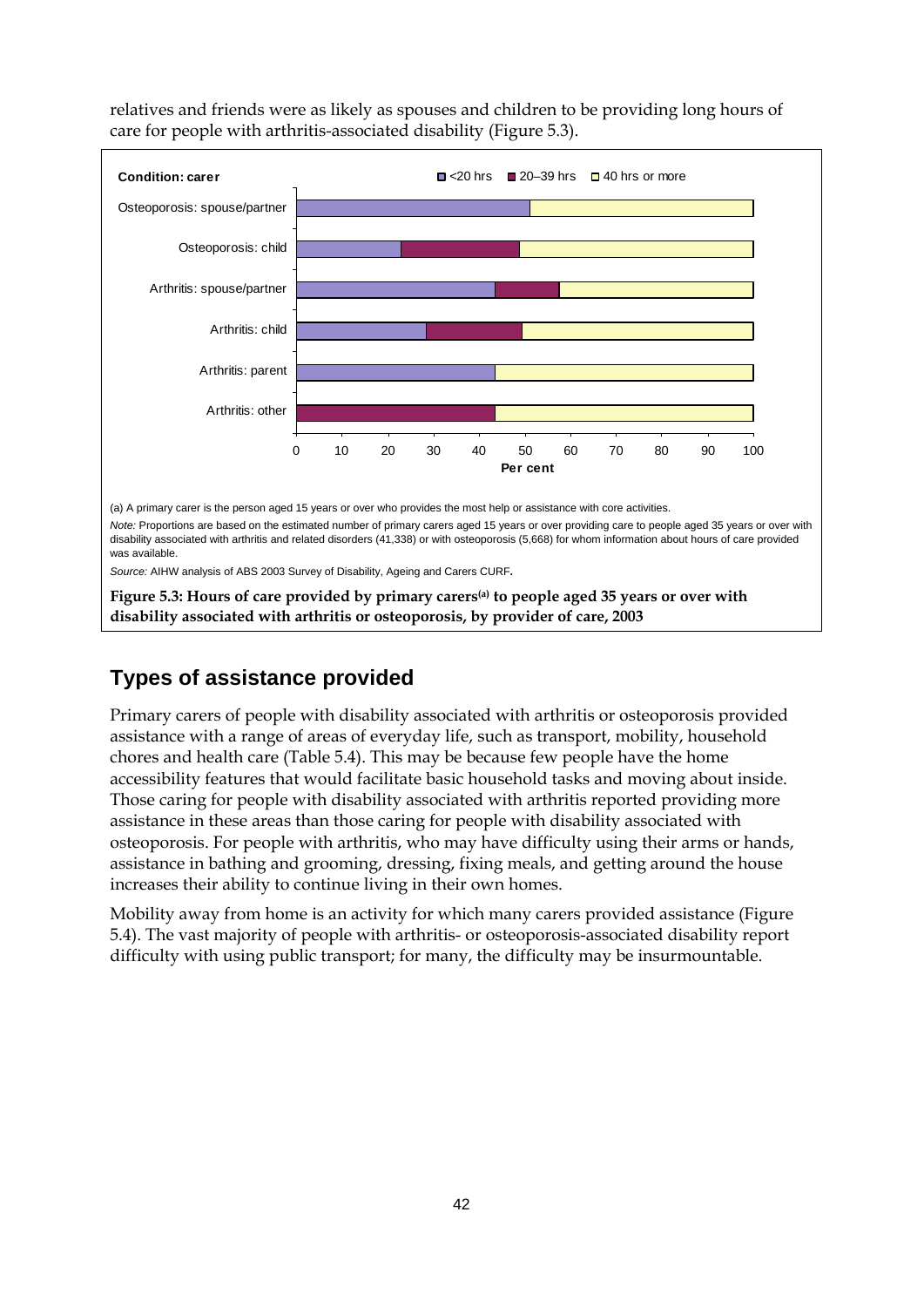relatives and friends were as likely as spouses and children to be providing long hours of care for people with arthritis-associated disability (Figure 5.3).

(a) A primary carer is the person aged 15 years or over who provides the most help or assistance with core activities.

*Note:* Proportions are based on the estimated number of primary carers aged 15 years or over providing care to people aged 35 years or over with disability associated with arthritis and related disorders (41,338) or with osteoporosis (5,668) for whom information about hours of care provided was available.

*Source:* AIHW analysis of ABS 2003 Survey of Disability, Ageing and Carers CURF.

**Figure 5.3: Hours of care provided by primary carers[(a)] to people aged 35 years or over with disability associated with arthritis or osteoporosis, by provider of care, 2003**

## Types of assistance provided

Primary carers of people with disability associated with arthritis or osteoporosis provided assistance with a range of areas of everyday life, such as transport, mobility, household chores and health care (Table 5.4). This may be because few people have the home accessibility features that would facilitate basic household tasks and moving about inside. Those caring for people with disability associated with arthritis reported providing more assistance in these areas than those caring for people with disability associated with osteoporosis. For people with arthritis, who may have difficulty using their arms or hands, assistance in bathing and grooming, dressing, fixing meals, and getting around the house increases their ability to continue living in their own homes.

Mobility away from home is an activity for which many carers provided assistance (Figure 5.4). The vast majority of people with arthritis- or osteoporosis-associated disability report difficulty with using public transport; for many, the difficulty may be insurmountable.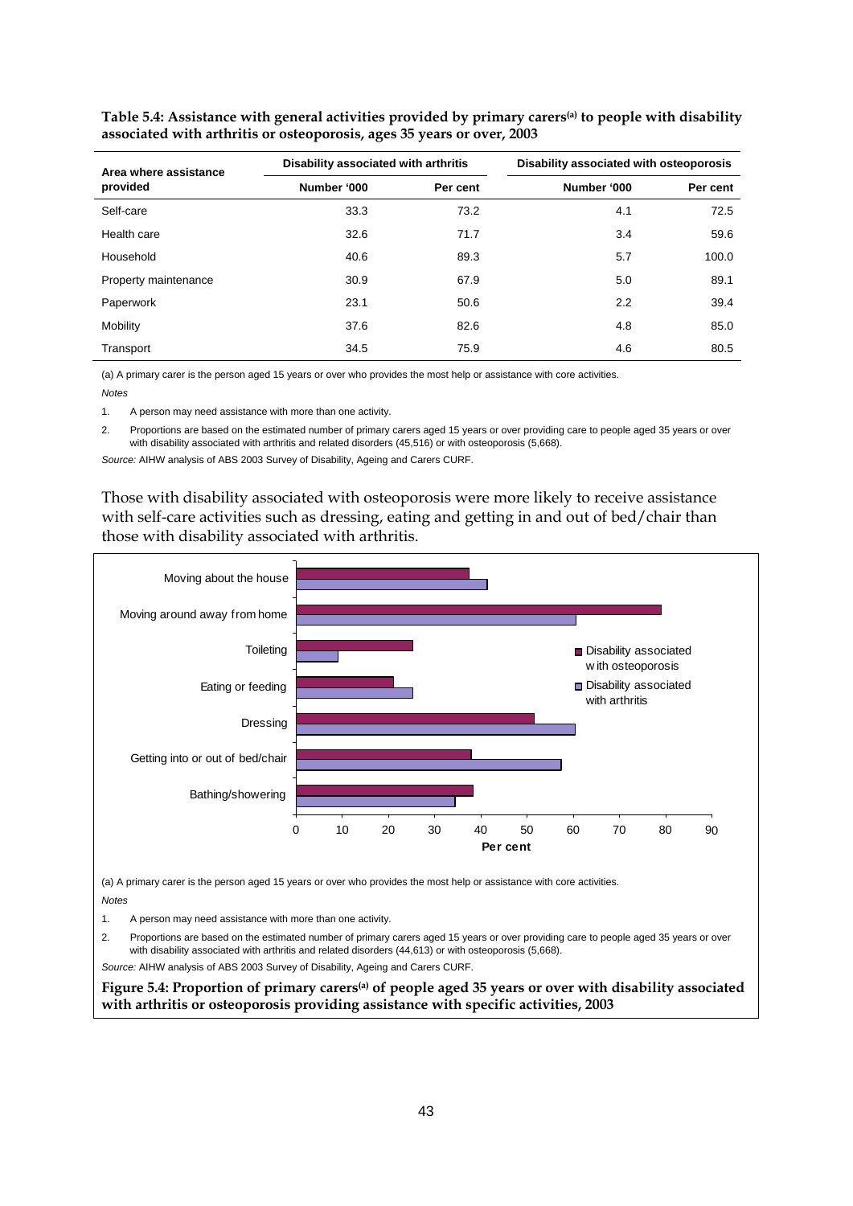**Table 5.4: Assistance with general activities provided by primary carers[(a)] to people with disability associated with arthritis or osteoporosis, ages 35 years or over, 2003**

| Area where assistance provided | Disability associated with arthritis | | Disability associated with osteoporosis | |
|---|---|---|---|---|
| | Number '000 | Per cent | Number '000 | Per cent |
| Self-care | 33.3 | 73.2 | 4.1 | 72.5 |
| Health care | 32.6 | 71.7 | 3.4 | 59.6 |
| Household | 40.6 | 89.3 | 5.7 | 100.0 |
| Property maintenance | 30.9 | 67.9 | 5.0 | 89.1 |
| Paperwork | 23.1 | 50.6 | 2.2 | 39.4 |
| Mobility | 37.6 | 82.6 | 4.8 | 85.0 |
| Transport | 34.5 | 75.9 | 4.6 | 80.5 |

(a) A primary carer is the person aged 15 years or over who provides the most help or assistance with core activities.

*Notes*

1. A person may need assistance with more than one activity.
2. Proportions are based on the estimated number of primary carers aged 15 years or over providing care to people aged 35 years or over with disability associated with arthritis and related disorders (45,516) or with osteoporosis (5,668).

*Source:* AIHW analysis of ABS 2003 Survey of Disability, Ageing and Carers CURF.

Those with disability associated with osteoporosis were more likely to receive assistance with self-care activities such as dressing, eating and getting in and out of bed/chair than those with disability associated with arthritis.

(a) A primary carer is the person aged 15 years or over who provides the most help or assistance with core activities.

*Notes*

1. A person may need assistance with more than one activity.
2. Proportions are based on the estimated number of primary carers aged 15 years or over providing care to people aged 35 years or over with disability associated with arthritis and related disorders (44,613) or with osteoporosis (5,668).

*Source:* AIHW analysis of ABS 2003 Survey of Disability, Ageing and Carers CURF.

**Figure 5.4: Proportion of primary carers[(a)] of people aged 35 years or over with disability associated with arthritis or osteoporosis providing assistance with specific activities, 2003**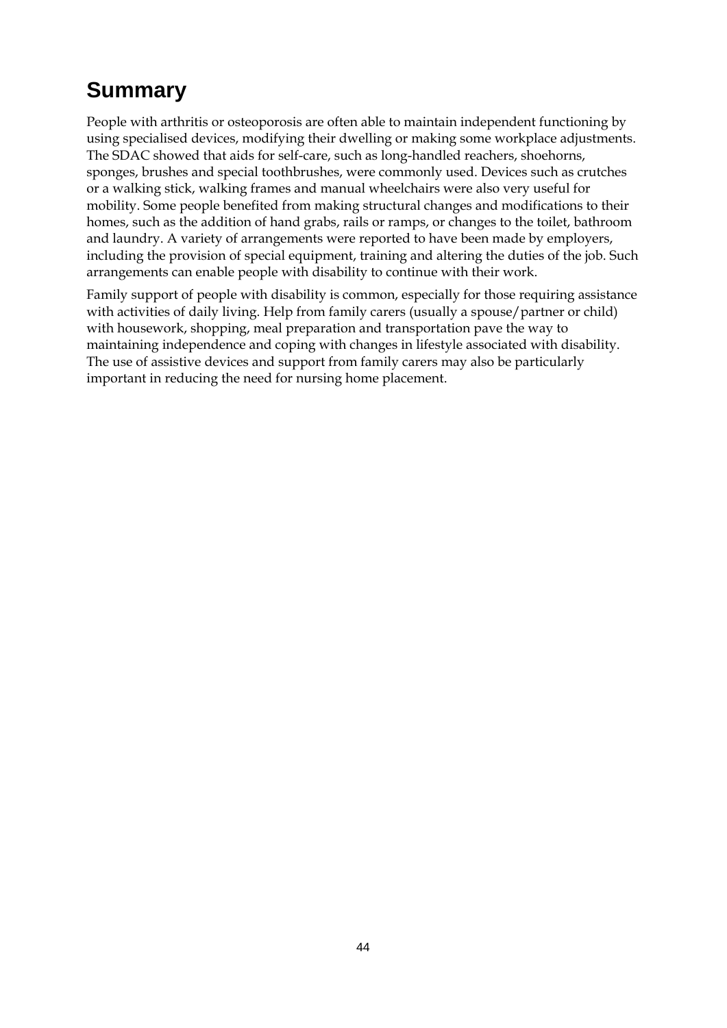# Summary

People with arthritis or osteoporosis are often able to maintain independent functioning by using specialised devices, modifying their dwelling or making some workplace adjustments. The SDAC showed that aids for self-care, such as long-handled reachers, shoehorns, sponges, brushes and special toothbrushes, were commonly used. Devices such as crutches or a walking stick, walking frames and manual wheelchairs were also very useful for mobility. Some people benefited from making structural changes and modifications to their homes, such as the addition of hand grabs, rails or ramps, or changes to the toilet, bathroom and laundry. A variety of arrangements were reported to have been made by employers, including the provision of special equipment, training and altering the duties of the job. Such arrangements can enable people with disability to continue with their work.

Family support of people with disability is common, especially for those requiring assistance with activities of daily living. Help from family carers (usually a spouse/partner or child) with housework, shopping, meal preparation and transportation pave the way to maintaining independence and coping with changes in lifestyle associated with disability. The use of assistive devices and support from family carers may also be particularly important in reducing the need for nursing home placement.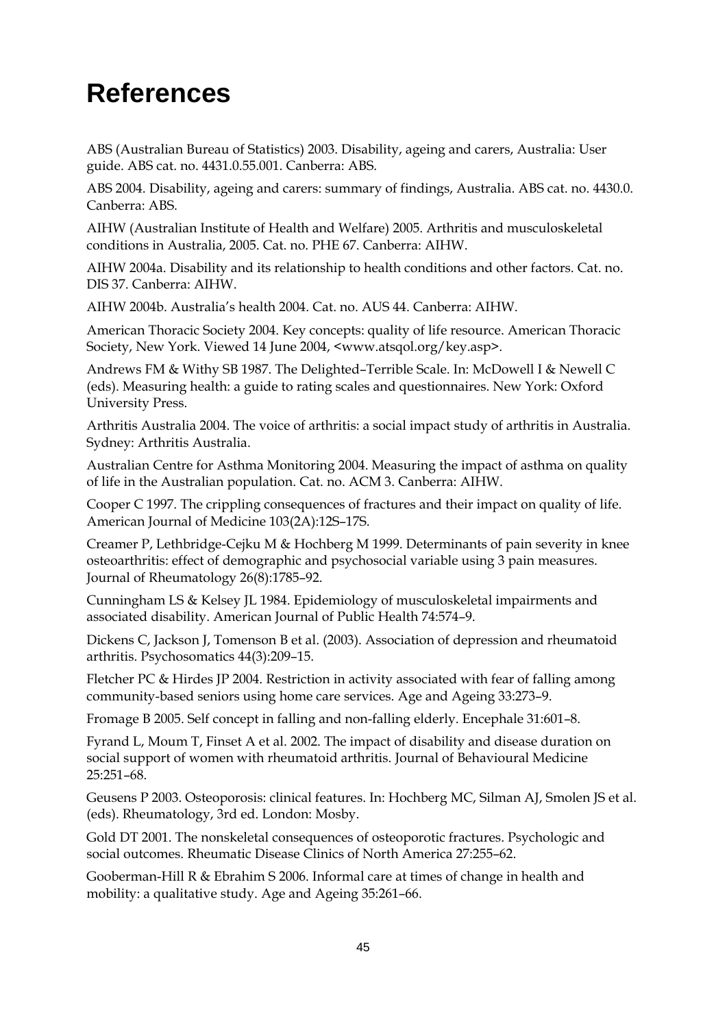# References

ABS (Australian Bureau of Statistics) 2003. Disability, ageing and carers, Australia: User guide. ABS cat. no. 4431.0.55.001. Canberra: ABS.

ABS 2004. Disability, ageing and carers: summary of findings, Australia. ABS cat. no. 4430.0. Canberra: ABS.

AIHW (Australian Institute of Health and Welfare) 2005. Arthritis and musculoskeletal conditions in Australia, 2005. Cat. no. PHE 67. Canberra: AIHW.

AIHW 2004a. Disability and its relationship to health conditions and other factors. Cat. no. DIS 37. Canberra: AIHW.

AIHW 2004b. Australia's health 2004. Cat. no. AUS 44. Canberra: AIHW.

American Thoracic Society 2004. Key concepts: quality of life resource. American Thoracic Society, New York. Viewed 14 June 2004, <www.atsqol.org/key.asp>.

Andrews FM & Withy SB 1987. The Delighted–Terrible Scale. In: McDowell I & Newell C (eds). Measuring health: a guide to rating scales and questionnaires. New York: Oxford University Press.

Arthritis Australia 2004. The voice of arthritis: a social impact study of arthritis in Australia. Sydney: Arthritis Australia.

Australian Centre for Asthma Monitoring 2004. Measuring the impact of asthma on quality of life in the Australian population. Cat. no. ACM 3. Canberra: AIHW.

Cooper C 1997. The crippling consequences of fractures and their impact on quality of life. American Journal of Medicine 103(2A):12S–17S.

Creamer P, Lethbridge-Cejku M & Hochberg M 1999. Determinants of pain severity in knee osteoarthritis: effect of demographic and psychosocial variable using 3 pain measures. Journal of Rheumatology 26(8):1785–92.

Cunningham LS & Kelsey JL 1984. Epidemiology of musculoskeletal impairments and associated disability. American Journal of Public Health 74:574–9.

Dickens C, Jackson J, Tomenson B et al. (2003). Association of depression and rheumatoid arthritis. Psychosomatics 44(3):209–15.

Fletcher PC & Hirdes JP 2004. Restriction in activity associated with fear of falling among community-based seniors using home care services. Age and Ageing 33:273–9.

Fromage B 2005. Self concept in falling and non-falling elderly. Encephale 31:601–8.

Fyrand L, Moum T, Finset A et al. 2002. The impact of disability and disease duration on social support of women with rheumatoid arthritis. Journal of Behavioural Medicine 25:251–68.

Geusens P 2003. Osteoporosis: clinical features. In: Hochberg MC, Silman AJ, Smolen JS et al. (eds). Rheumatology, 3rd ed. London: Mosby.

Gold DT 2001. The nonskeletal consequences of osteoporotic fractures. Psychologic and social outcomes. Rheumatic Disease Clinics of North America 27:255–62.

Gooberman-Hill R & Ebrahim S 2006. Informal care at times of change in health and mobility: a qualitative study. Age and Ageing 35:261–66.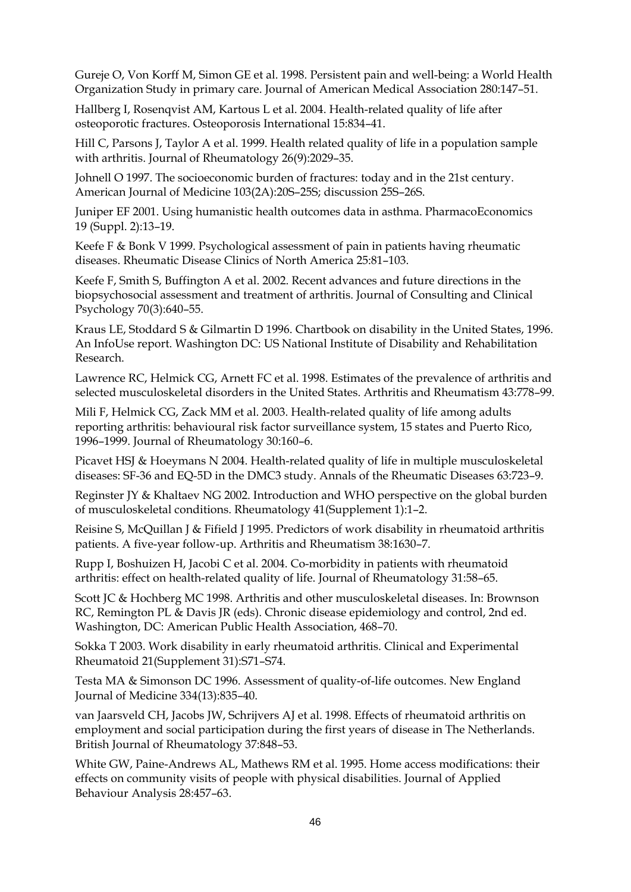Gureje O, Von Korff M, Simon GE et al. 1998. Persistent pain and well-being: a World Health Organization Study in primary care. Journal of American Medical Association 280:147–51.

Hallberg I, Rosenqvist AM, Kartous L et al. 2004. Health-related quality of life after osteoporotic fractures. Osteoporosis International 15:834–41.

Hill C, Parsons J, Taylor A et al. 1999. Health related quality of life in a population sample with arthritis. Journal of Rheumatology 26(9):2029–35.

Johnell O 1997. The socioeconomic burden of fractures: today and in the 21st century. American Journal of Medicine 103(2A):20S–25S; discussion 25S–26S.

Juniper EF 2001. Using humanistic health outcomes data in asthma. PharmacoEconomics 19 (Suppl. 2):13–19.

Keefe F & Bonk V 1999. Psychological assessment of pain in patients having rheumatic diseases. Rheumatic Disease Clinics of North America 25:81–103.

Keefe F, Smith S, Buffington A et al. 2002. Recent advances and future directions in the biopsychosocial assessment and treatment of arthritis. Journal of Consulting and Clinical Psychology 70(3):640–55.

Kraus LE, Stoddard S & Gilmartin D 1996. Chartbook on disability in the United States, 1996. An InfoUse report. Washington DC: US National Institute of Disability and Rehabilitation Research.

Lawrence RC, Helmick CG, Arnett FC et al. 1998. Estimates of the prevalence of arthritis and selected musculoskeletal disorders in the United States. Arthritis and Rheumatism 43:778–99.

Mili F, Helmick CG, Zack MM et al. 2003. Health-related quality of life among adults reporting arthritis: behavioural risk factor surveillance system, 15 states and Puerto Rico, 1996–1999. Journal of Rheumatology 30:160–6.

Picavet HSJ & Hoeymans N 2004. Health-related quality of life in multiple musculoskeletal diseases: SF-36 and EQ-5D in the DMC3 study. Annals of the Rheumatic Diseases 63:723–9.

Reginster JY & Khaltaev NG 2002. Introduction and WHO perspective on the global burden of musculoskeletal conditions. Rheumatology 41(Supplement 1):1–2.

Reisine S, McQuillan J & Fifield J 1995. Predictors of work disability in rheumatoid arthritis patients. A five-year follow-up. Arthritis and Rheumatism 38:1630–7.

Rupp I, Boshuizen H, Jacobi C et al. 2004. Co-morbidity in patients with rheumatoid arthritis: effect on health-related quality of life. Journal of Rheumatology 31:58–65.

Scott JC & Hochberg MC 1998. Arthritis and other musculoskeletal diseases. In: Brownson RC, Remington PL & Davis JR (eds). Chronic disease epidemiology and control, 2nd ed. Washington, DC: American Public Health Association, 468–70.

Sokka T 2003. Work disability in early rheumatoid arthritis. Clinical and Experimental Rheumatoid 21(Supplement 31):S71–S74.

Testa MA & Simonson DC 1996. Assessment of quality-of-life outcomes. New England Journal of Medicine 334(13):835–40.

van Jaarsveld CH, Jacobs JW, Schrijvers AJ et al. 1998. Effects of rheumatoid arthritis on employment and social participation during the first years of disease in The Netherlands. British Journal of Rheumatology 37:848–53.

White GW, Paine-Andrews AL, Mathews RM et al. 1995. Home access modifications: their effects on community visits of people with physical disabilities. Journal of Applied Behaviour Analysis 28:457–63.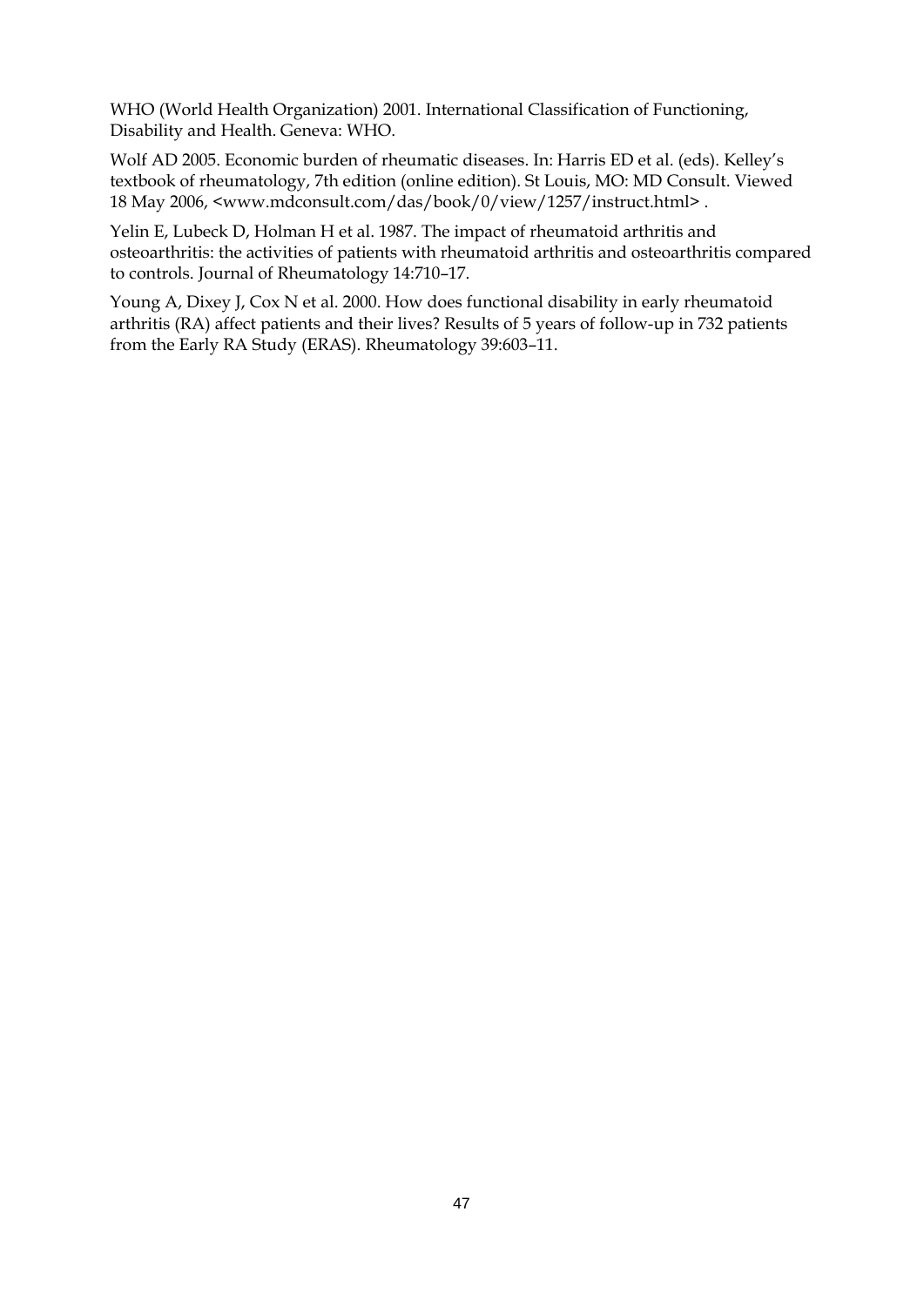WHO (World Health Organization) 2001. International Classification of Functioning, Disability and Health. Geneva: WHO.

Wolf AD 2005. Economic burden of rheumatic diseases. In: Harris ED et al. (eds). Kelley's textbook of rheumatology, 7th edition (online edition). St Louis, MO: MD Consult. Viewed 18 May 2006, <www.mdconsult.com/das/book/0/view/1257/instruct.html> .

Yelin E, Lubeck D, Holman H et al. 1987. The impact of rheumatoid arthritis and osteoarthritis: the activities of patients with rheumatoid arthritis and osteoarthritis compared to controls. Journal of Rheumatology 14:710–17.

Young A, Dixey J, Cox N et al. 2000. How does functional disability in early rheumatoid arthritis (RA) affect patients and their lives? Results of 5 years of follow-up in 732 patients from the Early RA Study (ERAS). Rheumatology 39:603–11.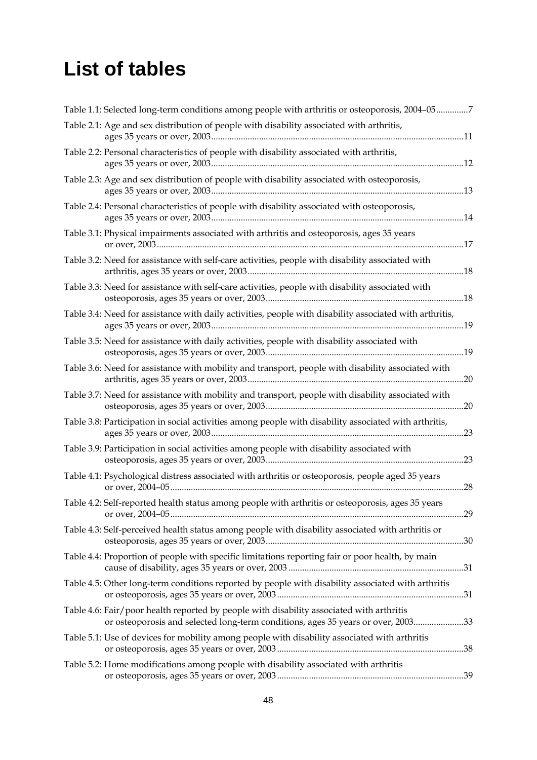# List of tables

Table 1.1: Selected long-term conditions among people with arthritis or osteoporosis, 2004–05.............7

Table 2.1: Age and sex distribution of people with disability associated with arthritis, ages 35 years or over, 2003.............................................................................................................11

Table 2.2: Personal characteristics of people with disability associated with arthritis, ages 35 years or over, 2003.............................................................................................................12

Table 2.3: Age and sex distribution of people with disability associated with osteoporosis, ages 35 years or over, 2003.............................................................................................................13

Table 2.4: Personal characteristics of people with disability associated with osteoporosis, ages 35 years or over, 2003.............................................................................................................14

Table 3.1: Physical impairments associated with arthritis and osteoporosis, ages 35 years or over, 2003.....................................................................................................................................17

Table 3.2: Need for assistance with self-care activities, people with disability associated with arthritis, ages 35 years or over, 2003.............................................................................................18

Table 3.3: Need for assistance with self-care activities, people with disability associated with osteoporosis, ages 35 years or over, 2003......................................................................................18

Table 3.4: Need for assistance with daily activities, people with disability associated with arthritis, ages 35 years or over, 2003.............................................................................................................19

Table 3.5: Need for assistance with daily activities, people with disability associated with osteoporosis, ages 35 years or over, 2003......................................................................................19

Table 3.6: Need for assistance with mobility and transport, people with disability associated with arthritis, ages 35 years or over, 2003..............................................................................................20

Table 3.7: Need for assistance with mobility and transport, people with disability associated with osteoporosis, ages 35 years or over, 2003......................................................................................20

Table 3.8: Participation in social activities among people with disability associated with arthritis, ages 35 years or over, 2003.............................................................................................................23

Table 3.9: Participation in social activities among people with disability associated with osteoporosis, ages 35 years or over, 2003......................................................................................23

Table 4.1: Psychological distress associated with arthritis or osteoporosis, people aged 35 years or over, 2004–05...............................................................................................................................28

Table 4.2: Self-reported health status among people with arthritis or osteoporosis, ages 35 years or over, 2004–05...............................................................................................................................29

Table 4.3: Self-perceived health status among people with disability associated with arthritis or osteoporosis, ages 35 years or over, 2003......................................................................................30

Table 4.4: Proportion of people with specific limitations reporting fair or poor health, by main cause of disability, ages 35 years or over, 2003 ............................................................................31

Table 4.5: Other long-term conditions reported by people with disability associated with arthritis or osteoporosis, ages 35 years or over, 2003.................................................................................31

Table 4.6: Fair/poor health reported by people with disability associated with arthritis or osteoporosis and selected long-term conditions, ages 35 years or over, 2003......................33

Table 5.1: Use of devices for mobility among people with disability associated with arthritis or osteoporosis, ages 35 years or over, 2003.................................................................................38

Table 5.2: Home modifications among people with disability associated with arthritis or osteoporosis, ages 35 years or over, 2003.................................................................................39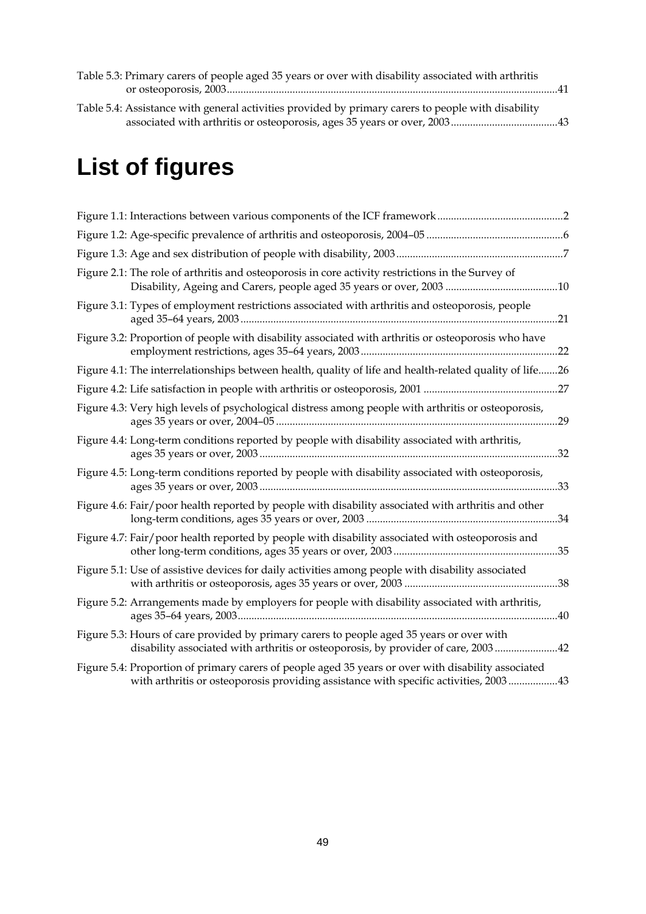Table 5.3: Primary carers of people aged 35 years or over with disability associated with arthritis or osteoporosis, 2003.......41

Table 5.4: Assistance with general activities provided by primary carers to people with disability associated with arthritis or osteoporosis, ages 35 years or over, 2003.......43

# List of figures

Figure 1.1: Interactions between various components of the ICF framework.......2

Figure 1.2: Age-specific prevalence of arthritis and osteoporosis, 2004–05.......6

Figure 1.3: Age and sex distribution of people with disability, 2003.......7

Figure 2.1: The role of arthritis and osteoporosis in core activity restrictions in the Survey of Disability, Ageing and Carers, people aged 35 years or over, 2003.......10

Figure 3.1: Types of employment restrictions associated with arthritis and osteoporosis, people aged 35–64 years, 2003.......21

Figure 3.2: Proportion of people with disability associated with arthritis or osteoporosis who have employment restrictions, ages 35–64 years, 2003.......22

Figure 4.1: The interrelationships between health, quality of life and health-related quality of life.......26

Figure 4.2: Life satisfaction in people with arthritis or osteoporosis, 2001.......27

Figure 4.3: Very high levels of psychological distress among people with arthritis or osteoporosis, ages 35 years or over, 2004–05.......29

Figure 4.4: Long-term conditions reported by people with disability associated with arthritis, ages 35 years or over, 2003.......32

Figure 4.5: Long-term conditions reported by people with disability associated with osteoporosis, ages 35 years or over, 2003.......33

Figure 4.6: Fair/poor health reported by people with disability associated with arthritis and other long-term conditions, ages 35 years or over, 2003.......34

Figure 4.7: Fair/poor health reported by people with disability associated with osteoporosis and other long-term conditions, ages 35 years or over, 2003.......35

Figure 5.1: Use of assistive devices for daily activities among people with disability associated with arthritis or osteoporosis, ages 35 years or over, 2003.......38

Figure 5.2: Arrangements made by employers for people with disability associated with arthritis, ages 35–64 years, 2003.......40

Figure 5.3: Hours of care provided by primary carers to people aged 35 years or over with disability associated with arthritis or osteoporosis, by provider of care, 2003.......42

Figure 5.4: Proportion of primary carers of people aged 35 years or over with disability associated with arthritis or osteoporosis providing assistance with specific activities, 2003.......43